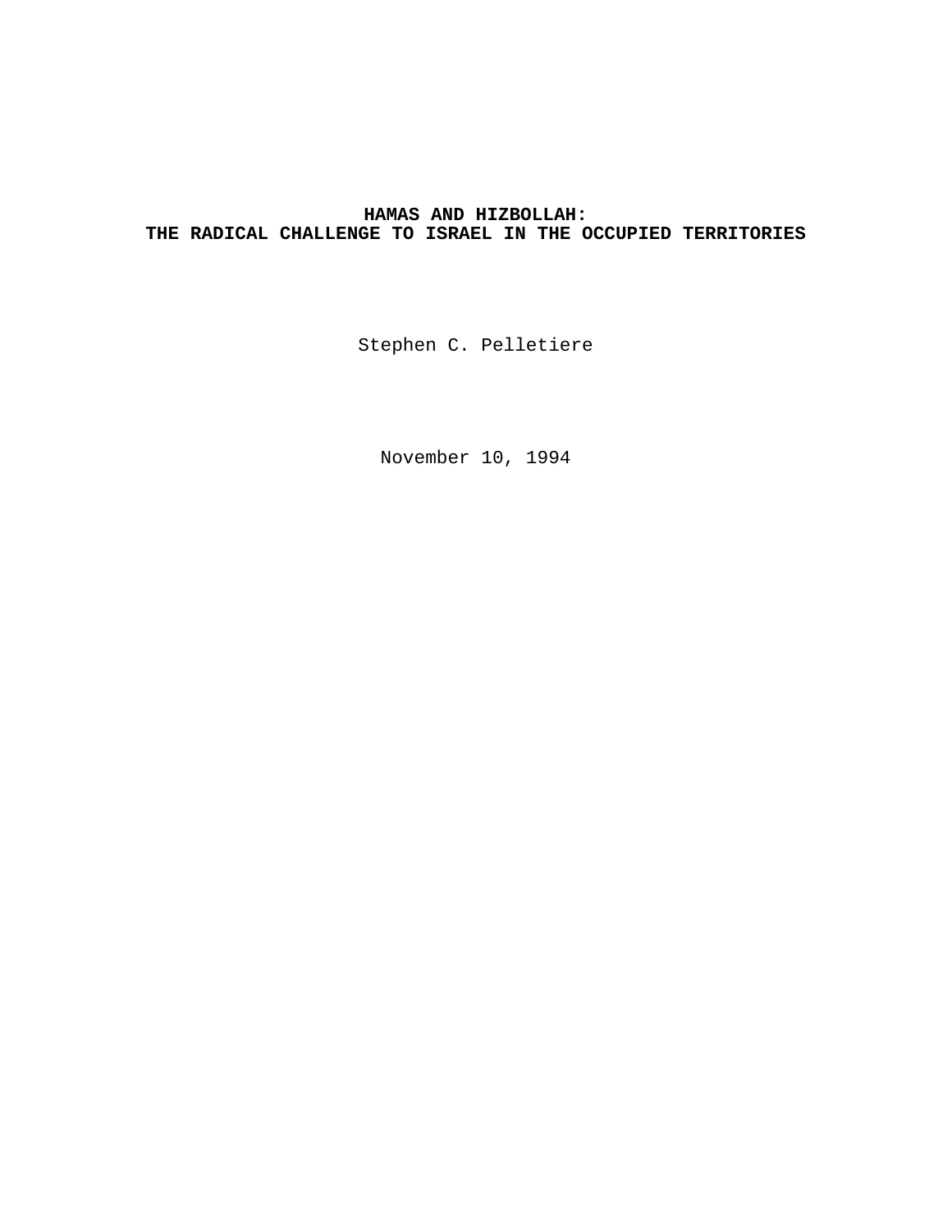# HAMAS AND HIZBOLLAH:
# THE RADICAL CHALLENGE TO ISRAEL IN THE OCCUPIED TERRITORIES

Stephen C. Pelletiere

November 10, 1994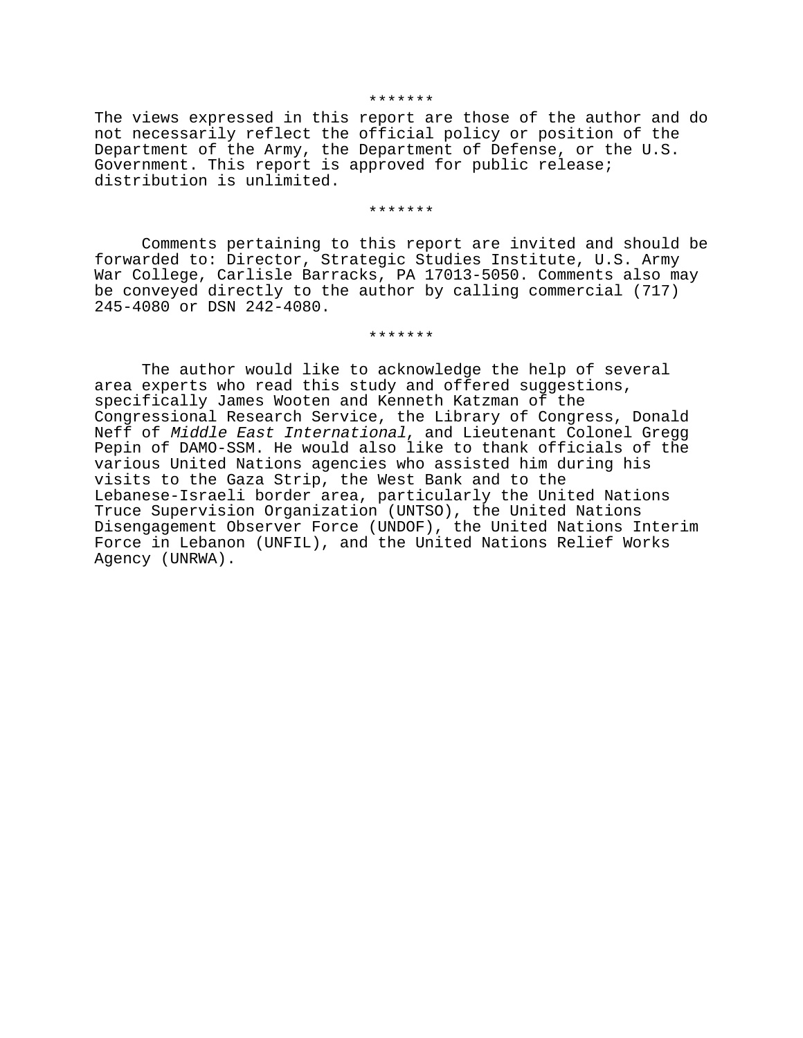*******

The views expressed in this report are those of the author and do not necessarily reflect the official policy or position of the Department of the Army, the Department of Defense, or the U.S. Government. This report is approved for public release; distribution is unlimited.

*******

Comments pertaining to this report are invited and should be forwarded to: Director, Strategic Studies Institute, U.S. Army War College, Carlisle Barracks, PA 17013-5050. Comments also may be conveyed directly to the author by calling commercial (717) 245-4080 or DSN 242-4080.

*******

The author would like to acknowledge the help of several area experts who read this study and offered suggestions, specifically James Wooten and Kenneth Katzman of the Congressional Research Service, the Library of Congress, Donald Neff of *Middle East International*, and Lieutenant Colonel Gregg Pepin of DAMO-SSM. He would also like to thank officials of the various United Nations agencies who assisted him during his visits to the Gaza Strip, the West Bank and to the Lebanese-Israeli border area, particularly the United Nations Truce Supervision Organization (UNTSO), the United Nations Disengagement Observer Force (UNDOF), the United Nations Interim Force in Lebanon (UNFIL), and the United Nations Relief Works Agency (UNRWA).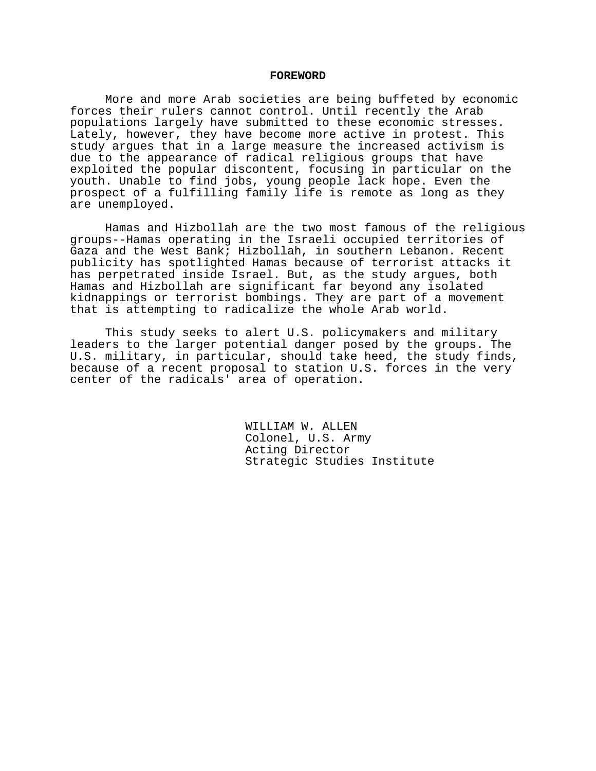## FOREWORD

More and more Arab societies are being buffeted by economic forces their rulers cannot control. Until recently the Arab populations largely have submitted to these economic stresses. Lately, however, they have become more active in protest. This study argues that in a large measure the increased activism is due to the appearance of radical religious groups that have exploited the popular discontent, focusing in particular on the youth. Unable to find jobs, young people lack hope. Even the prospect of a fulfilling family life is remote as long as they are unemployed.

Hamas and Hizbollah are the two most famous of the religious groups--Hamas operating in the Israeli occupied territories of Gaza and the West Bank; Hizbollah, in southern Lebanon. Recent publicity has spotlighted Hamas because of terrorist attacks it has perpetrated inside Israel. But, as the study argues, both Hamas and Hizbollah are significant far beyond any isolated kidnappings or terrorist bombings. They are part of a movement that is attempting to radicalize the whole Arab world.

This study seeks to alert U.S. policymakers and military leaders to the larger potential danger posed by the groups. The U.S. military, in particular, should take heed, the study finds, because of a recent proposal to station U.S. forces in the very center of the radicals' area of operation.

WILLIAM W. ALLEN
Colonel, U.S. Army
Acting Director
Strategic Studies Institute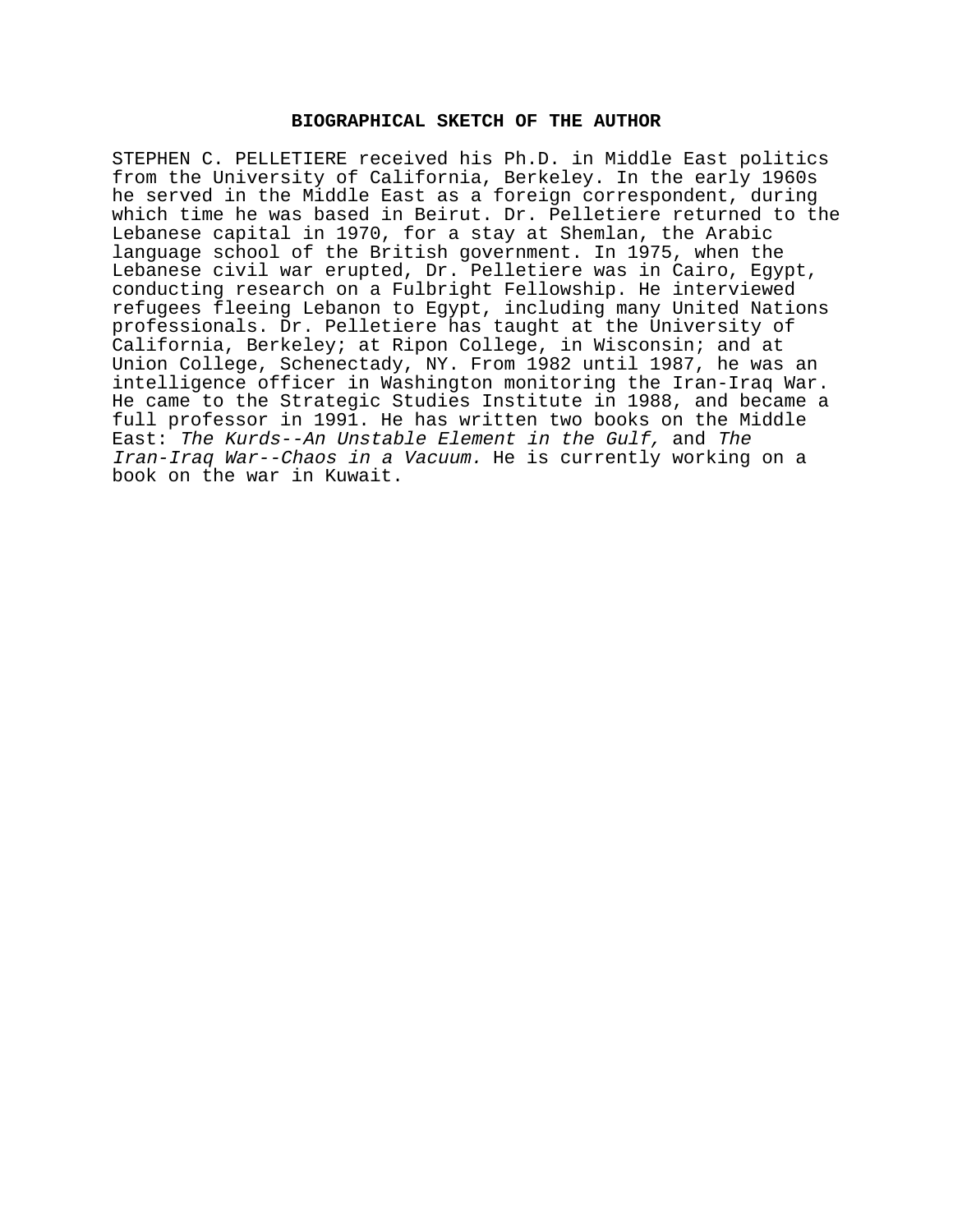## BIOGRAPHICAL SKETCH OF THE AUTHOR

STEPHEN C. PELLETIERE received his Ph.D. in Middle East politics from the University of California, Berkeley. In the early 1960s he served in the Middle East as a foreign correspondent, during which time he was based in Beirut. Dr. Pelletiere returned to the Lebanese capital in 1970, for a stay at Shemlan, the Arabic language school of the British government. In 1975, when the Lebanese civil war erupted, Dr. Pelletiere was in Cairo, Egypt, conducting research on a Fulbright Fellowship. He interviewed refugees fleeing Lebanon to Egypt, including many United Nations professionals. Dr. Pelletiere has taught at the University of California, Berkeley; at Ripon College, in Wisconsin; and at Union College, Schenectady, NY. From 1982 until 1987, he was an intelligence officer in Washington monitoring the Iran-Iraq War. He came to the Strategic Studies Institute in 1988, and became a full professor in 1991. He has written two books on the Middle East: *The Kurds--An Unstable Element in the Gulf,* and *The Iran-Iraq War--Chaos in a Vacuum.* He is currently working on a book on the war in Kuwait.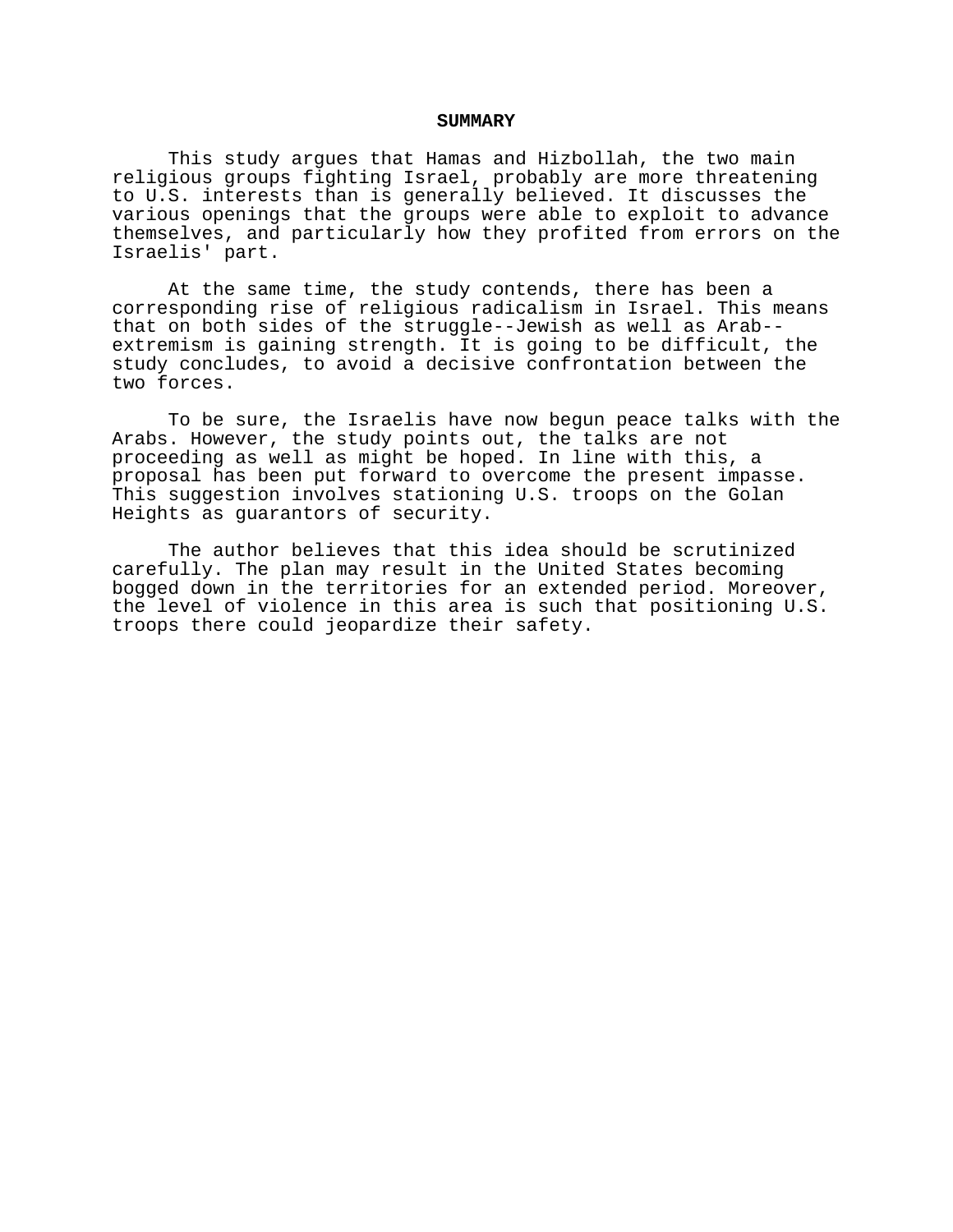# SUMMARY

This study argues that Hamas and Hizbollah, the two main religious groups fighting Israel, probably are more threatening to U.S. interests than is generally believed. It discusses the various openings that the groups were able to exploit to advance themselves, and particularly how they profited from errors on the Israelis' part.

At the same time, the study contends, there has been a corresponding rise of religious radicalism in Israel. This means that on both sides of the struggle--Jewish as well as Arab--extremism is gaining strength. It is going to be difficult, the study concludes, to avoid a decisive confrontation between the two forces.

To be sure, the Israelis have now begun peace talks with the Arabs. However, the study points out, the talks are not proceeding as well as might be hoped. In line with this, a proposal has been put forward to overcome the present impasse. This suggestion involves stationing U.S. troops on the Golan Heights as guarantors of security.

The author believes that this idea should be scrutinized carefully. The plan may result in the United States becoming bogged down in the territories for an extended period. Moreover, the level of violence in this area is such that positioning U.S. troops there could jeopardize their safety.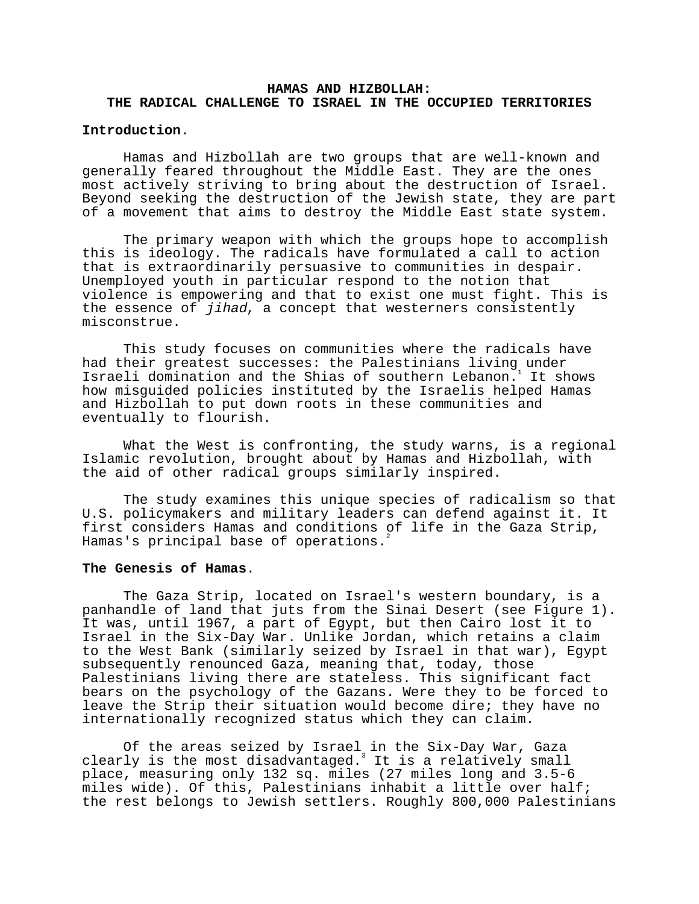# HAMAS AND HIZBOLLAH: THE RADICAL CHALLENGE TO ISRAEL IN THE OCCUPIED TERRITORIES

**Introduction**.

Hamas and Hizbollah are two groups that are well-known and generally feared throughout the Middle East. They are the ones most actively striving to bring about the destruction of Israel. Beyond seeking the destruction of the Jewish state, they are part of a movement that aims to destroy the Middle East state system.

The primary weapon with which the groups hope to accomplish this is ideology. The radicals have formulated a call to action that is extraordinarily persuasive to communities in despair. Unemployed youth in particular respond to the notion that violence is empowering and that to exist one must fight. This is the essence of *jihad*, a concept that westerners consistently misconstrue.

This study focuses on communities where the radicals have had their greatest successes: the Palestinians living under Israeli domination and the Shias of southern Lebanon.[1] It shows how misguided policies instituted by the Israelis helped Hamas and Hizbollah to put down roots in these communities and eventually to flourish.

What the West is confronting, the study warns, is a regional Islamic revolution, brought about by Hamas and Hizbollah, with the aid of other radical groups similarly inspired.

The study examines this unique species of radicalism so that U.S. policymakers and military leaders can defend against it. It first considers Hamas and conditions of life in the Gaza Strip, Hamas's principal base of operations.[2]

**The Genesis of Hamas**.

The Gaza Strip, located on Israel's western boundary, is a panhandle of land that juts from the Sinai Desert (see Figure 1). It was, until 1967, a part of Egypt, but then Cairo lost it to Israel in the Six-Day War. Unlike Jordan, which retains a claim to the West Bank (similarly seized by Israel in that war), Egypt subsequently renounced Gaza, meaning that, today, those Palestinians living there are stateless. This significant fact bears on the psychology of the Gazans. Were they to be forced to leave the Strip their situation would become dire; they have no internationally recognized status which they can claim.

Of the areas seized by Israel in the Six-Day War, Gaza clearly is the most disadvantaged.[3] It is a relatively small place, measuring only 132 sq. miles (27 miles long and 3.5-6 miles wide). Of this, Palestinians inhabit a little over half; the rest belongs to Jewish settlers. Roughly 800,000 Palestinians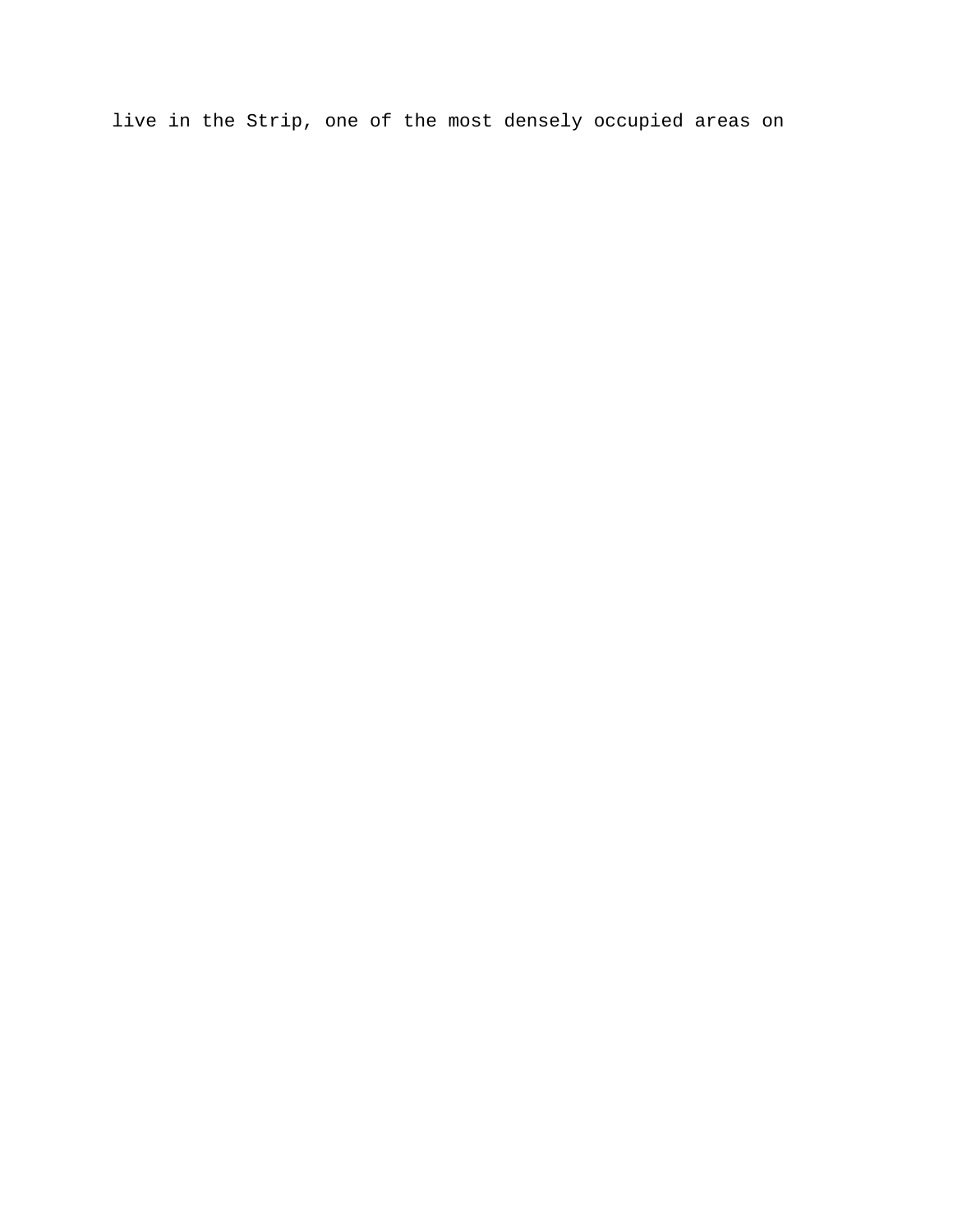live in the Strip, one of the most densely occupied areas on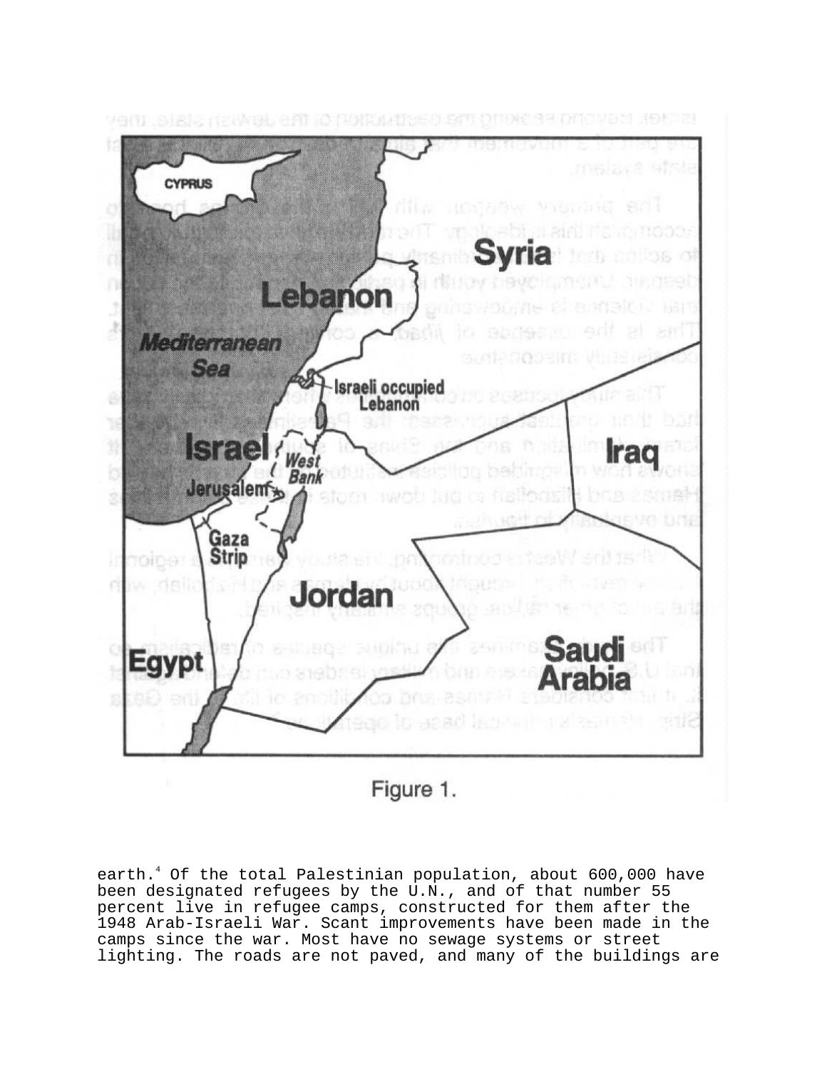Figure 1.

earth.[4] Of the total Palestinian population, about 600,000 have been designated refugees by the U.N., and of that number 55 percent live in refugee camps, constructed for them after the 1948 Arab-Israeli War. Scant improvements have been made in the camps since the war. Most have no sewage systems or street lighting. The roads are not paved, and many of the buildings are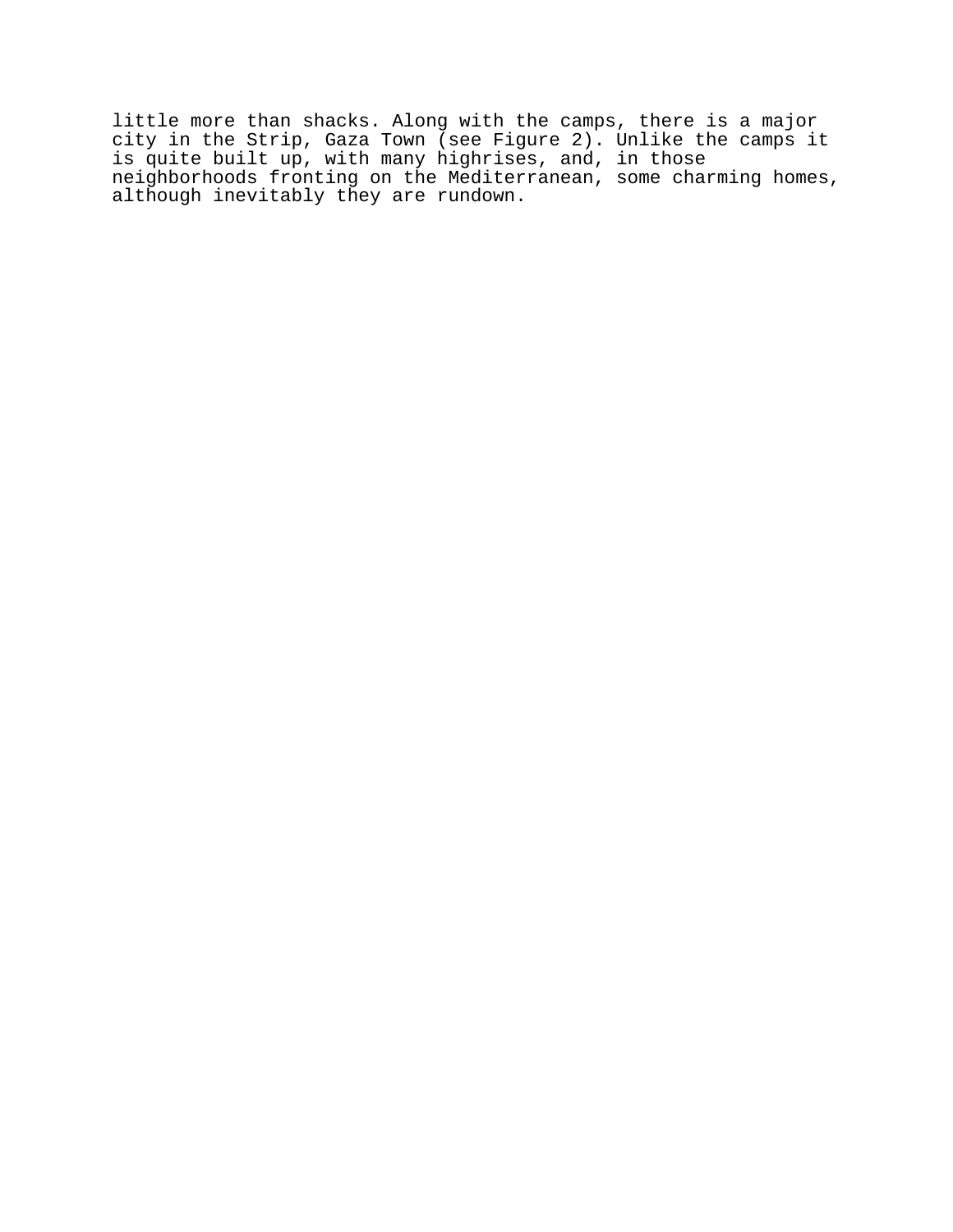little more than shacks. Along with the camps, there is a major city in the Strip, Gaza Town (see Figure 2). Unlike the camps it is quite built up, with many highrises, and, in those neighborhoods fronting on the Mediterranean, some charming homes, although inevitably they are rundown.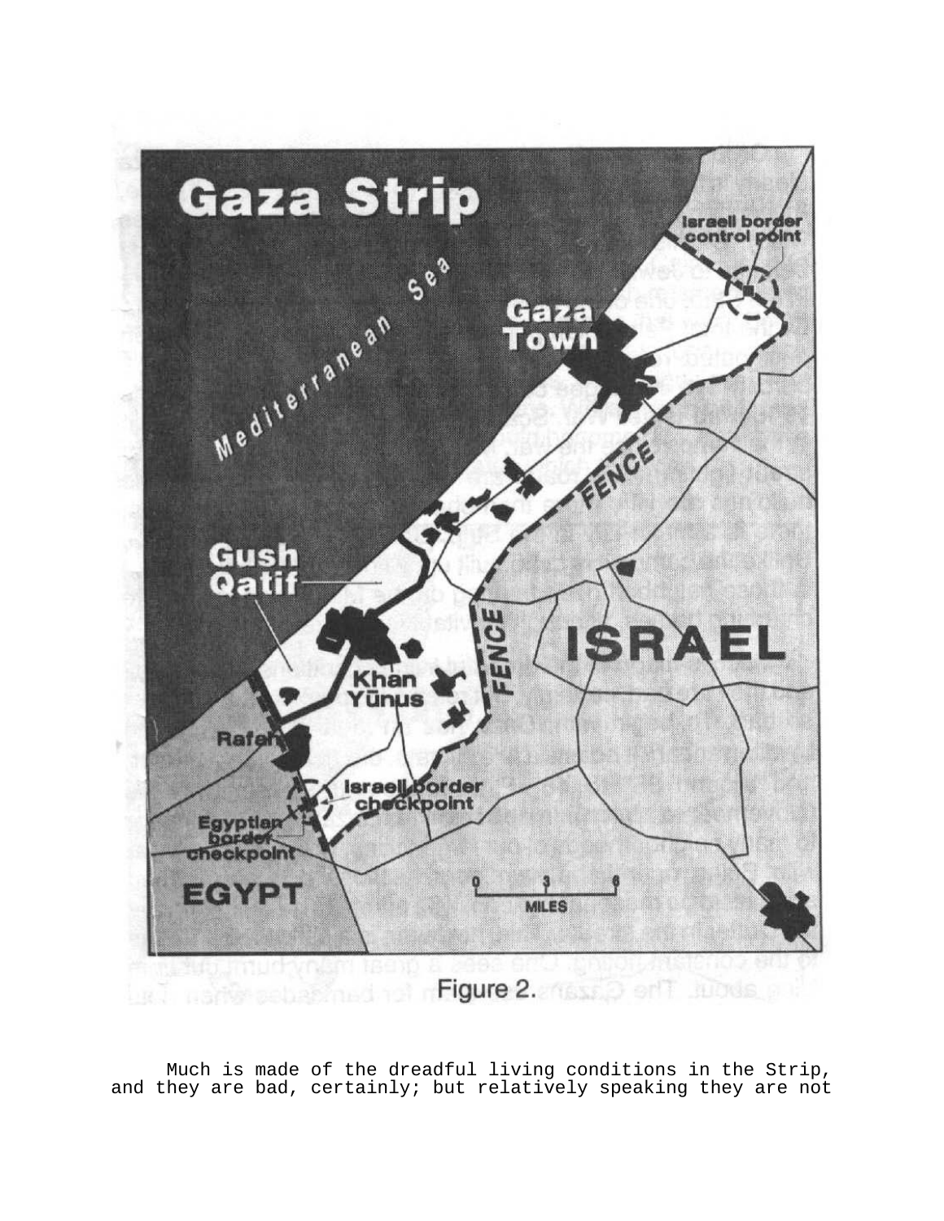Gaza Strip

Mediterranean Sea

Israeli border control point

Gaza Town

FENCE

Gush Qatif

Khan Yūnus

ISRAEL

Rafah

Israeli border checkpoint

Egyptian border checkpoint

EGYPT

0 3 6 MILES

Figure 2.

Much is made of the dreadful living conditions in the Strip, and they are bad, certainly; but relatively speaking they are not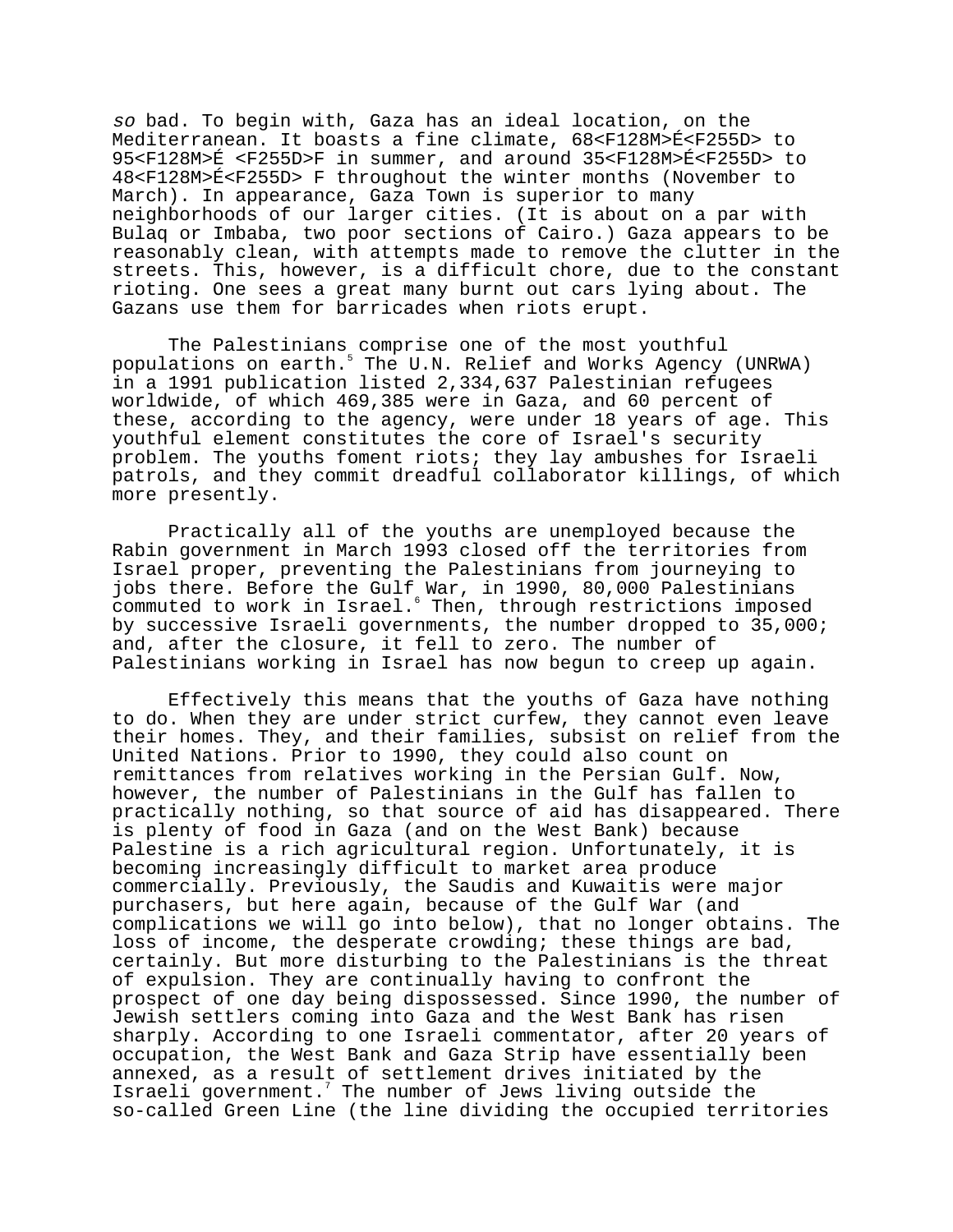*so* bad. To begin with, Gaza has an ideal location, on the Mediterranean. It boasts a fine climate, 68<F128M>É<F255D> to 95<F128M>É <F255D>F in summer, and around 35<F128M>É<F255D> to 48<F128M>É<F255D> F throughout the winter months (November to March). In appearance, Gaza Town is superior to many neighborhoods of our larger cities. (It is about on a par with Bulaq or Imbaba, two poor sections of Cairo.) Gaza appears to be reasonably clean, with attempts made to remove the clutter in the streets. This, however, is a difficult chore, due to the constant rioting. One sees a great many burnt out cars lying about. The Gazans use them for barricades when riots erupt.

The Palestinians comprise one of the most youthful populations on earth.[5] The U.N. Relief and Works Agency (UNRWA) in a 1991 publication listed 2,334,637 Palestinian refugees worldwide, of which 469,385 were in Gaza, and 60 percent of these, according to the agency, were under 18 years of age. This youthful element constitutes the core of Israel's security problem. The youths foment riots; they lay ambushes for Israeli patrols, and they commit dreadful collaborator killings, of which more presently.

Practically all of the youths are unemployed because the Rabin government in March 1993 closed off the territories from Israel proper, preventing the Palestinians from journeying to jobs there. Before the Gulf War, in 1990, 80,000 Palestinians commuted to work in Israel.[6] Then, through restrictions imposed by successive Israeli governments, the number dropped to 35,000; and, after the closure, it fell to zero. The number of Palestinians working in Israel has now begun to creep up again.

Effectively this means that the youths of Gaza have nothing to do. When they are under strict curfew, they cannot even leave their homes. They, and their families, subsist on relief from the United Nations. Prior to 1990, they could also count on remittances from relatives working in the Persian Gulf. Now, however, the number of Palestinians in the Gulf has fallen to practically nothing, so that source of aid has disappeared. There is plenty of food in Gaza (and on the West Bank) because Palestine is a rich agricultural region. Unfortunately, it is becoming increasingly difficult to market area produce commercially. Previously, the Saudis and Kuwaitis were major purchasers, but here again, because of the Gulf War (and complications we will go into below), that no longer obtains. The loss of income, the desperate crowding; these things are bad, certainly. But more disturbing to the Palestinians is the threat of expulsion. They are continually having to confront the prospect of one day being dispossessed. Since 1990, the number of Jewish settlers coming into Gaza and the West Bank has risen sharply. According to one Israeli commentator, after 20 years of occupation, the West Bank and Gaza Strip have essentially been annexed, as a result of settlement drives initiated by the Israeli government.[7] The number of Jews living outside the so-called Green Line (the line dividing the occupied territories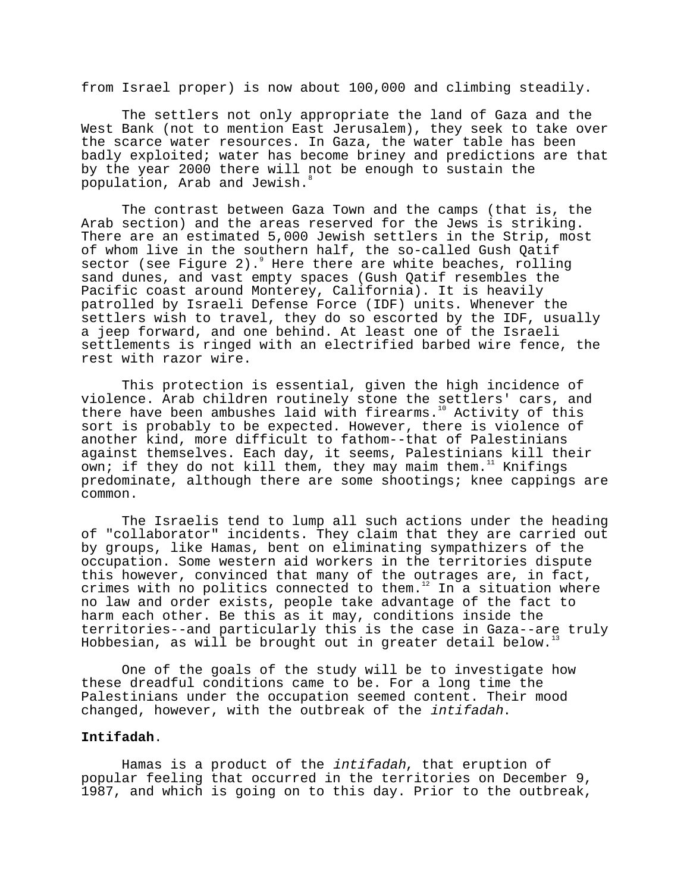from Israel proper) is now about 100,000 and climbing steadily.

The settlers not only appropriate the land of Gaza and the West Bank (not to mention East Jerusalem), they seek to take over the scarce water resources. In Gaza, the water table has been badly exploited; water has become briney and predictions are that by the year 2000 there will not be enough to sustain the population, Arab and Jewish.[8]

The contrast between Gaza Town and the camps (that is, the Arab section) and the areas reserved for the Jews is striking. There are an estimated 5,000 Jewish settlers in the Strip, most of whom live in the southern half, the so-called Gush Qatif sector (see Figure 2).[9] Here there are white beaches, rolling sand dunes, and vast empty spaces (Gush Qatif resembles the Pacific coast around Monterey, California). It is heavily patrolled by Israeli Defense Force (IDF) units. Whenever the settlers wish to travel, they do so escorted by the IDF, usually a jeep forward, and one behind. At least one of the Israeli settlements is ringed with an electrified barbed wire fence, the rest with razor wire.

This protection is essential, given the high incidence of violence. Arab children routinely stone the settlers' cars, and there have been ambushes laid with firearms.[10] Activity of this sort is probably to be expected. However, there is violence of another kind, more difficult to fathom--that of Palestinians against themselves. Each day, it seems, Palestinians kill their own; if they do not kill them, they may maim them.[11] Knifings predominate, although there are some shootings; knee cappings are common.

The Israelis tend to lump all such actions under the heading of "collaborator" incidents. They claim that they are carried out by groups, like Hamas, bent on eliminating sympathizers of the occupation. Some western aid workers in the territories dispute this however, convinced that many of the outrages are, in fact, crimes with no politics connected to them.[12] In a situation where no law and order exists, people take advantage of the fact to harm each other. Be this as it may, conditions inside the territories--and particularly this is the case in Gaza--are truly Hobbesian, as will be brought out in greater detail below.[13]

One of the goals of the study will be to investigate how these dreadful conditions came to be. For a long time the Palestinians under the occupation seemed content. Their mood changed, however, with the outbreak of the *intifadah*.

**Intifadah**.

Hamas is a product of the *intifadah*, that eruption of popular feeling that occurred in the territories on December 9, 1987, and which is going on to this day. Prior to the outbreak,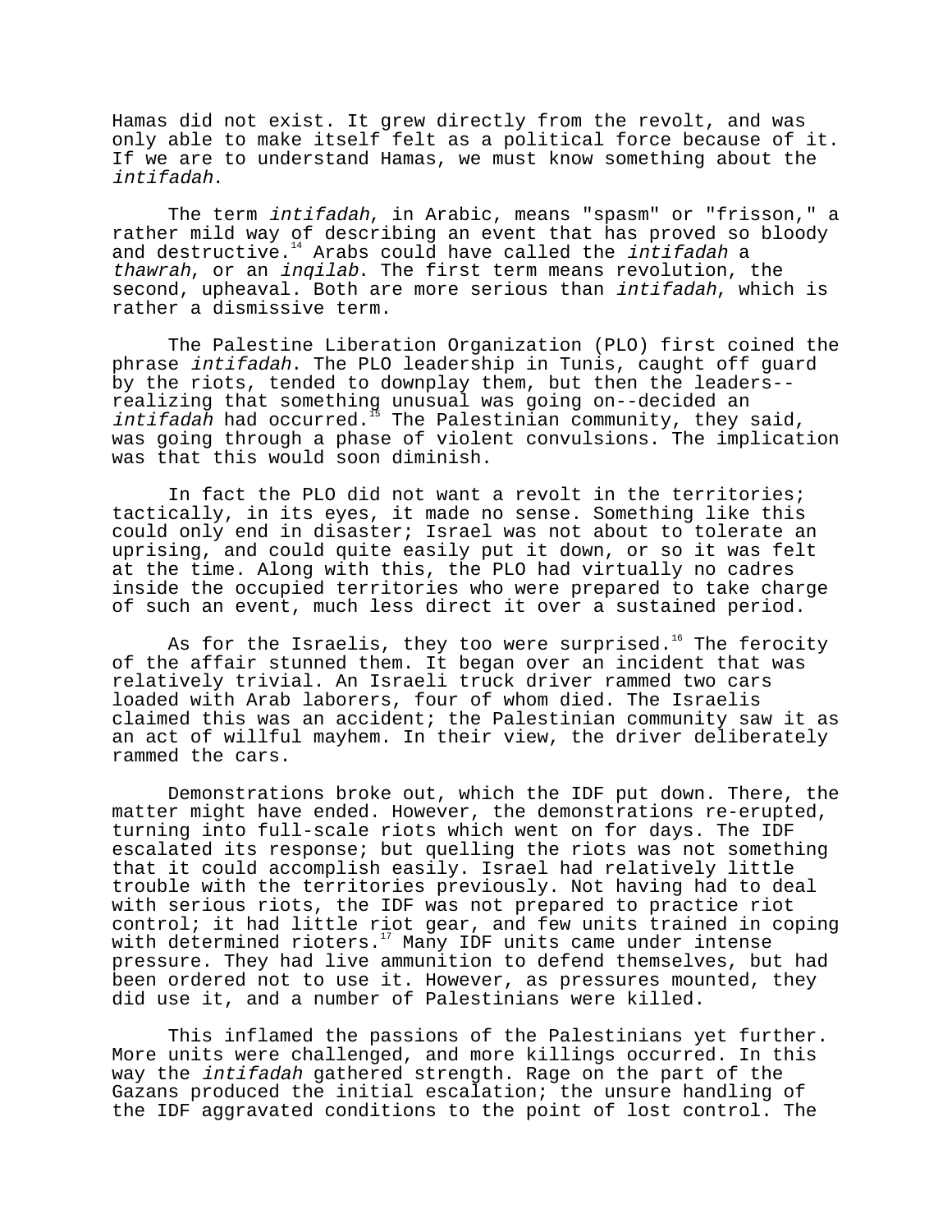Hamas did not exist. It grew directly from the revolt, and was only able to make itself felt as a political force because of it. If we are to understand Hamas, we must know something about the *intifadah*.

The term *intifadah*, in Arabic, means "spasm" or "frisson," a rather mild way of describing an event that has proved so bloody and destructive.[14] Arabs could have called the *intifadah* a *thawrah*, or an *inqilab*. The first term means revolution, the second, upheaval. Both are more serious than *intifadah*, which is rather a dismissive term.

The Palestine Liberation Organization (PLO) first coined the phrase *intifadah*. The PLO leadership in Tunis, caught off guard by the riots, tended to downplay them, but then the leaders--realizing that something unusual was going on--decided an *intifadah* had occurred.[15] The Palestinian community, they said, was going through a phase of violent convulsions. The implication was that this would soon diminish.

In fact the PLO did not want a revolt in the territories; tactically, in its eyes, it made no sense. Something like this could only end in disaster; Israel was not about to tolerate an uprising, and could quite easily put it down, or so it was felt at the time. Along with this, the PLO had virtually no cadres inside the occupied territories who were prepared to take charge of such an event, much less direct it over a sustained period.

As for the Israelis, they too were surprised.[16] The ferocity of the affair stunned them. It began over an incident that was relatively trivial. An Israeli truck driver rammed two cars loaded with Arab laborers, four of whom died. The Israelis claimed this was an accident; the Palestinian community saw it as an act of willful mayhem. In their view, the driver deliberately rammed the cars.

Demonstrations broke out, which the IDF put down. There, the matter might have ended. However, the demonstrations re-erupted, turning into full-scale riots which went on for days. The IDF escalated its response; but quelling the riots was not something that it could accomplish easily. Israel had relatively little trouble with the territories previously. Not having had to deal with serious riots, the IDF was not prepared to practice riot control; it had little riot gear, and few units trained in coping with determined rioters.[17] Many IDF units came under intense pressure. They had live ammunition to defend themselves, but had been ordered not to use it. However, as pressures mounted, they did use it, and a number of Palestinians were killed.

This inflamed the passions of the Palestinians yet further. More units were challenged, and more killings occurred. In this way the *intifadah* gathered strength. Rage on the part of the Gazans produced the initial escalation; the unsure handling of the IDF aggravated conditions to the point of lost control. The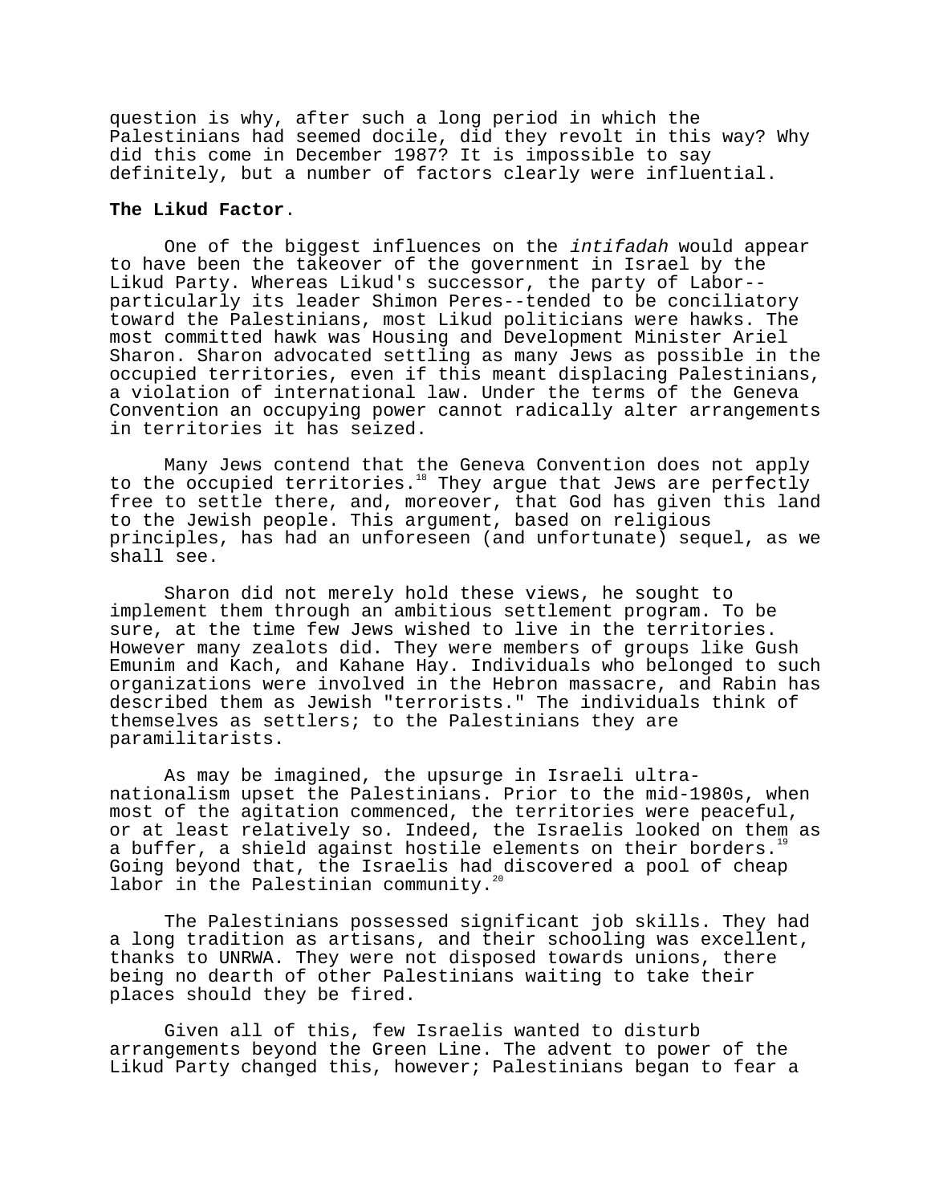question is why, after such a long period in which the Palestinians had seemed docile, did they revolt in this way? Why did this come in December 1987? It is impossible to say definitely, but a number of factors clearly were influential.

**The Likud Factor**.

One of the biggest influences on the *intifadah* would appear to have been the takeover of the government in Israel by the Likud Party. Whereas Likud's successor, the party of Labor--particularly its leader Shimon Peres--tended to be conciliatory toward the Palestinians, most Likud politicians were hawks. The most committed hawk was Housing and Development Minister Ariel Sharon. Sharon advocated settling as many Jews as possible in the occupied territories, even if this meant displacing Palestinians, a violation of international law. Under the terms of the Geneva Convention an occupying power cannot radically alter arrangements in territories it has seized.

Many Jews contend that the Geneva Convention does not apply to the occupied territories.[18] They argue that Jews are perfectly free to settle there, and, moreover, that God has given this land to the Jewish people. This argument, based on religious principles, has had an unforeseen (and unfortunate) sequel, as we shall see.

Sharon did not merely hold these views, he sought to implement them through an ambitious settlement program. To be sure, at the time few Jews wished to live in the territories. However many zealots did. They were members of groups like Gush Emunim and Kach, and Kahane Hay. Individuals who belonged to such organizations were involved in the Hebron massacre, and Rabin has described them as Jewish "terrorists." The individuals think of themselves as settlers; to the Palestinians they are paramilitarists.

As may be imagined, the upsurge in Israeli ultra-nationalism upset the Palestinians. Prior to the mid-1980s, when most of the agitation commenced, the territories were peaceful, or at least relatively so. Indeed, the Israelis looked on them as a buffer, a shield against hostile elements on their borders.[19] Going beyond that, the Israelis had discovered a pool of cheap labor in the Palestinian community.[20]

The Palestinians possessed significant job skills. They had a long tradition as artisans, and their schooling was excellent, thanks to UNRWA. They were not disposed towards unions, there being no dearth of other Palestinians waiting to take their places should they be fired.

Given all of this, few Israelis wanted to disturb arrangements beyond the Green Line. The advent to power of the Likud Party changed this, however; Palestinians began to fear a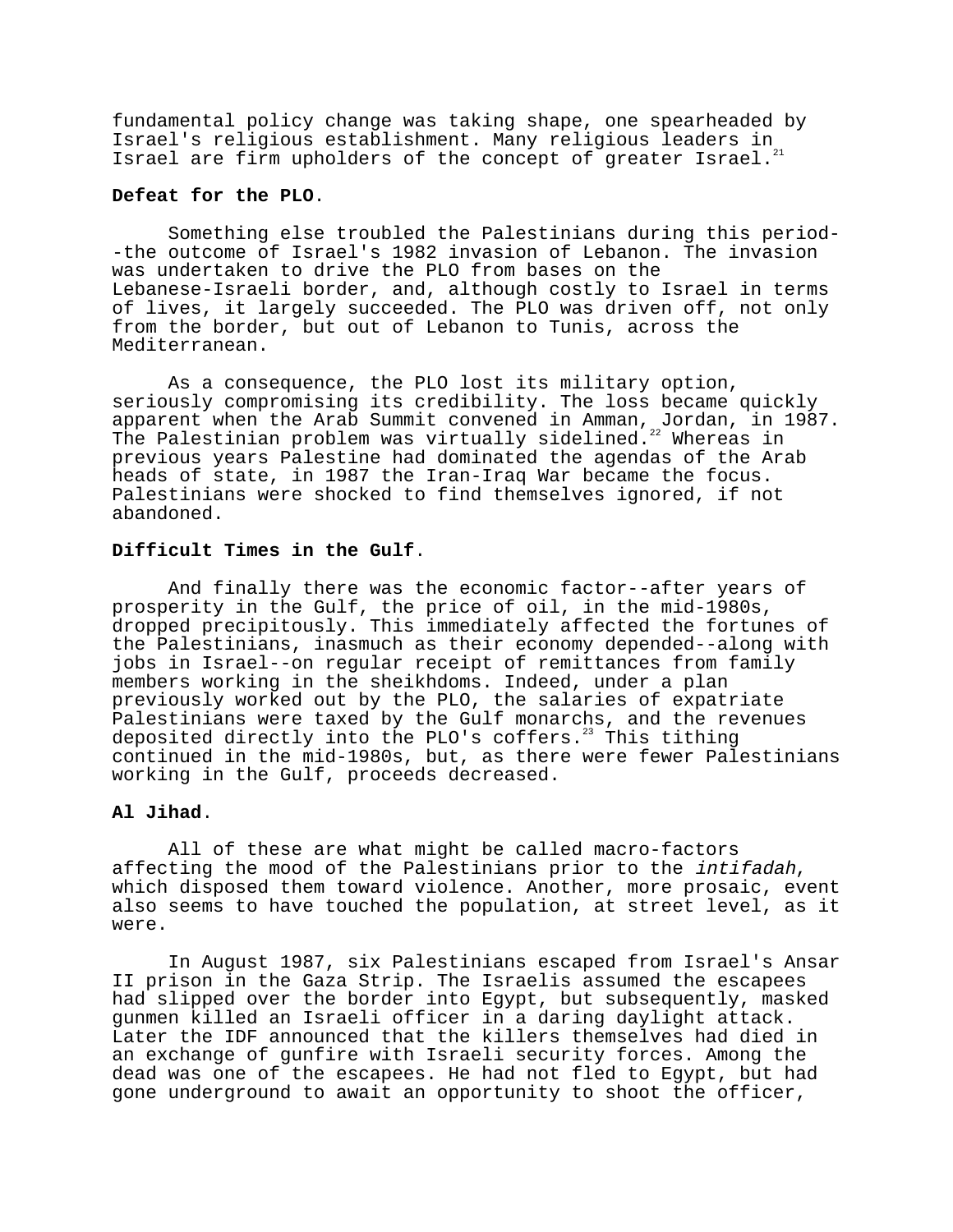fundamental policy change was taking shape, one spearheaded by Israel's religious establishment. Many religious leaders in Israel are firm upholders of the concept of greater Israel.[21]

**Defeat for the PLO**.

Something else troubled the Palestinians during this period--the outcome of Israel's 1982 invasion of Lebanon. The invasion was undertaken to drive the PLO from bases on the Lebanese-Israeli border, and, although costly to Israel in terms of lives, it largely succeeded. The PLO was driven off, not only from the border, but out of Lebanon to Tunis, across the Mediterranean.

As a consequence, the PLO lost its military option, seriously compromising its credibility. The loss became quickly apparent when the Arab Summit convened in Amman, Jordan, in 1987. The Palestinian problem was virtually sidelined.[22] Whereas in previous years Palestine had dominated the agendas of the Arab heads of state, in 1987 the Iran-Iraq War became the focus. Palestinians were shocked to find themselves ignored, if not abandoned.

**Difficult Times in the Gulf**.

And finally there was the economic factor--after years of prosperity in the Gulf, the price of oil, in the mid-1980s, dropped precipitously. This immediately affected the fortunes of the Palestinians, inasmuch as their economy depended--along with jobs in Israel--on regular receipt of remittances from family members working in the sheikhdoms. Indeed, under a plan previously worked out by the PLO, the salaries of expatriate Palestinians were taxed by the Gulf monarchs, and the revenues deposited directly into the PLO's coffers.[23] This tithing continued in the mid-1980s, but, as there were fewer Palestinians working in the Gulf, proceeds decreased.

**Al Jihad**.

All of these are what might be called macro-factors affecting the mood of the Palestinians prior to the *intifadah*, which disposed them toward violence. Another, more prosaic, event also seems to have touched the population, at street level, as it were.

In August 1987, six Palestinians escaped from Israel's Ansar II prison in the Gaza Strip. The Israelis assumed the escapees had slipped over the border into Egypt, but subsequently, masked gunmen killed an Israeli officer in a daring daylight attack. Later the IDF announced that the killers themselves had died in an exchange of gunfire with Israeli security forces. Among the dead was one of the escapees. He had not fled to Egypt, but had gone underground to await an opportunity to shoot the officer,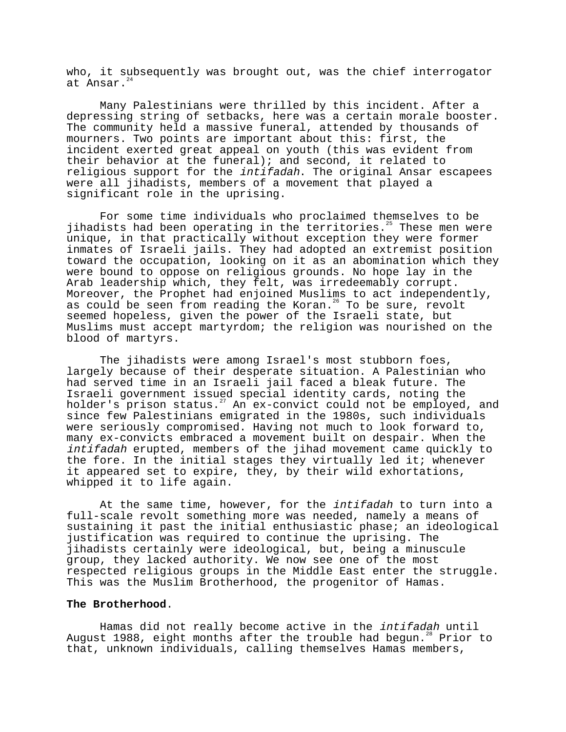who, it subsequently was brought out, was the chief interrogator at Ansar.[24]

Many Palestinians were thrilled by this incident. After a depressing string of setbacks, here was a certain morale booster. The community held a massive funeral, attended by thousands of mourners. Two points are important about this: first, the incident exerted great appeal on youth (this was evident from their behavior at the funeral); and second, it related to religious support for the *intifadah*. The original Ansar escapees were all jihadists, members of a movement that played a significant role in the uprising.

For some time individuals who proclaimed themselves to be jihadists had been operating in the territories.[25] These men were unique, in that practically without exception they were former inmates of Israeli jails. They had adopted an extremist position toward the occupation, looking on it as an abomination which they were bound to oppose on religious grounds. No hope lay in the Arab leadership which, they felt, was irredeemably corrupt. Moreover, the Prophet had enjoined Muslims to act independently, as could be seen from reading the Koran.[26] To be sure, revolt seemed hopeless, given the power of the Israeli state, but Muslims must accept martyrdom; the religion was nourished on the blood of martyrs.

The jihadists were among Israel's most stubborn foes, largely because of their desperate situation. A Palestinian who had served time in an Israeli jail faced a bleak future. The Israeli government issued special identity cards, noting the holder's prison status.[27] An ex-convict could not be employed, and since few Palestinians emigrated in the 1980s, such individuals were seriously compromised. Having not much to look forward to, many ex-convicts embraced a movement built on despair. When the *intifadah* erupted, members of the jihad movement came quickly to the fore. In the initial stages they virtually led it; whenever it appeared set to expire, they, by their wild exhortations, whipped it to life again.

At the same time, however, for the *intifadah* to turn into a full-scale revolt something more was needed, namely a means of sustaining it past the initial enthusiastic phase; an ideological justification was required to continue the uprising. The jihadists certainly were ideological, but, being a minuscule group, they lacked authority. We now see one of the most respected religious groups in the Middle East enter the struggle. This was the Muslim Brotherhood, the progenitor of Hamas.

**The Brotherhood**.

Hamas did not really become active in the *intifadah* until August 1988, eight months after the trouble had begun.[28] Prior to that, unknown individuals, calling themselves Hamas members,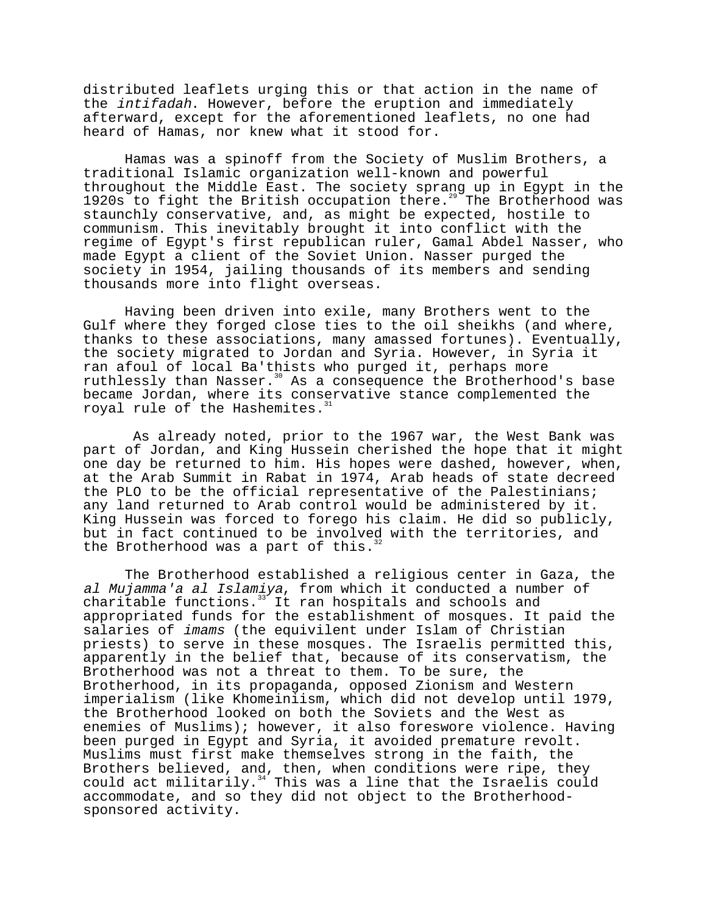distributed leaflets urging this or that action in the name of the *intifadah*. However, before the eruption and immediately afterward, except for the aforementioned leaflets, no one had heard of Hamas, nor knew what it stood for.

Hamas was a spinoff from the Society of Muslim Brothers, a traditional Islamic organization well-known and powerful throughout the Middle East. The society sprang up in Egypt in the 1920s to fight the British occupation there.[29] The Brotherhood was staunchly conservative, and, as might be expected, hostile to communism. This inevitably brought it into conflict with the regime of Egypt's first republican ruler, Gamal Abdel Nasser, who made Egypt a client of the Soviet Union. Nasser purged the society in 1954, jailing thousands of its members and sending thousands more into flight overseas.

Having been driven into exile, many Brothers went to the Gulf where they forged close ties to the oil sheikhs (and where, thanks to these associations, many amassed fortunes). Eventually, the society migrated to Jordan and Syria. However, in Syria it ran afoul of local Ba'thists who purged it, perhaps more ruthlessly than Nasser.[30] As a consequence the Brotherhood's base became Jordan, where its conservative stance complemented the royal rule of the Hashemites.[31]

As already noted, prior to the 1967 war, the West Bank was part of Jordan, and King Hussein cherished the hope that it might one day be returned to him. His hopes were dashed, however, when, at the Arab Summit in Rabat in 1974, Arab heads of state decreed the PLO to be the official representative of the Palestinians; any land returned to Arab control would be administered by it. King Hussein was forced to forego his claim. He did so publicly, but in fact continued to be involved with the territories, and the Brotherhood was a part of this.[32]

The Brotherhood established a religious center in Gaza, the *al Mujamma'a al Islamiya*, from which it conducted a number of charitable functions.[33] It ran hospitals and schools and appropriated funds for the establishment of mosques. It paid the salaries of *imams* (the equivilent under Islam of Christian priests) to serve in these mosques. The Israelis permitted this, apparently in the belief that, because of its conservatism, the Brotherhood was not a threat to them. To be sure, the Brotherhood, in its propaganda, opposed Zionism and Western imperialism (like Khomeiniism, which did not develop until 1979, the Brotherhood looked on both the Soviets and the West as enemies of Muslims); however, it also foreswore violence. Having been purged in Egypt and Syria, it avoided premature revolt. Muslims must first make themselves strong in the faith, the Brothers believed, and, then, when conditions were ripe, they could act militarily.[34] This was a line that the Israelis could accommodate, and so they did not object to the Brotherhood-sponsored activity.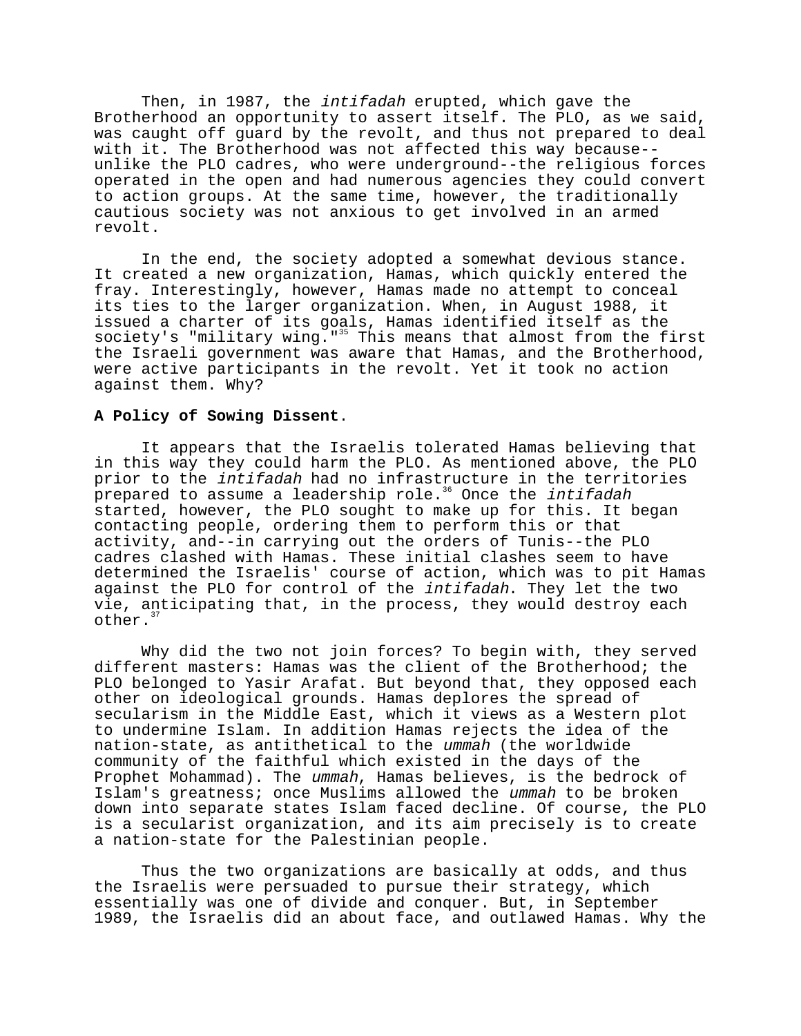Then, in 1987, the *intifadah* erupted, which gave the Brotherhood an opportunity to assert itself. The PLO, as we said, was caught off guard by the revolt, and thus not prepared to deal with it. The Brotherhood was not affected this way because--unlike the PLO cadres, who were underground--the religious forces operated in the open and had numerous agencies they could convert to action groups. At the same time, however, the traditionally cautious society was not anxious to get involved in an armed revolt.

In the end, the society adopted a somewhat devious stance. It created a new organization, Hamas, which quickly entered the fray. Interestingly, however, Hamas made no attempt to conceal its ties to the larger organization. When, in August 1988, it issued a charter of its goals, Hamas identified itself as the society's "military wing."[35] This means that almost from the first the Israeli government was aware that Hamas, and the Brotherhood, were active participants in the revolt. Yet it took no action against them. Why?

**A Policy of Sowing Dissent**.

It appears that the Israelis tolerated Hamas believing that in this way they could harm the PLO. As mentioned above, the PLO prior to the *intifadah* had no infrastructure in the territories prepared to assume a leadership role.[36] Once the *intifadah* started, however, the PLO sought to make up for this. It began contacting people, ordering them to perform this or that activity, and--in carrying out the orders of Tunis--the PLO cadres clashed with Hamas. These initial clashes seem to have determined the Israelis' course of action, which was to pit Hamas against the PLO for control of the *intifadah*. They let the two vie, anticipating that, in the process, they would destroy each other.[37]

Why did the two not join forces? To begin with, they served different masters: Hamas was the client of the Brotherhood; the PLO belonged to Yasir Arafat. But beyond that, they opposed each other on ideological grounds. Hamas deplores the spread of secularism in the Middle East, which it views as a Western plot to undermine Islam. In addition Hamas rejects the idea of the nation-state, as antithetical to the *ummah* (the worldwide community of the faithful which existed in the days of the Prophet Mohammad). The *ummah*, Hamas believes, is the bedrock of Islam's greatness; once Muslims allowed the *ummah* to be broken down into separate states Islam faced decline. Of course, the PLO is a secularist organization, and its aim precisely is to create a nation-state for the Palestinian people.

Thus the two organizations are basically at odds, and thus the Israelis were persuaded to pursue their strategy, which essentially was one of divide and conquer. But, in September 1989, the Israelis did an about face, and outlawed Hamas. Why the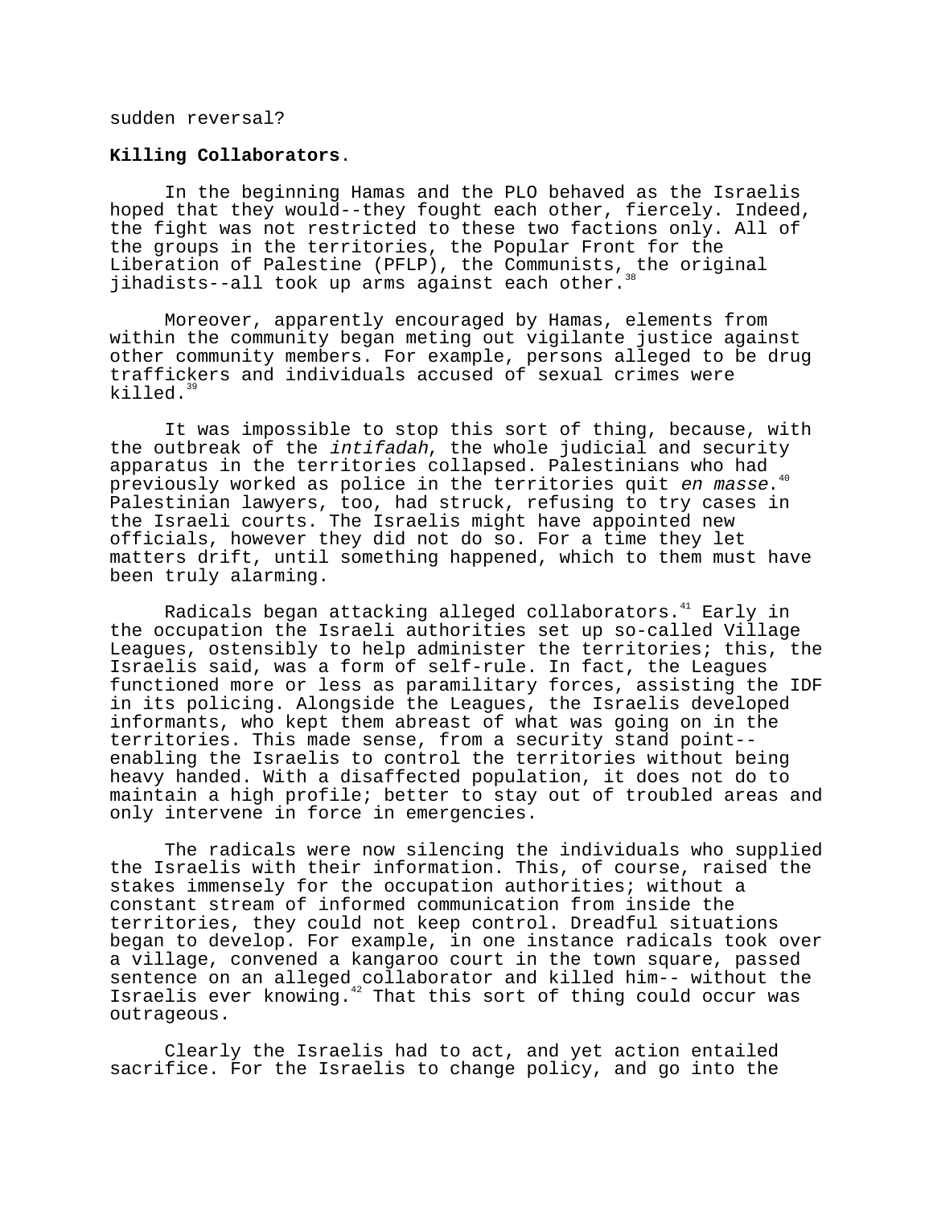sudden reversal?

**Killing Collaborators**.

In the beginning Hamas and the PLO behaved as the Israelis hoped that they would--they fought each other, fiercely. Indeed, the fight was not restricted to these two factions only. All of the groups in the territories, the Popular Front for the Liberation of Palestine (PFLP), the Communists, the original jihadists--all took up arms against each other.[38]

Moreover, apparently encouraged by Hamas, elements from within the community began meting out vigilante justice against other community members. For example, persons alleged to be drug traffickers and individuals accused of sexual crimes were killed.[39]

It was impossible to stop this sort of thing, because, with the outbreak of the *intifadah*, the whole judicial and security apparatus in the territories collapsed. Palestinians who had previously worked as police in the territories quit *en masse*.[40] Palestinian lawyers, too, had struck, refusing to try cases in the Israeli courts. The Israelis might have appointed new officials, however they did not do so. For a time they let matters drift, until something happened, which to them must have been truly alarming.

Radicals began attacking alleged collaborators.[41] Early in the occupation the Israeli authorities set up so-called Village Leagues, ostensibly to help administer the territories; this, the Israelis said, was a form of self-rule. In fact, the Leagues functioned more or less as paramilitary forces, assisting the IDF in its policing. Alongside the Leagues, the Israelis developed informants, who kept them abreast of what was going on in the territories. This made sense, from a security stand point--enabling the Israelis to control the territories without being heavy handed. With a disaffected population, it does not do to maintain a high profile; better to stay out of troubled areas and only intervene in force in emergencies.

The radicals were now silencing the individuals who supplied the Israelis with their information. This, of course, raised the stakes immensely for the occupation authorities; without a constant stream of informed communication from inside the territories, they could not keep control. Dreadful situations began to develop. For example, in one instance radicals took over a village, convened a kangaroo court in the town square, passed sentence on an alleged collaborator and killed him-- without the Israelis ever knowing.[42] That this sort of thing could occur was outrageous.

Clearly the Israelis had to act, and yet action entailed sacrifice. For the Israelis to change policy, and go into the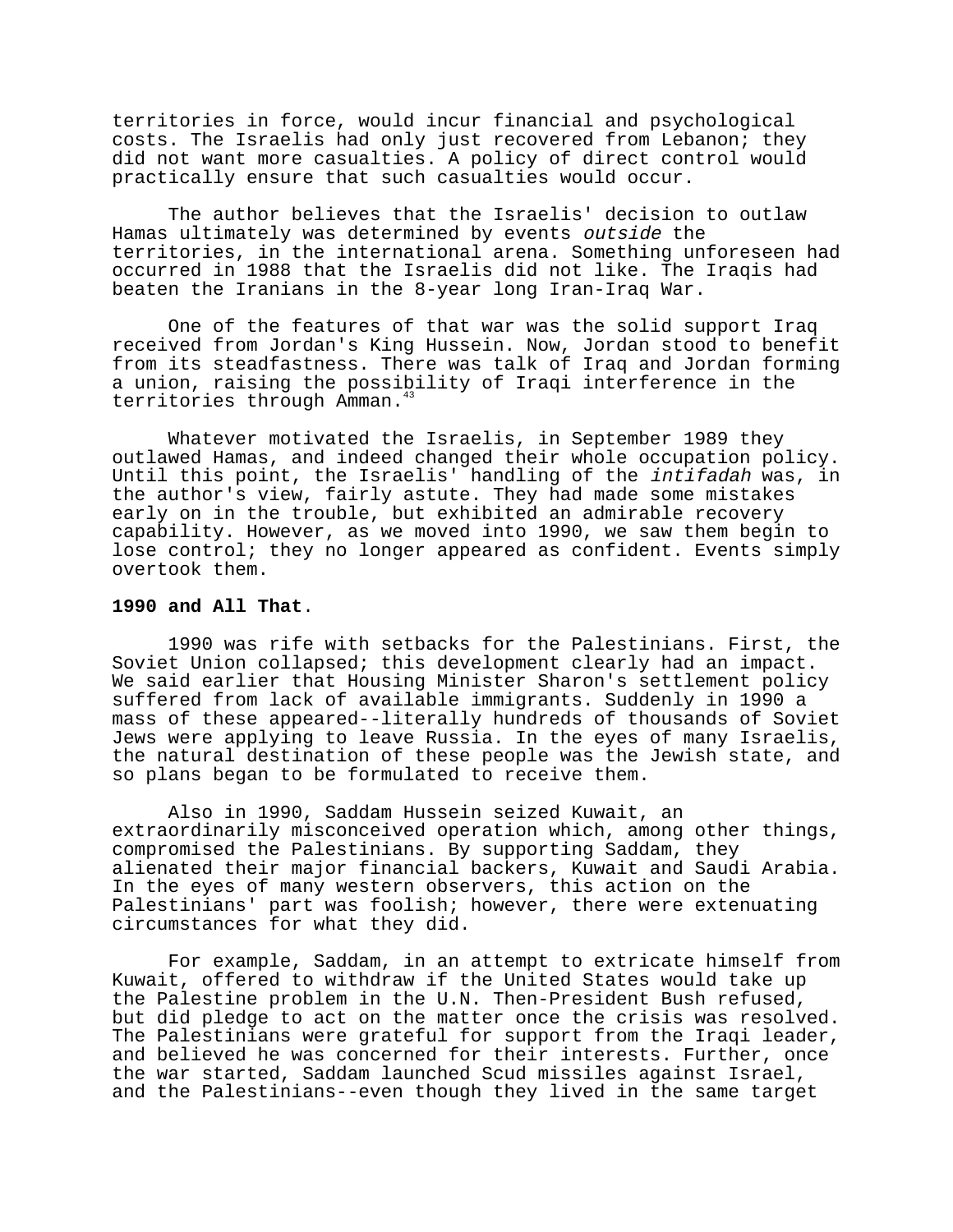territories in force, would incur financial and psychological costs. The Israelis had only just recovered from Lebanon; they did not want more casualties. A policy of direct control would practically ensure that such casualties would occur.

The author believes that the Israelis' decision to outlaw Hamas ultimately was determined by events *outside* the territories, in the international arena. Something unforeseen had occurred in 1988 that the Israelis did not like. The Iraqis had beaten the Iranians in the 8-year long Iran-Iraq War.

One of the features of that war was the solid support Iraq received from Jordan's King Hussein. Now, Jordan stood to benefit from its steadfastness. There was talk of Iraq and Jordan forming a union, raising the possibility of Iraqi interference in the territories through Amman.[43]

Whatever motivated the Israelis, in September 1989 they outlawed Hamas, and indeed changed their whole occupation policy. Until this point, the Israelis' handling of the *intifadah* was, in the author's view, fairly astute. They had made some mistakes early on in the trouble, but exhibited an admirable recovery capability. However, as we moved into 1990, we saw them begin to lose control; they no longer appeared as confident. Events simply overtook them.

**1990 and All That**.

1990 was rife with setbacks for the Palestinians. First, the Soviet Union collapsed; this development clearly had an impact. We said earlier that Housing Minister Sharon's settlement policy suffered from lack of available immigrants. Suddenly in 1990 a mass of these appeared--literally hundreds of thousands of Soviet Jews were applying to leave Russia. In the eyes of many Israelis, the natural destination of these people was the Jewish state, and so plans began to be formulated to receive them.

Also in 1990, Saddam Hussein seized Kuwait, an extraordinarily misconceived operation which, among other things, compromised the Palestinians. By supporting Saddam, they alienated their major financial backers, Kuwait and Saudi Arabia. In the eyes of many western observers, this action on the Palestinians' part was foolish; however, there were extenuating circumstances for what they did.

For example, Saddam, in an attempt to extricate himself from Kuwait, offered to withdraw if the United States would take up the Palestine problem in the U.N. Then-President Bush refused, but did pledge to act on the matter once the crisis was resolved. The Palestinians were grateful for support from the Iraqi leader, and believed he was concerned for their interests. Further, once the war started, Saddam launched Scud missiles against Israel, and the Palestinians--even though they lived in the same target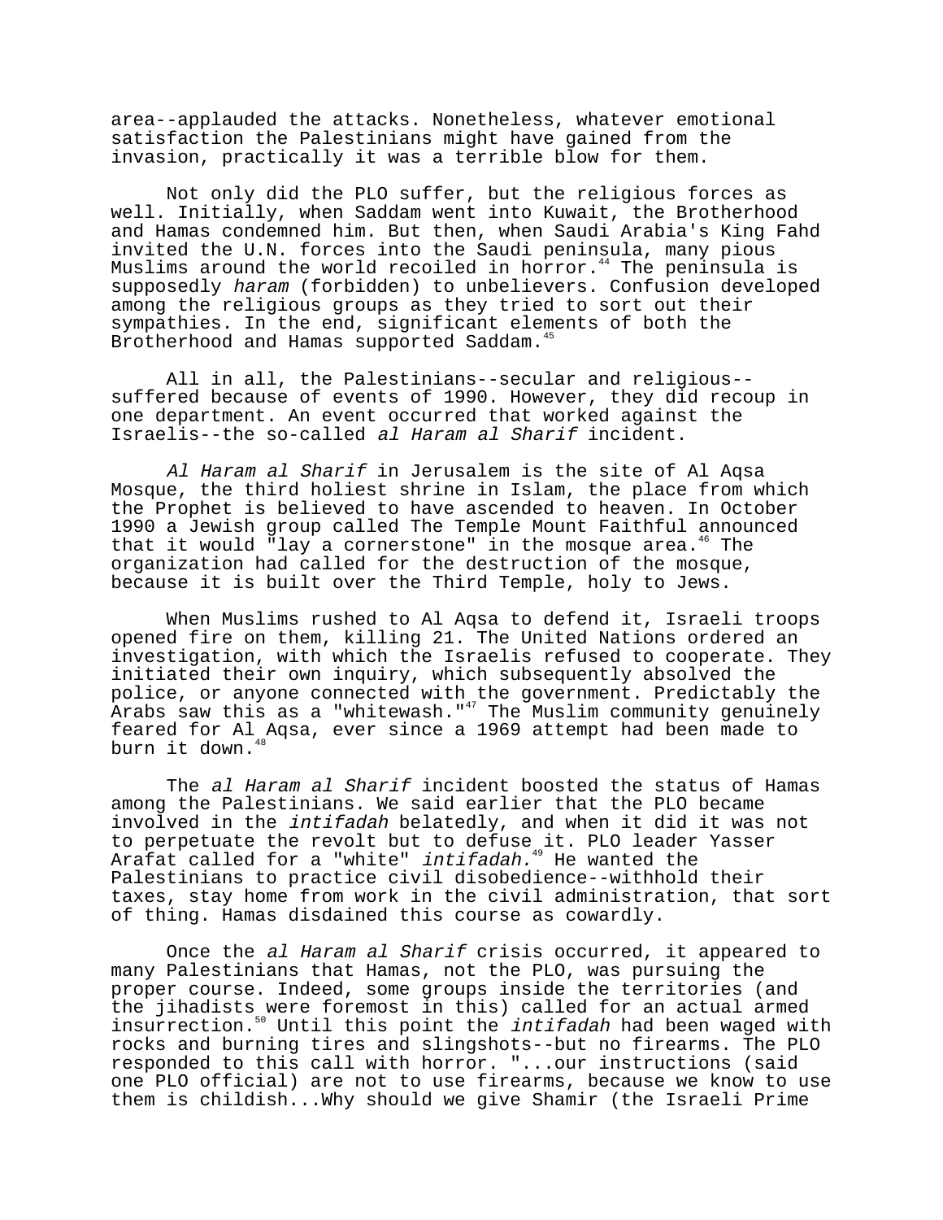area--applauded the attacks. Nonetheless, whatever emotional satisfaction the Palestinians might have gained from the invasion, practically it was a terrible blow for them.

Not only did the PLO suffer, but the religious forces as well. Initially, when Saddam went into Kuwait, the Brotherhood and Hamas condemned him. But then, when Saudi Arabia's King Fahd invited the U.N. forces into the Saudi peninsula, many pious Muslims around the world recoiled in horror.[44] The peninsula is supposedly *haram* (forbidden) to unbelievers. Confusion developed among the religious groups as they tried to sort out their sympathies. In the end, significant elements of both the Brotherhood and Hamas supported Saddam.[45]

All in all, the Palestinians--secular and religious--suffered because of events of 1990. However, they did recoup in one department. An event occurred that worked against the Israelis--the so-called *al Haram al Sharif* incident.

*Al Haram al Sharif* in Jerusalem is the site of Al Aqsa Mosque, the third holiest shrine in Islam, the place from which the Prophet is believed to have ascended to heaven. In October 1990 a Jewish group called The Temple Mount Faithful announced that it would "lay a cornerstone" in the mosque area.[46] The organization had called for the destruction of the mosque, because it is built over the Third Temple, holy to Jews.

When Muslims rushed to Al Aqsa to defend it, Israeli troops opened fire on them, killing 21. The United Nations ordered an investigation, with which the Israelis refused to cooperate. They initiated their own inquiry, which subsequently absolved the police, or anyone connected with the government. Predictably the Arabs saw this as a "whitewash."[47] The Muslim community genuinely feared for Al Aqsa, ever since a 1969 attempt had been made to burn it down.[48]

The *al Haram al Sharif* incident boosted the status of Hamas among the Palestinians. We said earlier that the PLO became involved in the *intifadah* belatedly, and when it did it was not to perpetuate the revolt but to defuse it. PLO leader Yasser Arafat called for a "white" *intifadah.*[49] He wanted the Palestinians to practice civil disobedience--withhold their taxes, stay home from work in the civil administration, that sort of thing. Hamas disdained this course as cowardly.

Once the *al Haram al Sharif* crisis occurred, it appeared to many Palestinians that Hamas, not the PLO, was pursuing the proper course. Indeed, some groups inside the territories (and the jihadists were foremost in this) called for an actual armed insurrection.[50] Until this point the *intifadah* had been waged with rocks and burning tires and slingshots--but no firearms. The PLO responded to this call with horror. "...our instructions (said one PLO official) are not to use firearms, because we know to use them is childish...Why should we give Shamir (the Israeli Prime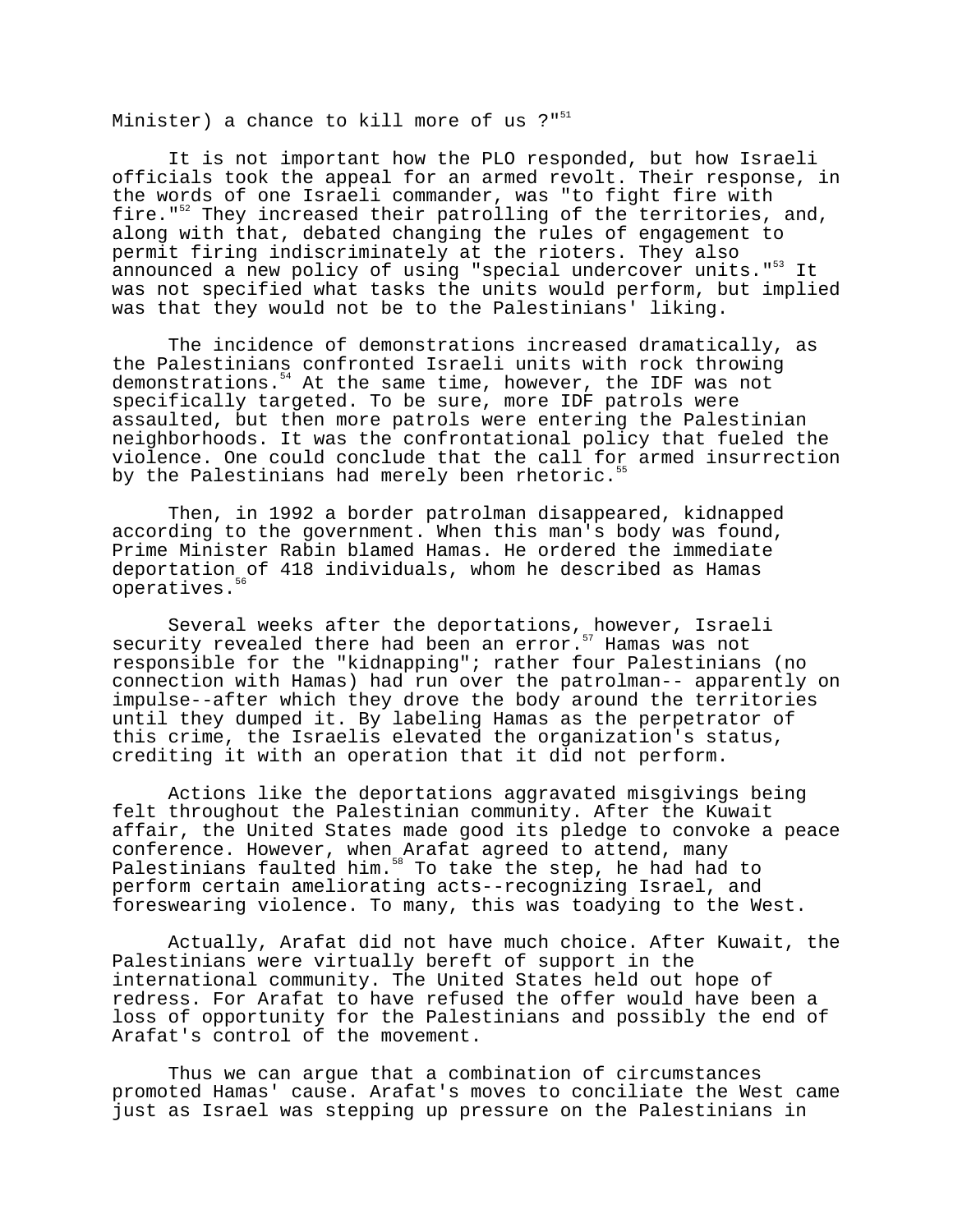Minister) a chance to kill more of us ?"[51]

It is not important how the PLO responded, but how Israeli officials took the appeal for an armed revolt. Their response, in the words of one Israeli commander, was "to fight fire with fire."[52] They increased their patrolling of the territories, and, along with that, debated changing the rules of engagement to permit firing indiscriminately at the rioters. They also announced a new policy of using "special undercover units."[53] It was not specified what tasks the units would perform, but implied was that they would not be to the Palestinians' liking.

The incidence of demonstrations increased dramatically, as the Palestinians confronted Israeli units with rock throwing demonstrations.[54] At the same time, however, the IDF was not specifically targeted. To be sure, more IDF patrols were assaulted, but then more patrols were entering the Palestinian neighborhoods. It was the confrontational policy that fueled the violence. One could conclude that the call for armed insurrection by the Palestinians had merely been rhetoric.[55]

Then, in 1992 a border patrolman disappeared, kidnapped according to the government. When this man's body was found, Prime Minister Rabin blamed Hamas. He ordered the immediate deportation of 418 individuals, whom he described as Hamas operatives.[56]

Several weeks after the deportations, however, Israeli security revealed there had been an error.[57] Hamas was not responsible for the "kidnapping"; rather four Palestinians (no connection with Hamas) had run over the patrolman-- apparently on impulse--after which they drove the body around the territories until they dumped it. By labeling Hamas as the perpetrator of this crime, the Israelis elevated the organization's status, crediting it with an operation that it did not perform.

Actions like the deportations aggravated misgivings being felt throughout the Palestinian community. After the Kuwait affair, the United States made good its pledge to convoke a peace conference. However, when Arafat agreed to attend, many Palestinians faulted him.[58] To take the step, he had had to perform certain ameliorating acts--recognizing Israel, and foreswearing violence. To many, this was toadying to the West.

Actually, Arafat did not have much choice. After Kuwait, the Palestinians were virtually bereft of support in the international community. The United States held out hope of redress. For Arafat to have refused the offer would have been a loss of opportunity for the Palestinians and possibly the end of Arafat's control of the movement.

Thus we can argue that a combination of circumstances promoted Hamas' cause. Arafat's moves to conciliate the West came just as Israel was stepping up pressure on the Palestinians in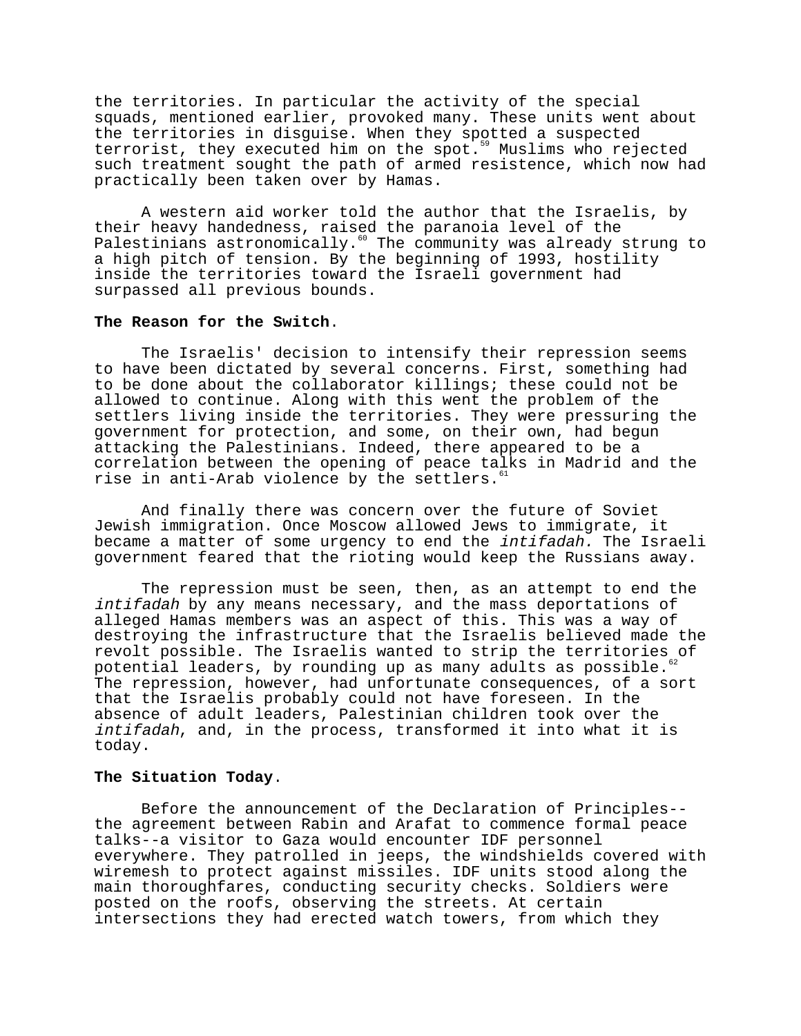the territories. In particular the activity of the special squads, mentioned earlier, provoked many. These units went about the territories in disguise. When they spotted a suspected terrorist, they executed him on the spot.[59] Muslims who rejected such treatment sought the path of armed resistence, which now had practically been taken over by Hamas.

A western aid worker told the author that the Israelis, by their heavy handedness, raised the paranoia level of the Palestinians astronomically.[60] The community was already strung to a high pitch of tension. By the beginning of 1993, hostility inside the territories toward the Israeli government had surpassed all previous bounds.

**The Reason for the Switch**.

The Israelis' decision to intensify their repression seems to have been dictated by several concerns. First, something had to be done about the collaborator killings; these could not be allowed to continue. Along with this went the problem of the settlers living inside the territories. They were pressuring the government for protection, and some, on their own, had begun attacking the Palestinians. Indeed, there appeared to be a correlation between the opening of peace talks in Madrid and the rise in anti-Arab violence by the settlers.[61]

And finally there was concern over the future of Soviet Jewish immigration. Once Moscow allowed Jews to immigrate, it became a matter of some urgency to end the *intifadah.* The Israeli government feared that the rioting would keep the Russians away.

The repression must be seen, then, as an attempt to end the *intifadah* by any means necessary, and the mass deportations of alleged Hamas members was an aspect of this. This was a way of destroying the infrastructure that the Israelis believed made the revolt possible. The Israelis wanted to strip the territories of potential leaders, by rounding up as many adults as possible.[62] The repression, however, had unfortunate consequences, of a sort that the Israelis probably could not have foreseen. In the absence of adult leaders, Palestinian children took over the *intifadah*, and, in the process, transformed it into what it is today.

**The Situation Today**.

Before the announcement of the Declaration of Principles--the agreement between Rabin and Arafat to commence formal peace talks--a visitor to Gaza would encounter IDF personnel everywhere. They patrolled in jeeps, the windshields covered with wiremesh to protect against missiles. IDF units stood along the main thoroughfares, conducting security checks. Soldiers were posted on the roofs, observing the streets. At certain intersections they had erected watch towers, from which they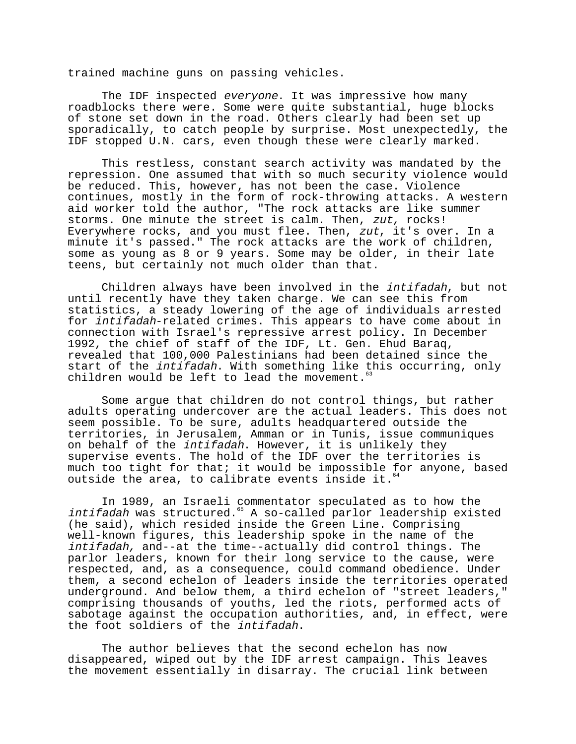trained machine guns on passing vehicles.

The IDF inspected *everyone*. It was impressive how many roadblocks there were. Some were quite substantial, huge blocks of stone set down in the road. Others clearly had been set up sporadically, to catch people by surprise. Most unexpectedly, the IDF stopped U.N. cars, even though these were clearly marked.

This restless, constant search activity was mandated by the repression. One assumed that with so much security violence would be reduced. This, however, has not been the case. Violence continues, mostly in the form of rock-throwing attacks. A western aid worker told the author, "The rock attacks are like summer storms. One minute the street is calm. Then, *zut,* rocks! Everywhere rocks, and you must flee. Then, *zut*, it's over. In a minute it's passed." The rock attacks are the work of children, some as young as 8 or 9 years. Some may be older, in their late teens, but certainly not much older than that.

Children always have been involved in the *intifadah*, but not until recently have they taken charge. We can see this from statistics, a steady lowering of the age of individuals arrested for *intifadah*-related crimes. This appears to have come about in connection with Israel's repressive arrest policy. In December 1992, the chief of staff of the IDF, Lt. Gen. Ehud Baraq, revealed that 100,000 Palestinians had been detained since the start of the *intifadah*. With something like this occurring, only children would be left to lead the movement.[63]

Some argue that children do not control things, but rather adults operating undercover are the actual leaders. This does not seem possible. To be sure, adults headquartered outside the territories, in Jerusalem, Amman or in Tunis, issue communiques on behalf of the *intifadah*. However, it is unlikely they supervise events. The hold of the IDF over the territories is much too tight for that; it would be impossible for anyone, based outside the area, to calibrate events inside it.[64]

In 1989, an Israeli commentator speculated as to how the *intifadah* was structured.[65] A so-called parlor leadership existed (he said), which resided inside the Green Line. Comprising well-known figures, this leadership spoke in the name of the *intifadah,* and--at the time--actually did control things. The parlor leaders, known for their long service to the cause, were respected, and, as a consequence, could command obedience. Under them, a second echelon of leaders inside the territories operated underground. And below them, a third echelon of "street leaders," comprising thousands of youths, led the riots, performed acts of sabotage against the occupation authorities, and, in effect, were the foot soldiers of the *intifadah*.

The author believes that the second echelon has now disappeared, wiped out by the IDF arrest campaign. This leaves the movement essentially in disarray. The crucial link between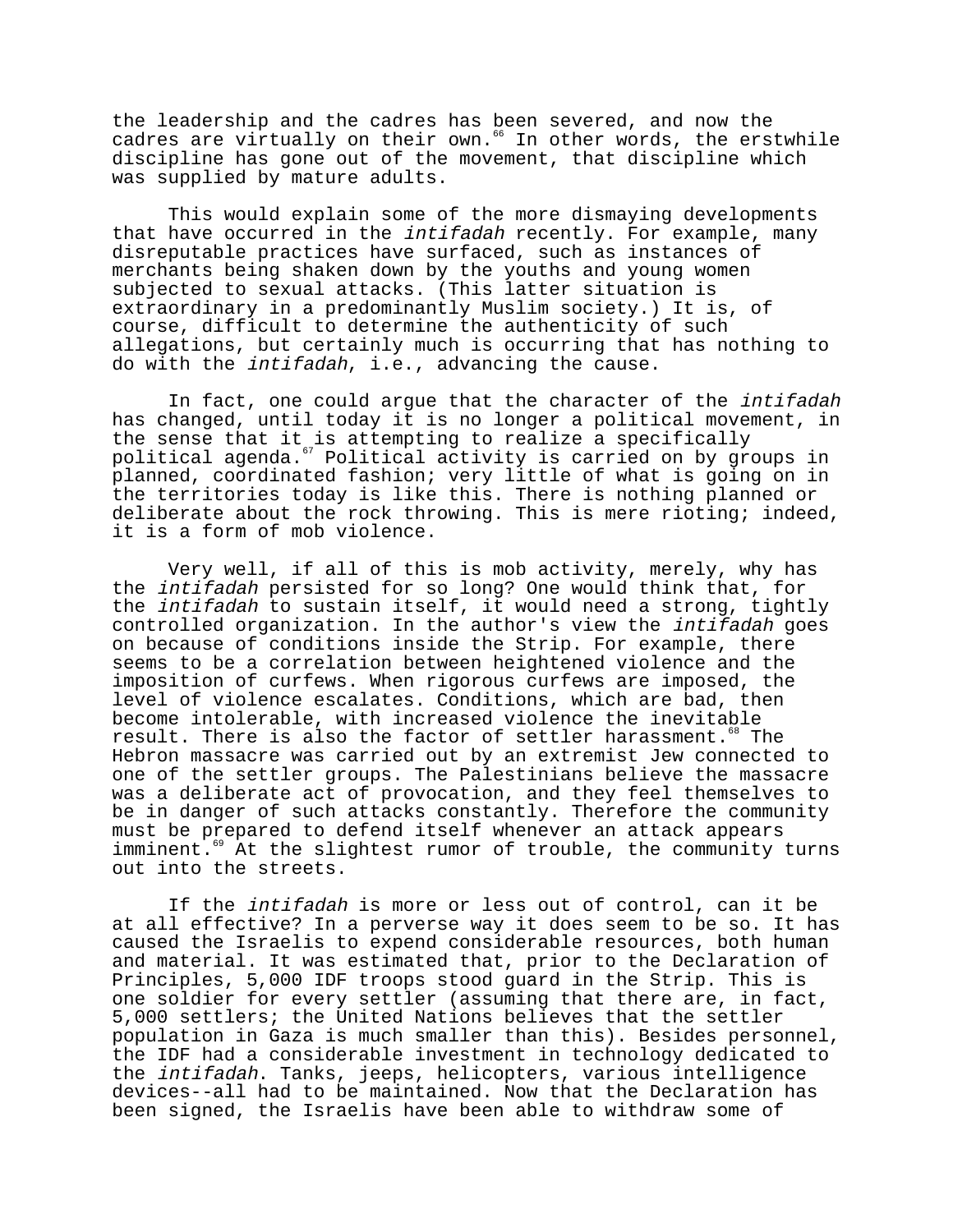the leadership and the cadres has been severed, and now the cadres are virtually on their own.[66] In other words, the erstwhile discipline has gone out of the movement, that discipline which was supplied by mature adults.

This would explain some of the more dismaying developments that have occurred in the *intifadah* recently. For example, many disreputable practices have surfaced, such as instances of merchants being shaken down by the youths and young women subjected to sexual attacks. (This latter situation is extraordinary in a predominantly Muslim society.) It is, of course, difficult to determine the authenticity of such allegations, but certainly much is occurring that has nothing to do with the *intifadah*, i.e., advancing the cause.

In fact, one could argue that the character of the *intifadah* has changed, until today it is no longer a political movement, in the sense that it is attempting to realize a specifically political agenda.[67] Political activity is carried on by groups in planned, coordinated fashion; very little of what is going on in the territories today is like this. There is nothing planned or deliberate about the rock throwing. This is mere rioting; indeed, it is a form of mob violence.

Very well, if all of this is mob activity, merely, why has the *intifadah* persisted for so long? One would think that, for the *intifadah* to sustain itself, it would need a strong, tightly controlled organization. In the author's view the *intifadah* goes on because of conditions inside the Strip. For example, there seems to be a correlation between heightened violence and the imposition of curfews. When rigorous curfews are imposed, the level of violence escalates. Conditions, which are bad, then become intolerable, with increased violence the inevitable result. There is also the factor of settler harassment.[68] The Hebron massacre was carried out by an extremist Jew connected to one of the settler groups. The Palestinians believe the massacre was a deliberate act of provocation, and they feel themselves to be in danger of such attacks constantly. Therefore the community must be prepared to defend itself whenever an attack appears imminent.[69] At the slightest rumor of trouble, the community turns out into the streets.

If the *intifadah* is more or less out of control, can it be at all effective? In a perverse way it does seem to be so. It has caused the Israelis to expend considerable resources, both human and material. It was estimated that, prior to the Declaration of Principles, 5,000 IDF troops stood guard in the Strip. This is one soldier for every settler (assuming that there are, in fact, 5,000 settlers; the United Nations believes that the settler population in Gaza is much smaller than this). Besides personnel, the IDF had a considerable investment in technology dedicated to the *intifadah*. Tanks, jeeps, helicopters, various intelligence devices--all had to be maintained. Now that the Declaration has been signed, the Israelis have been able to withdraw some of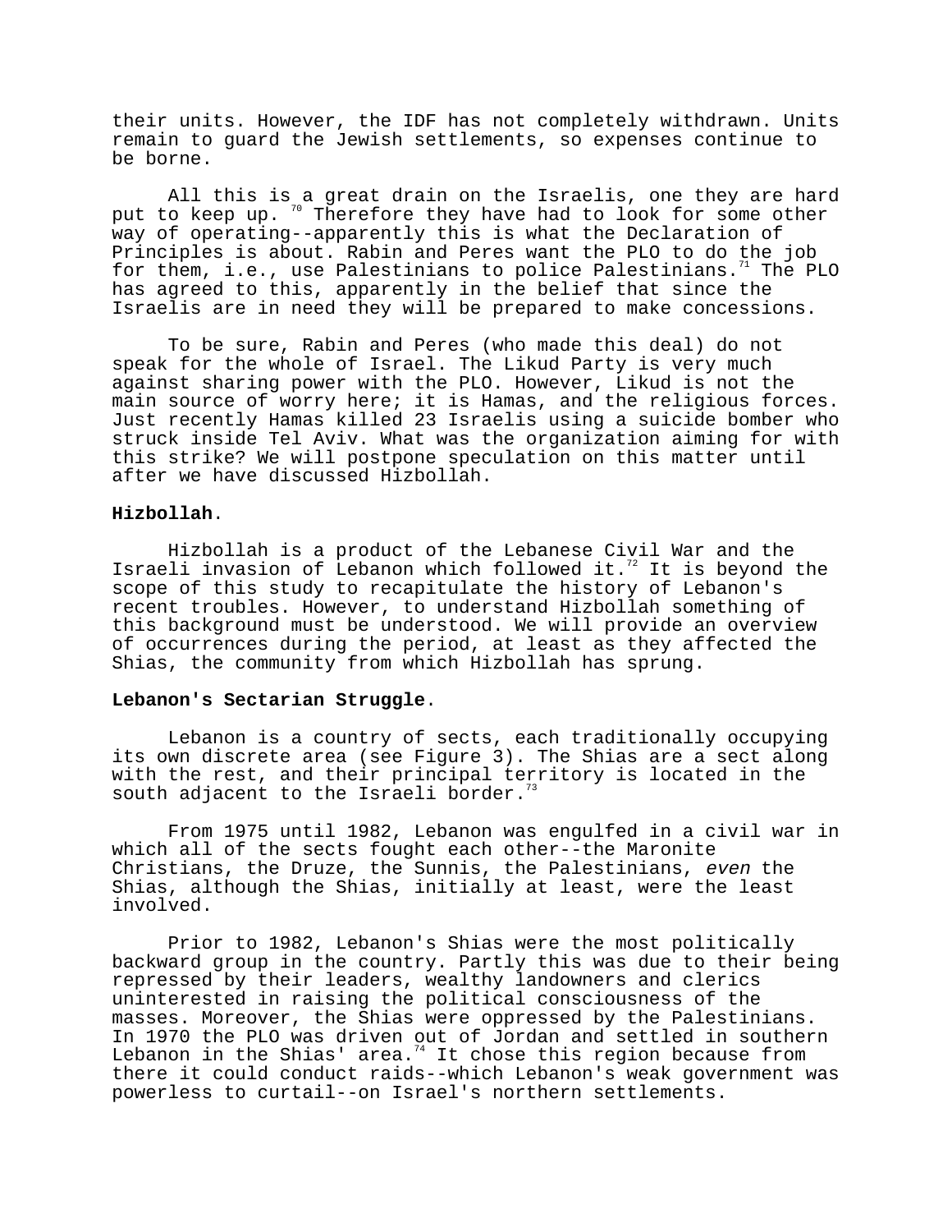their units. However, the IDF has not completely withdrawn. Units remain to guard the Jewish settlements, so expenses continue to be borne.

All this is a great drain on the Israelis, one they are hard put to keep up.[70] Therefore they have had to look for some other way of operating--apparently this is what the Declaration of Principles is about. Rabin and Peres want the PLO to do the job for them, i.e., use Palestinians to police Palestinians.[71] The PLO has agreed to this, apparently in the belief that since the Israelis are in need they will be prepared to make concessions.

To be sure, Rabin and Peres (who made this deal) do not speak for the whole of Israel. The Likud Party is very much against sharing power with the PLO. However, Likud is not the main source of worry here; it is Hamas, and the religious forces. Just recently Hamas killed 23 Israelis using a suicide bomber who struck inside Tel Aviv. What was the organization aiming for with this strike? We will postpone speculation on this matter until after we have discussed Hizbollah.

**Hizbollah**.

Hizbollah is a product of the Lebanese Civil War and the Israeli invasion of Lebanon which followed it.[72] It is beyond the scope of this study to recapitulate the history of Lebanon's recent troubles. However, to understand Hizbollah something of this background must be understood. We will provide an overview of occurrences during the period, at least as they affected the Shias, the community from which Hizbollah has sprung.

**Lebanon's Sectarian Struggle**.

Lebanon is a country of sects, each traditionally occupying its own discrete area (see Figure 3). The Shias are a sect along with the rest, and their principal territory is located in the south adjacent to the Israeli border.[73]

From 1975 until 1982, Lebanon was engulfed in a civil war in which all of the sects fought each other--the Maronite Christians, the Druze, the Sunnis, the Palestinians, *even* the Shias, although the Shias, initially at least, were the least involved.

Prior to 1982, Lebanon's Shias were the most politically backward group in the country. Partly this was due to their being repressed by their leaders, wealthy landowners and clerics uninterested in raising the political consciousness of the masses. Moreover, the Shias were oppressed by the Palestinians. In 1970 the PLO was driven out of Jordan and settled in southern Lebanon in the Shias' area.[74] It chose this region because from there it could conduct raids--which Lebanon's weak government was powerless to curtail--on Israel's northern settlements.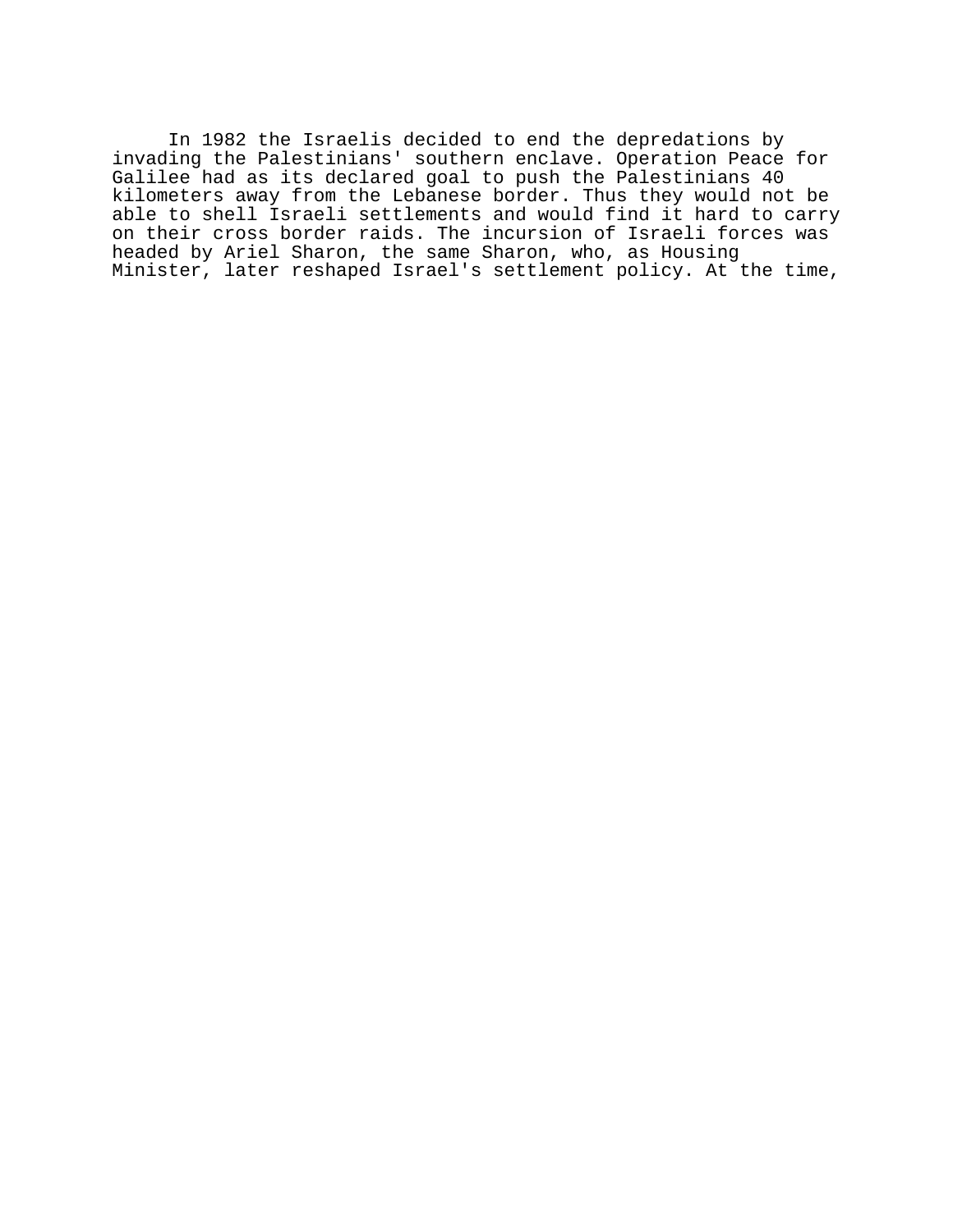In 1982 the Israelis decided to end the depredations by invading the Palestinians' southern enclave. Operation Peace for Galilee had as its declared goal to push the Palestinians 40 kilometers away from the Lebanese border. Thus they would not be able to shell Israeli settlements and would find it hard to carry on their cross border raids. The incursion of Israeli forces was headed by Ariel Sharon, the same Sharon, who, as Housing Minister, later reshaped Israel's settlement policy. At the time,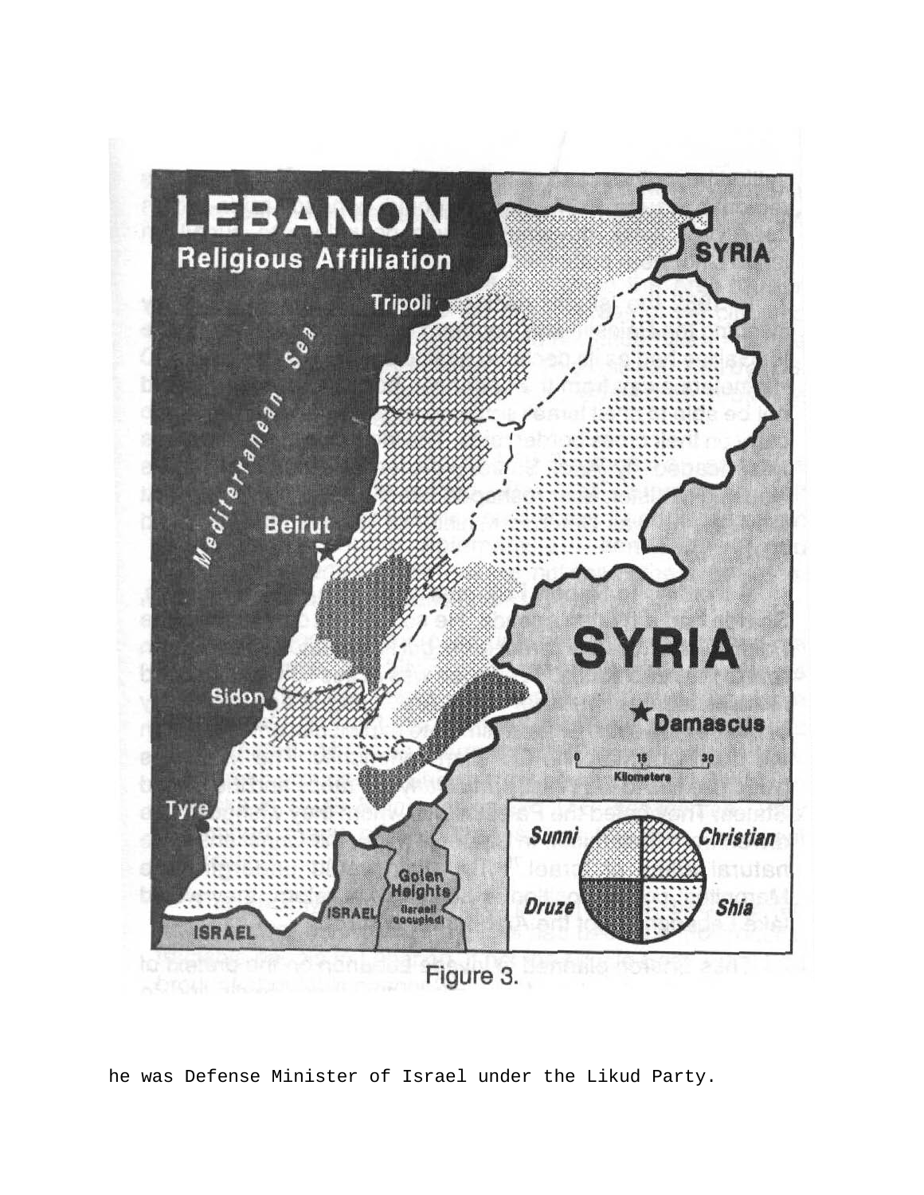# LEBANON

## Religious Affiliation

Tripoli

Mediterranean Sea

Beirut

Sidon

Tyre

SYRIA

Damascus

Golan Heights (Israeli occupied)

ISRAEL

0 15 30 Kilometers

Sunni | Christian | Druze | Shia

Figure 3.

he was Defense Minister of Israel under the Likud Party.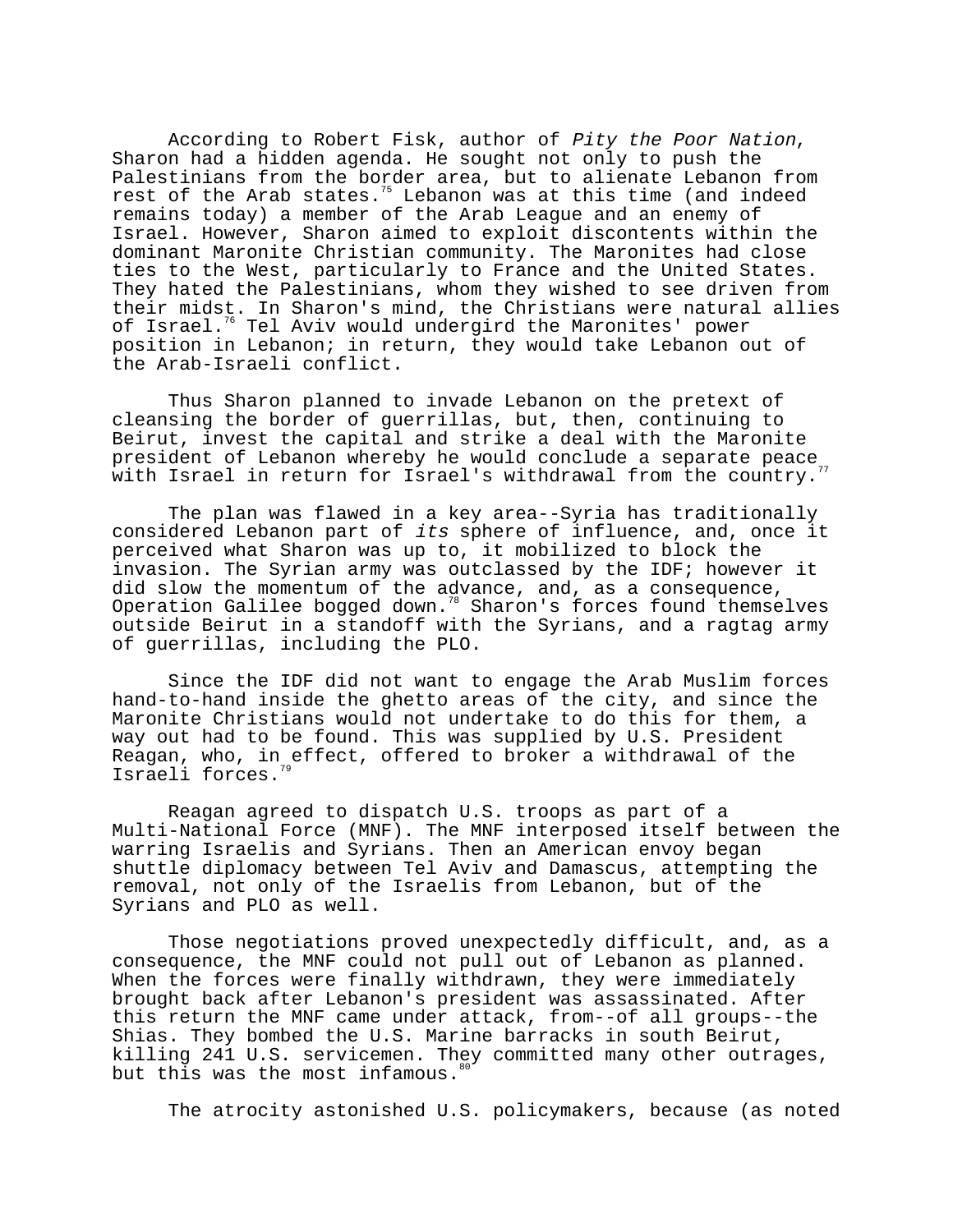According to Robert Fisk, author of *Pity the Poor Nation*, Sharon had a hidden agenda. He sought not only to push the Palestinians from the border area, but to alienate Lebanon from rest of the Arab states.[75] Lebanon was at this time (and indeed remains today) a member of the Arab League and an enemy of Israel. However, Sharon aimed to exploit discontents within the dominant Maronite Christian community. The Maronites had close ties to the West, particularly to France and the United States. They hated the Palestinians, whom they wished to see driven from their midst. In Sharon's mind, the Christians were natural allies of Israel.[76] Tel Aviv would undergird the Maronites' power position in Lebanon; in return, they would take Lebanon out of the Arab-Israeli conflict.

Thus Sharon planned to invade Lebanon on the pretext of cleansing the border of guerrillas, but, then, continuing to Beirut, invest the capital and strike a deal with the Maronite president of Lebanon whereby he would conclude a separate peace with Israel in return for Israel's withdrawal from the country.[77]

The plan was flawed in a key area--Syria has traditionally considered Lebanon part of *its* sphere of influence, and, once it perceived what Sharon was up to, it mobilized to block the invasion. The Syrian army was outclassed by the IDF; however it did slow the momentum of the advance, and, as a consequence, Operation Galilee bogged down.[78] Sharon's forces found themselves outside Beirut in a standoff with the Syrians, and a ragtag army of guerrillas, including the PLO.

Since the IDF did not want to engage the Arab Muslim forces hand-to-hand inside the ghetto areas of the city, and since the Maronite Christians would not undertake to do this for them, a way out had to be found. This was supplied by U.S. President Reagan, who, in effect, offered to broker a withdrawal of the Israeli forces.[79]

Reagan agreed to dispatch U.S. troops as part of a Multi-National Force (MNF). The MNF interposed itself between the warring Israelis and Syrians. Then an American envoy began shuttle diplomacy between Tel Aviv and Damascus, attempting the removal, not only of the Israelis from Lebanon, but of the Syrians and PLO as well.

Those negotiations proved unexpectedly difficult, and, as a consequence, the MNF could not pull out of Lebanon as planned. When the forces were finally withdrawn, they were immediately brought back after Lebanon's president was assassinated. After this return the MNF came under attack, from--of all groups--the Shias. They bombed the U.S. Marine barracks in south Beirut, killing 241 U.S. servicemen. They committed many other outrages, but this was the most infamous.[80]

The atrocity astonished U.S. policymakers, because (as noted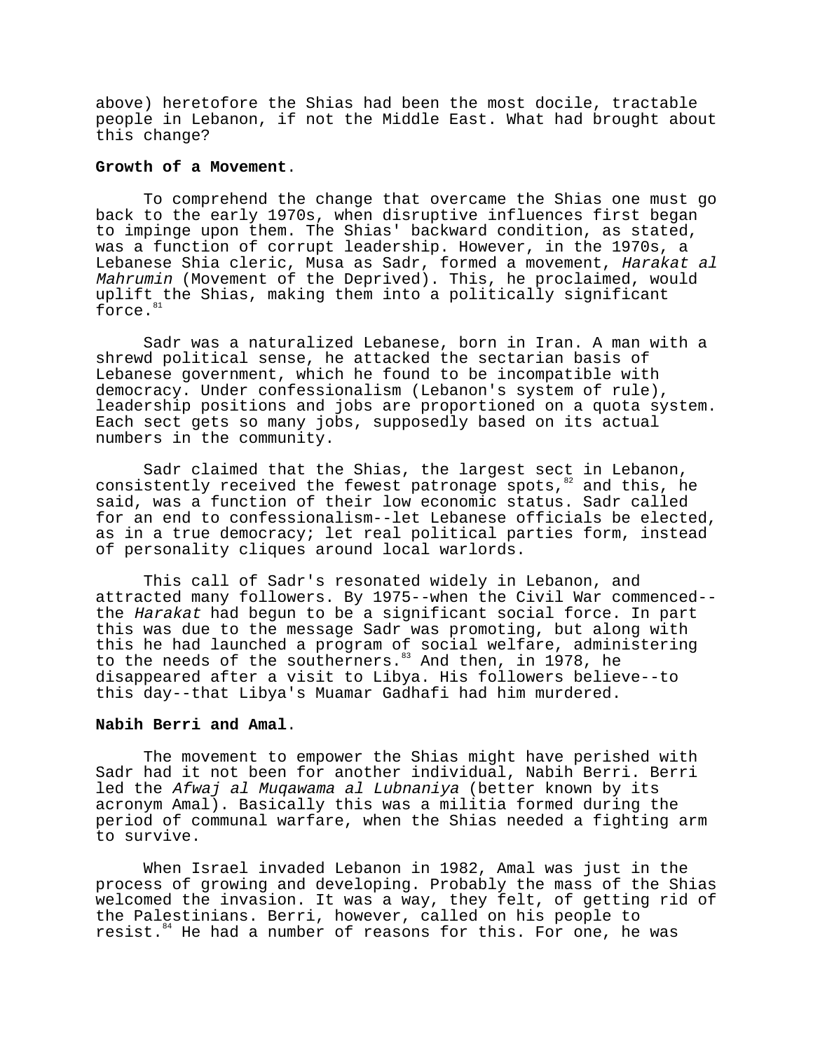above) heretofore the Shias had been the most docile, tractable people in Lebanon, if not the Middle East. What had brought about this change?

**Growth of a Movement**.

To comprehend the change that overcame the Shias one must go back to the early 1970s, when disruptive influences first began to impinge upon them. The Shias' backward condition, as stated, was a function of corrupt leadership. However, in the 1970s, a Lebanese Shia cleric, Musa as Sadr, formed a movement, *Harakat al Mahrumin* (Movement of the Deprived). This, he proclaimed, would uplift the Shias, making them into a politically significant force.[81]

Sadr was a naturalized Lebanese, born in Iran. A man with a shrewd political sense, he attacked the sectarian basis of Lebanese government, which he found to be incompatible with democracy. Under confessionalism (Lebanon's system of rule), leadership positions and jobs are proportioned on a quota system. Each sect gets so many jobs, supposedly based on its actual numbers in the community.

Sadr claimed that the Shias, the largest sect in Lebanon, consistently received the fewest patronage spots,[82] and this, he said, was a function of their low economic status. Sadr called for an end to confessionalism--let Lebanese officials be elected, as in a true democracy; let real political parties form, instead of personality cliques around local warlords.

This call of Sadr's resonated widely in Lebanon, and attracted many followers. By 1975--when the Civil War commenced--the *Harakat* had begun to be a significant social force. In part this was due to the message Sadr was promoting, but along with this he had launched a program of social welfare, administering to the needs of the southerners.[83] And then, in 1978, he disappeared after a visit to Libya. His followers believe--to this day--that Libya's Muamar Gadhafi had him murdered.

**Nabih Berri and Amal**.

The movement to empower the Shias might have perished with Sadr had it not been for another individual, Nabih Berri. Berri led the *Afwaj al Muqawama al Lubnaniya* (better known by its acronym Amal). Basically this was a militia formed during the period of communal warfare, when the Shias needed a fighting arm to survive.

When Israel invaded Lebanon in 1982, Amal was just in the process of growing and developing. Probably the mass of the Shias welcomed the invasion. It was a way, they felt, of getting rid of the Palestinians. Berri, however, called on his people to resist.[84] He had a number of reasons for this. For one, he was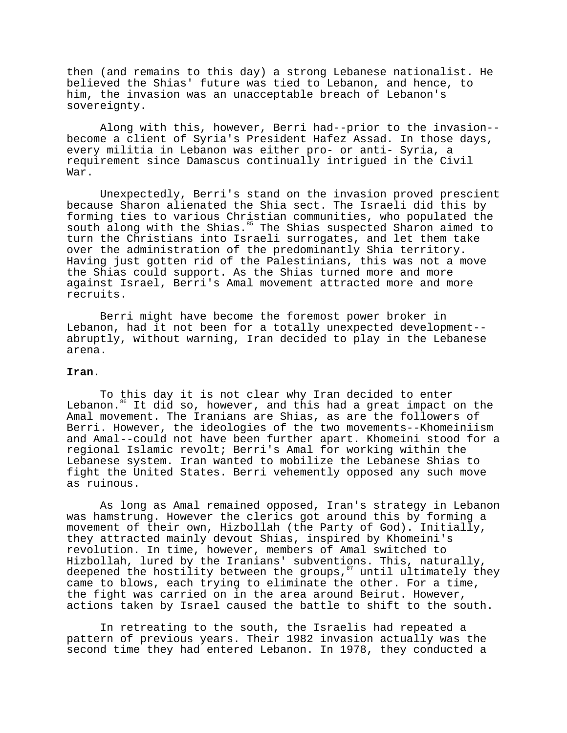then (and remains to this day) a strong Lebanese nationalist. He believed the Shias' future was tied to Lebanon, and hence, to him, the invasion was an unacceptable breach of Lebanon's sovereignty.

Along with this, however, Berri had--prior to the invasion--become a client of Syria's President Hafez Assad. In those days, every militia in Lebanon was either pro- or anti- Syria, a requirement since Damascus continually intrigued in the Civil War.

Unexpectedly, Berri's stand on the invasion proved prescient because Sharon alienated the Shia sect. The Israeli did this by forming ties to various Christian communities, who populated the south along with the Shias.[85] The Shias suspected Sharon aimed to turn the Christians into Israeli surrogates, and let them take over the administration of the predominantly Shia territory. Having just gotten rid of the Palestinians, this was not a move the Shias could support. As the Shias turned more and more against Israel, Berri's Amal movement attracted more and more recruits.

Berri might have become the foremost power broker in Lebanon, had it not been for a totally unexpected development--abruptly, without warning, Iran decided to play in the Lebanese arena.

**Iran**.

To this day it is not clear why Iran decided to enter Lebanon.[86] It did so, however, and this had a great impact on the Amal movement. The Iranians are Shias, as are the followers of Berri. However, the ideologies of the two movements--Khomeiniism and Amal--could not have been further apart. Khomeini stood for a regional Islamic revolt; Berri's Amal for working within the Lebanese system. Iran wanted to mobilize the Lebanese Shias to fight the United States. Berri vehemently opposed any such move as ruinous.

As long as Amal remained opposed, Iran's strategy in Lebanon was hamstrung. However the clerics got around this by forming a movement of their own, Hizbollah (the Party of God). Initially, they attracted mainly devout Shias, inspired by Khomeini's revolution. In time, however, members of Amal switched to Hizbollah, lured by the Iranians' subventions. This, naturally, deepened the hostility between the groups,[87] until ultimately they came to blows, each trying to eliminate the other. For a time, the fight was carried on in the area around Beirut. However, actions taken by Israel caused the battle to shift to the south.

In retreating to the south, the Israelis had repeated a pattern of previous years. Their 1982 invasion actually was the second time they had entered Lebanon. In 1978, they conducted a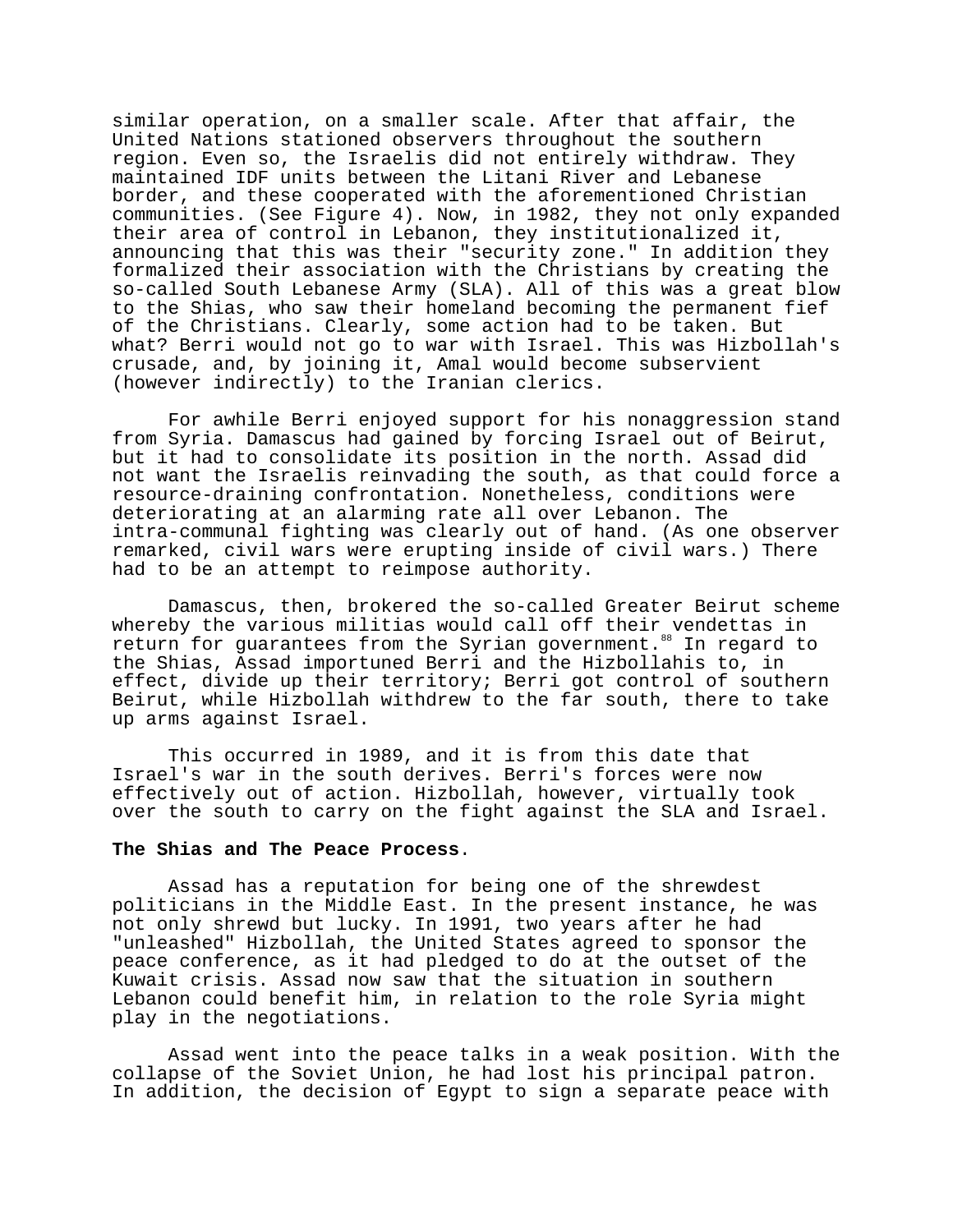similar operation, on a smaller scale. After that affair, the United Nations stationed observers throughout the southern region. Even so, the Israelis did not entirely withdraw. They maintained IDF units between the Litani River and Lebanese border, and these cooperated with the aforementioned Christian communities. (See Figure 4). Now, in 1982, they not only expanded their area of control in Lebanon, they institutionalized it, announcing that this was their "security zone." In addition they formalized their association with the Christians by creating the so-called South Lebanese Army (SLA). All of this was a great blow to the Shias, who saw their homeland becoming the permanent fief of the Christians. Clearly, some action had to be taken. But what? Berri would not go to war with Israel. This was Hizbollah's crusade, and, by joining it, Amal would become subservient (however indirectly) to the Iranian clerics.

For awhile Berri enjoyed support for his nonaggression stand from Syria. Damascus had gained by forcing Israel out of Beirut, but it had to consolidate its position in the north. Assad did not want the Israelis reinvading the south, as that could force a resource-draining confrontation. Nonetheless, conditions were deteriorating at an alarming rate all over Lebanon. The intra-communal fighting was clearly out of hand. (As one observer remarked, civil wars were erupting inside of civil wars.) There had to be an attempt to reimpose authority.

Damascus, then, brokered the so-called Greater Beirut scheme whereby the various militias would call off their vendettas in return for guarantees from the Syrian government.[88] In regard to the Shias, Assad importuned Berri and the Hizbollahis to, in effect, divide up their territory; Berri got control of southern Beirut, while Hizbollah withdrew to the far south, there to take up arms against Israel.

This occurred in 1989, and it is from this date that Israel's war in the south derives. Berri's forces were now effectively out of action. Hizbollah, however, virtually took over the south to carry on the fight against the SLA and Israel.

**The Shias and The Peace Process**.

Assad has a reputation for being one of the shrewdest politicians in the Middle East. In the present instance, he was not only shrewd but lucky. In 1991, two years after he had "unleashed" Hizbollah, the United States agreed to sponsor the peace conference, as it had pledged to do at the outset of the Kuwait crisis. Assad now saw that the situation in southern Lebanon could benefit him, in relation to the role Syria might play in the negotiations.

Assad went into the peace talks in a weak position. With the collapse of the Soviet Union, he had lost his principal patron. In addition, the decision of Egypt to sign a separate peace with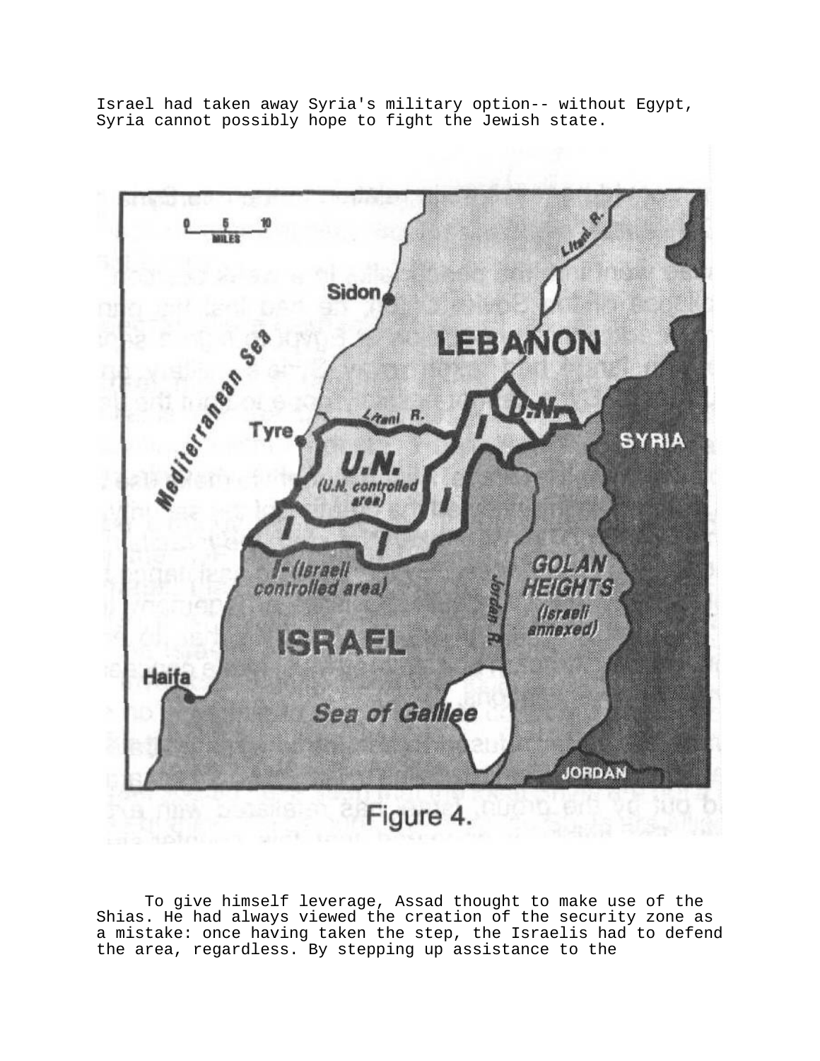Israel had taken away Syria's military option-- without Egypt, Syria cannot possibly hope to fight the Jewish state.

Figure 4.

To give himself leverage, Assad thought to make use of the Shias. He had always viewed the creation of the security zone as a mistake: once having taken the step, the Israelis had to defend the area, regardless. By stepping up assistance to the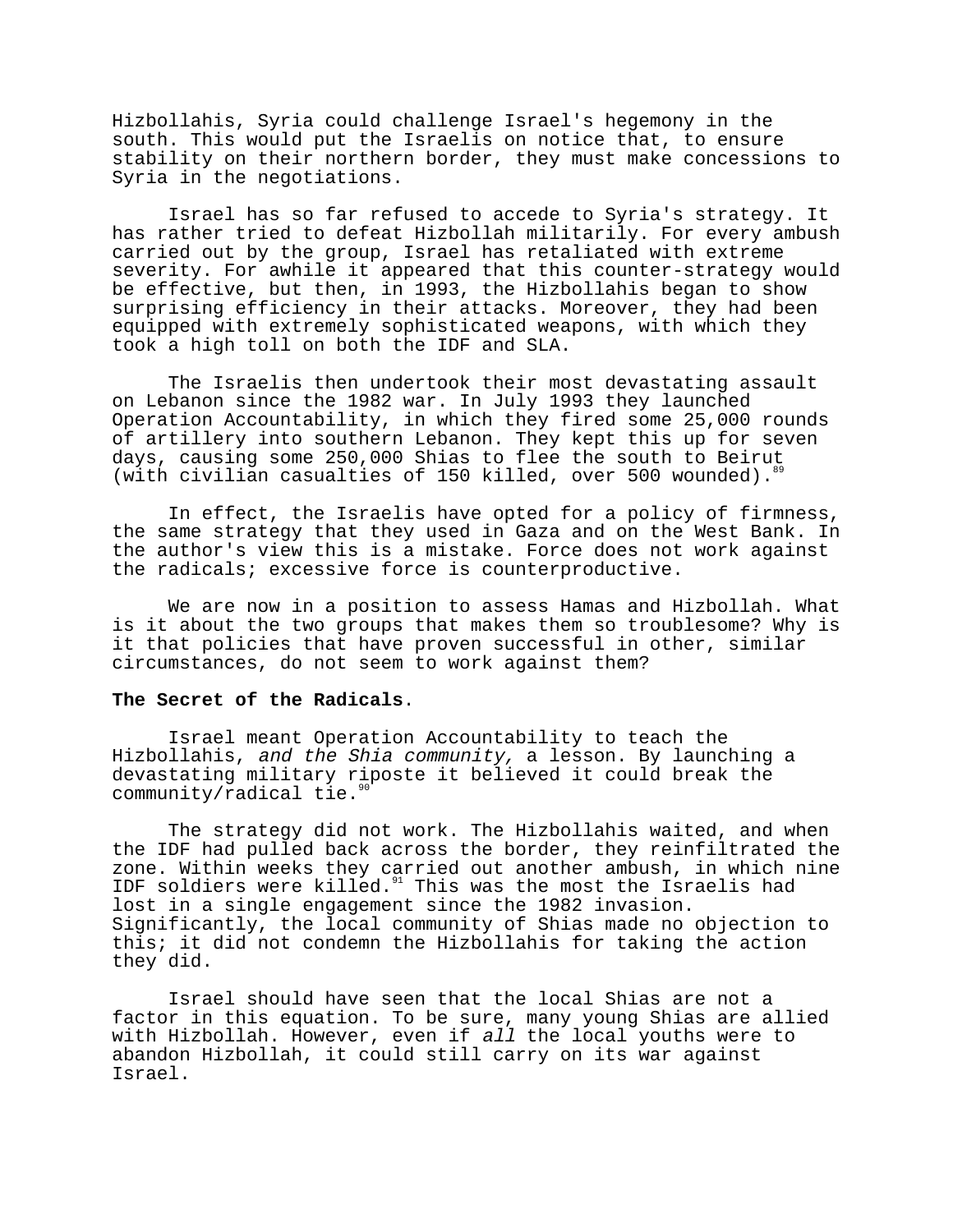Hizbollahis, Syria could challenge Israel's hegemony in the south. This would put the Israelis on notice that, to ensure stability on their northern border, they must make concessions to Syria in the negotiations.

Israel has so far refused to accede to Syria's strategy. It has rather tried to defeat Hizbollah militarily. For every ambush carried out by the group, Israel has retaliated with extreme severity. For awhile it appeared that this counter-strategy would be effective, but then, in 1993, the Hizbollahis began to show surprising efficiency in their attacks. Moreover, they had been equipped with extremely sophisticated weapons, with which they took a high toll on both the IDF and SLA.

The Israelis then undertook their most devastating assault on Lebanon since the 1982 war. In July 1993 they launched Operation Accountability, in which they fired some 25,000 rounds of artillery into southern Lebanon. They kept this up for seven days, causing some 250,000 Shias to flee the south to Beirut (with civilian casualties of 150 killed, over 500 wounded).[89]

In effect, the Israelis have opted for a policy of firmness, the same strategy that they used in Gaza and on the West Bank. In the author's view this is a mistake. Force does not work against the radicals; excessive force is counterproductive.

We are now in a position to assess Hamas and Hizbollah. What is it about the two groups that makes them so troublesome? Why is it that policies that have proven successful in other, similar circumstances, do not seem to work against them?

**The Secret of the Radicals**.

Israel meant Operation Accountability to teach the Hizbollahis, *and the Shia community,* a lesson. By launching a devastating military riposte it believed it could break the community/radical tie.[90]

The strategy did not work. The Hizbollahis waited, and when the IDF had pulled back across the border, they reinfiltrated the zone. Within weeks they carried out another ambush, in which nine IDF soldiers were killed.[91] This was the most the Israelis had lost in a single engagement since the 1982 invasion. Significantly, the local community of Shias made no objection to this; it did not condemn the Hizbollahis for taking the action they did.

Israel should have seen that the local Shias are not a factor in this equation. To be sure, many young Shias are allied with Hizbollah. However, even if *all* the local youths were to abandon Hizbollah, it could still carry on its war against Israel.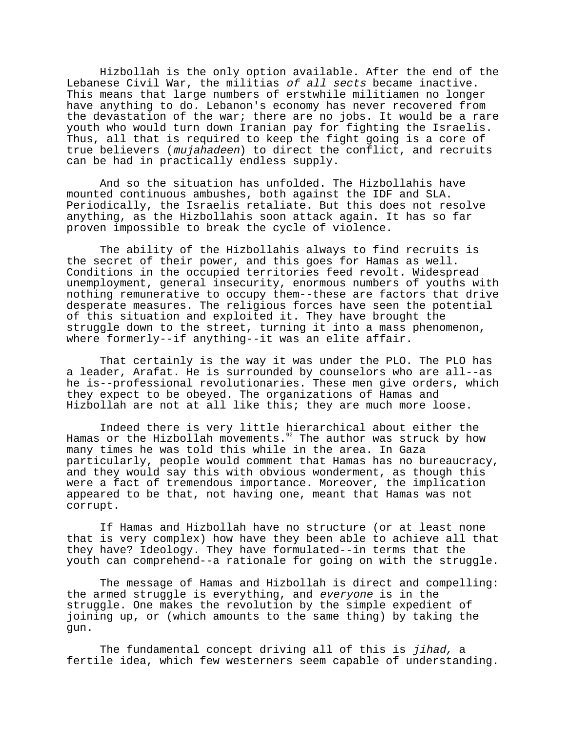Hizbollah is the only option available. After the end of the Lebanese Civil War, the militias *of all sects* became inactive. This means that large numbers of erstwhile militiamen no longer have anything to do. Lebanon's economy has never recovered from the devastation of the war; there are no jobs. It would be a rare youth who would turn down Iranian pay for fighting the Israelis. Thus, all that is required to keep the fight going is a core of true believers (*mujahadeen*) to direct the conflict, and recruits can be had in practically endless supply.

And so the situation has unfolded. The Hizbollahis have mounted continuous ambushes, both against the IDF and SLA. Periodically, the Israelis retaliate. But this does not resolve anything, as the Hizbollahis soon attack again. It has so far proven impossible to break the cycle of violence.

The ability of the Hizbollahis always to find recruits is the secret of their power, and this goes for Hamas as well. Conditions in the occupied territories feed revolt. Widespread unemployment, general insecurity, enormous numbers of youths with nothing remunerative to occupy them--these are factors that drive desperate measures. The religious forces have seen the potential of this situation and exploited it. They have brought the struggle down to the street, turning it into a mass phenomenon, where formerly--if anything--it was an elite affair.

That certainly is the way it was under the PLO. The PLO has a leader, Arafat. He is surrounded by counselors who are all--as he is--professional revolutionaries. These men give orders, which they expect to be obeyed. The organizations of Hamas and Hizbollah are not at all like this; they are much more loose.

Indeed there is very little hierarchical about either the Hamas or the Hizbollah movements.[92] The author was struck by how many times he was told this while in the area. In Gaza particularly, people would comment that Hamas has no bureaucracy, and they would say this with obvious wonderment, as though this were a fact of tremendous importance. Moreover, the implication appeared to be that, not having one, meant that Hamas was not corrupt.

If Hamas and Hizbollah have no structure (or at least none that is very complex) how have they been able to achieve all that they have? Ideology. They have formulated--in terms that the youth can comprehend--a rationale for going on with the struggle.

The message of Hamas and Hizbollah is direct and compelling: the armed struggle is everything, and *everyone* is in the struggle. One makes the revolution by the simple expedient of joining up, or (which amounts to the same thing) by taking the gun.

The fundamental concept driving all of this is *jihad,* a fertile idea, which few westerners seem capable of understanding.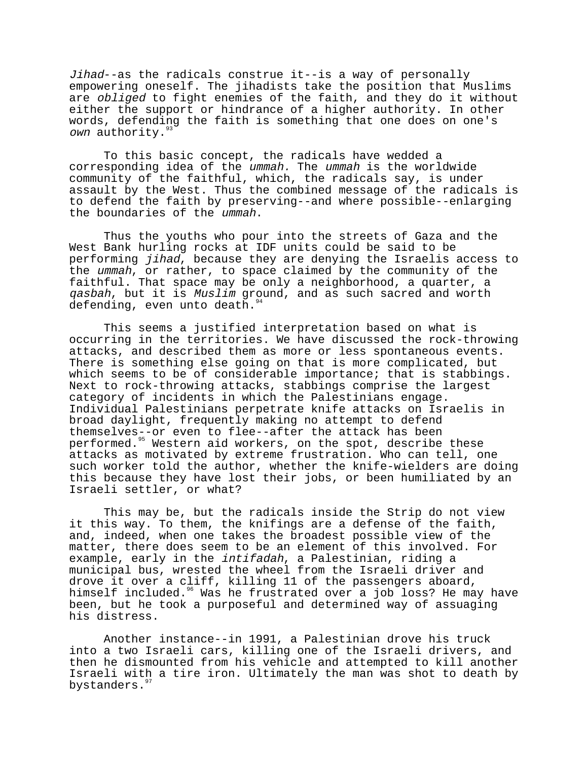*Jihad*--as the radicals construe it--is a way of personally empowering oneself. The jihadists take the position that Muslims are *obliged* to fight enemies of the faith, and they do it without either the support or hindrance of a higher authority. In other words, defending the faith is something that one does on one's *own* authority.[93]

To this basic concept, the radicals have wedded a corresponding idea of the *ummah.* The *ummah* is the worldwide community of the faithful, which, the radicals say, is under assault by the West. Thus the combined message of the radicals is to defend the faith by preserving--and where possible--enlarging the boundaries of the *ummah*.

Thus the youths who pour into the streets of Gaza and the West Bank hurling rocks at IDF units could be said to be performing *jihad*, because they are denying the Israelis access to the *ummah*, or rather, to space claimed by the community of the faithful. That space may be only a neighborhood, a quarter, a *qasbah*, but it is *Muslim* ground, and as such sacred and worth defending, even unto death.[94]

This seems a justified interpretation based on what is occurring in the territories. We have discussed the rock-throwing attacks, and described them as more or less spontaneous events. There is something else going on that is more complicated, but which seems to be of considerable importance; that is stabbings. Next to rock-throwing attacks, stabbings comprise the largest category of incidents in which the Palestinians engage. Individual Palestinians perpetrate knife attacks on Israelis in broad daylight, frequently making no attempt to defend themselves--or even to flee--after the attack has been performed.[95] Western aid workers, on the spot, describe these attacks as motivated by extreme frustration. Who can tell, one such worker told the author, whether the knife-wielders are doing this because they have lost their jobs, or been humiliated by an Israeli settler, or what?

This may be, but the radicals inside the Strip do not view it this way. To them, the knifings are a defense of the faith, and, indeed, when one takes the broadest possible view of the matter, there does seem to be an element of this involved. For example, early in the *intifadah*, a Palestinian, riding a municipal bus, wrested the wheel from the Israeli driver and drove it over a cliff, killing 11 of the passengers aboard, himself included.[96] Was he frustrated over a job loss? He may have been, but he took a purposeful and determined way of assuaging his distress.

Another instance--in 1991, a Palestinian drove his truck into a two Israeli cars, killing one of the Israeli drivers, and then he dismounted from his vehicle and attempted to kill another Israeli with a tire iron. Ultimately the man was shot to death by bystanders.[97]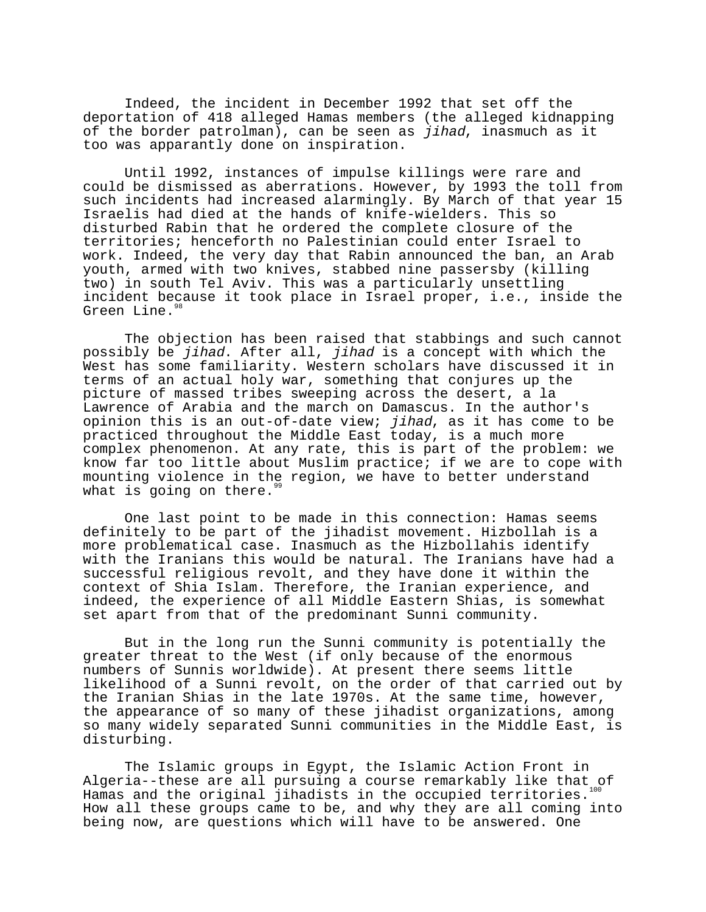Indeed, the incident in December 1992 that set off the deportation of 418 alleged Hamas members (the alleged kidnapping of the border patrolman), can be seen as *jihad*, inasmuch as it too was apparently done on inspiration.

Until 1992, instances of impulse killings were rare and could be dismissed as aberrations. However, by 1993 the toll from such incidents had increased alarmingly. By March of that year 15 Israelis had died at the hands of knife-wielders. This so disturbed Rabin that he ordered the complete closure of the territories; henceforth no Palestinian could enter Israel to work. Indeed, the very day that Rabin announced the ban, an Arab youth, armed with two knives, stabbed nine passersby (killing two) in south Tel Aviv. This was a particularly unsettling incident because it took place in Israel proper, i.e., inside the Green Line.[98]

The objection has been raised that stabbings and such cannot possibly be *jihad*. After all, *jihad* is a concept with which the West has some familiarity. Western scholars have discussed it in terms of an actual holy war, something that conjures up the picture of massed tribes sweeping across the desert, a la Lawrence of Arabia and the march on Damascus. In the author's opinion this is an out-of-date view; *jihad*, as it has come to be practiced throughout the Middle East today, is a much more complex phenomenon. At any rate, this is part of the problem: we know far too little about Muslim practice; if we are to cope with mounting violence in the region, we have to better understand what is going on there.[99]

One last point to be made in this connection: Hamas seems definitely to be part of the jihadist movement. Hizbollah is a more problematical case. Inasmuch as the Hizbollahis identify with the Iranians this would be natural. The Iranians have had a successful religious revolt, and they have done it within the context of Shia Islam. Therefore, the Iranian experience, and indeed, the experience of all Middle Eastern Shias, is somewhat set apart from that of the predominant Sunni community.

But in the long run the Sunni community is potentially the greater threat to the West (if only because of the enormous numbers of Sunnis worldwide). At present there seems little likelihood of a Sunni revolt, on the order of that carried out by the Iranian Shias in the late 1970s. At the same time, however, the appearance of so many of these jihadist organizations, among so many widely separated Sunni communities in the Middle East, is disturbing.

The Islamic groups in Egypt, the Islamic Action Front in Algeria--these are all pursuing a course remarkably like that of Hamas and the original jihadists in the occupied territories.[100] How all these groups came to be, and why they are all coming into being now, are questions which will have to be answered. One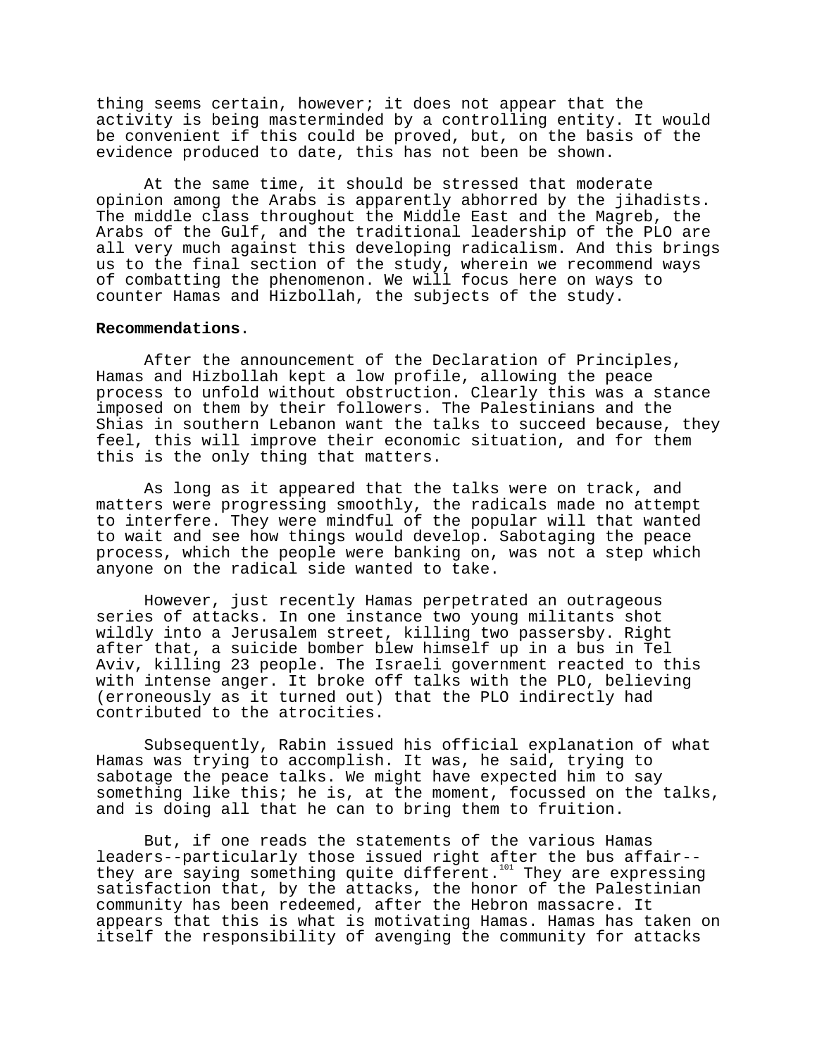thing seems certain, however; it does not appear that the activity is being masterminded by a controlling entity. It would be convenient if this could be proved, but, on the basis of the evidence produced to date, this has not been be shown.

At the same time, it should be stressed that moderate opinion among the Arabs is apparently abhorred by the jihadists. The middle class throughout the Middle East and the Magreb, the Arabs of the Gulf, and the traditional leadership of the PLO are all very much against this developing radicalism. And this brings us to the final section of the study, wherein we recommend ways of combatting the phenomenon. We will focus here on ways to counter Hamas and Hizbollah, the subjects of the study.

**Recommendations**.

After the announcement of the Declaration of Principles, Hamas and Hizbollah kept a low profile, allowing the peace process to unfold without obstruction. Clearly this was a stance imposed on them by their followers. The Palestinians and the Shias in southern Lebanon want the talks to succeed because, they feel, this will improve their economic situation, and for them this is the only thing that matters.

As long as it appeared that the talks were on track, and matters were progressing smoothly, the radicals made no attempt to interfere. They were mindful of the popular will that wanted to wait and see how things would develop. Sabotaging the peace process, which the people were banking on, was not a step which anyone on the radical side wanted to take.

However, just recently Hamas perpetrated an outrageous series of attacks. In one instance two young militants shot wildly into a Jerusalem street, killing two passersby. Right after that, a suicide bomber blew himself up in a bus in Tel Aviv, killing 23 people. The Israeli government reacted to this with intense anger. It broke off talks with the PLO, believing (erroneously as it turned out) that the PLO indirectly had contributed to the atrocities.

Subsequently, Rabin issued his official explanation of what Hamas was trying to accomplish. It was, he said, trying to sabotage the peace talks. We might have expected him to say something like this; he is, at the moment, focussed on the talks, and is doing all that he can to bring them to fruition.

But, if one reads the statements of the various Hamas leaders--particularly those issued right after the bus affair--they are saying something quite different.[101] They are expressing satisfaction that, by the attacks, the honor of the Palestinian community has been redeemed, after the Hebron massacre. It appears that this is what is motivating Hamas. Hamas has taken on itself the responsibility of avenging the community for attacks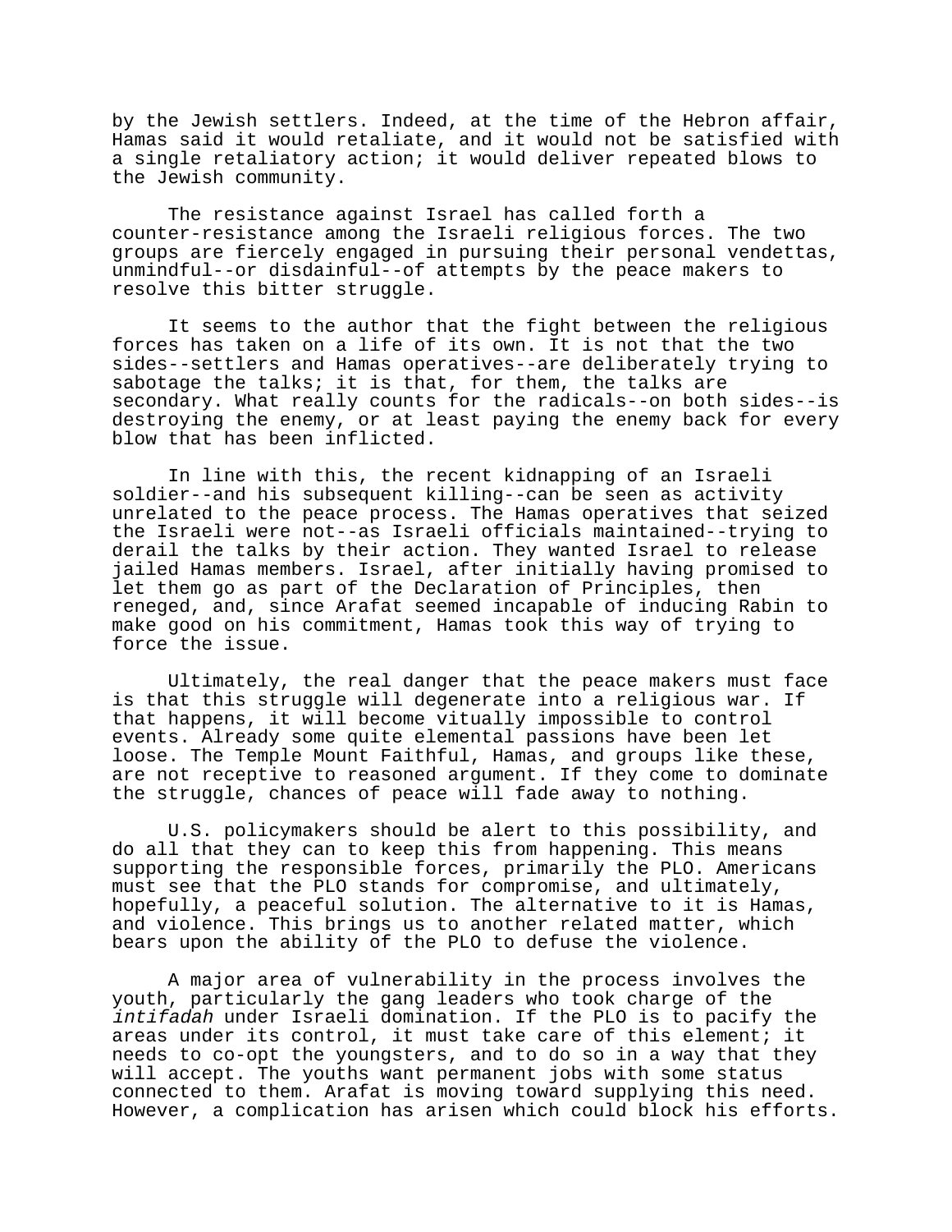by the Jewish settlers. Indeed, at the time of the Hebron affair, Hamas said it would retaliate, and it would not be satisfied with a single retaliatory action; it would deliver repeated blows to the Jewish community.

The resistance against Israel has called forth a counter-resistance among the Israeli religious forces. The two groups are fiercely engaged in pursuing their personal vendettas, unmindful--or disdainful--of attempts by the peace makers to resolve this bitter struggle.

It seems to the author that the fight between the religious forces has taken on a life of its own. It is not that the two sides--settlers and Hamas operatives--are deliberately trying to sabotage the talks; it is that, for them, the talks are secondary. What really counts for the radicals--on both sides--is destroying the enemy, or at least paying the enemy back for every blow that has been inflicted.

In line with this, the recent kidnapping of an Israeli soldier--and his subsequent killing--can be seen as activity unrelated to the peace process. The Hamas operatives that seized the Israeli were not--as Israeli officials maintained--trying to derail the talks by their action. They wanted Israel to release jailed Hamas members. Israel, after initially having promised to let them go as part of the Declaration of Principles, then reneged, and, since Arafat seemed incapable of inducing Rabin to make good on his commitment, Hamas took this way of trying to force the issue.

Ultimately, the real danger that the peace makers must face is that this struggle will degenerate into a religious war. If that happens, it will become vitually impossible to control events. Already some quite elemental passions have been let loose. The Temple Mount Faithful, Hamas, and groups like these, are not receptive to reasoned argument. If they come to dominate the struggle, chances of peace will fade away to nothing.

U.S. policymakers should be alert to this possibility, and do all that they can to keep this from happening. This means supporting the responsible forces, primarily the PLO. Americans must see that the PLO stands for compromise, and ultimately, hopefully, a peaceful solution. The alternative to it is Hamas, and violence. This brings us to another related matter, which bears upon the ability of the PLO to defuse the violence.

A major area of vulnerability in the process involves the youth, particularly the gang leaders who took charge of the *intifadah* under Israeli domination. If the PLO is to pacify the areas under its control, it must take care of this element; it needs to co-opt the youngsters, and to do so in a way that they will accept. The youths want permanent jobs with some status connected to them. Arafat is moving toward supplying this need. However, a complication has arisen which could block his efforts.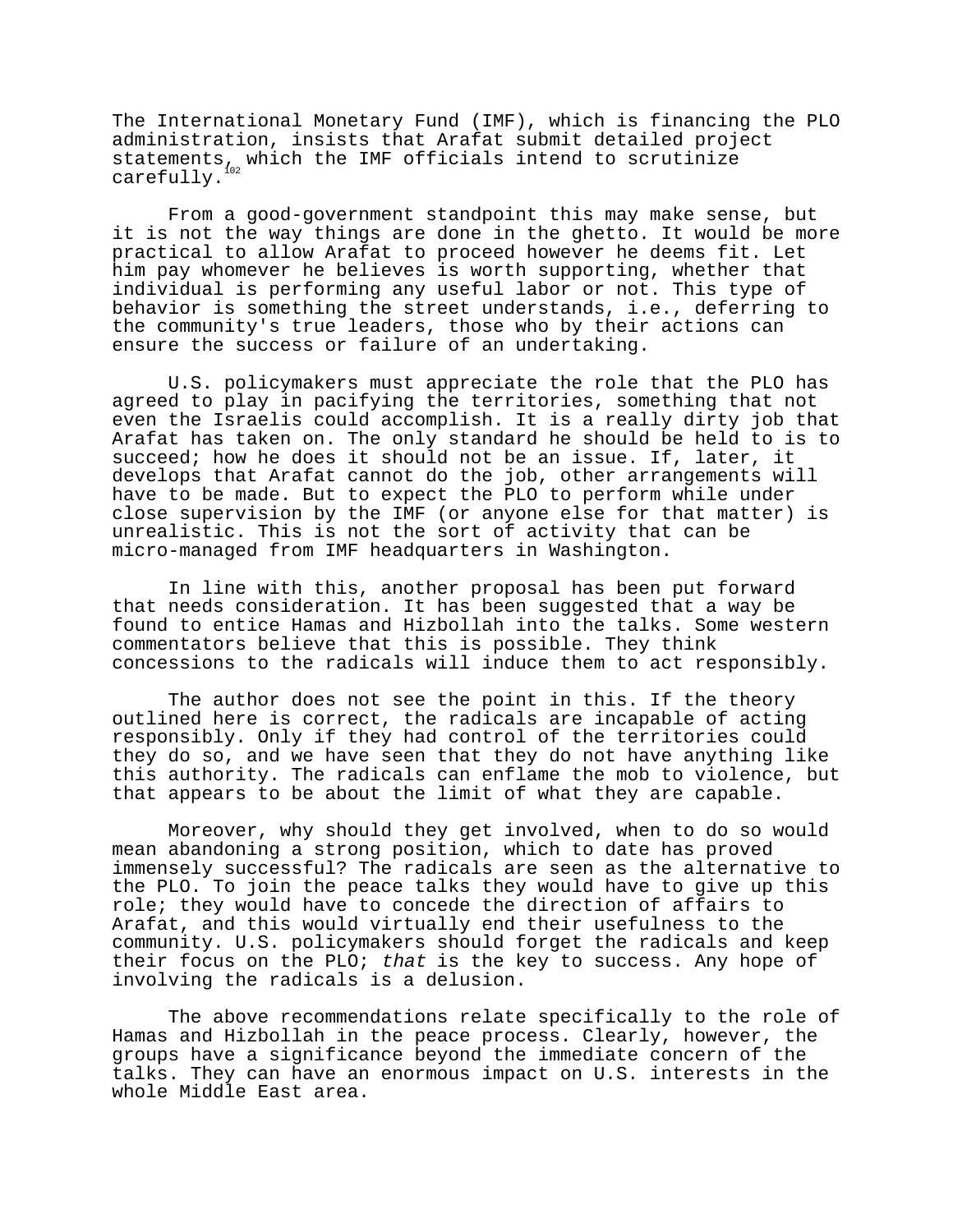The International Monetary Fund (IMF), which is financing the PLO administration, insists that Arafat submit detailed project statements, which the IMF officials intend to scrutinize carefully.[102]

From a good-government standpoint this may make sense, but it is not the way things are done in the ghetto. It would be more practical to allow Arafat to proceed however he deems fit. Let him pay whomever he believes is worth supporting, whether that individual is performing any useful labor or not. This type of behavior is something the street understands, i.e., deferring to the community's true leaders, those who by their actions can ensure the success or failure of an undertaking.

U.S. policymakers must appreciate the role that the PLO has agreed to play in pacifying the territories, something that not even the Israelis could accomplish. It is a really dirty job that Arafat has taken on. The only standard he should be held to is to succeed; how he does it should not be an issue. If, later, it develops that Arafat cannot do the job, other arrangements will have to be made. But to expect the PLO to perform while under close supervision by the IMF (or anyone else for that matter) is unrealistic. This is not the sort of activity that can be micro-managed from IMF headquarters in Washington.

In line with this, another proposal has been put forward that needs consideration. It has been suggested that a way be found to entice Hamas and Hizbollah into the talks. Some western commentators believe that this is possible. They think concessions to the radicals will induce them to act responsibly.

The author does not see the point in this. If the theory outlined here is correct, the radicals are incapable of acting responsibly. Only if they had control of the territories could they do so, and we have seen that they do not have anything like this authority. The radicals can enflame the mob to violence, but that appears to be about the limit of what they are capable.

Moreover, why should they get involved, when to do so would mean abandoning a strong position, which to date has proved immensely successful? The radicals are seen as the alternative to the PLO. To join the peace talks they would have to give up this role; they would have to concede the direction of affairs to Arafat, and this would virtually end their usefulness to the community. U.S. policymakers should forget the radicals and keep their focus on the PLO; *that* is the key to success. Any hope of involving the radicals is a delusion.

The above recommendations relate specifically to the role of Hamas and Hizbollah in the peace process. Clearly, however, the groups have a significance beyond the immediate concern of the talks. They can have an enormous impact on U.S. interests in the whole Middle East area.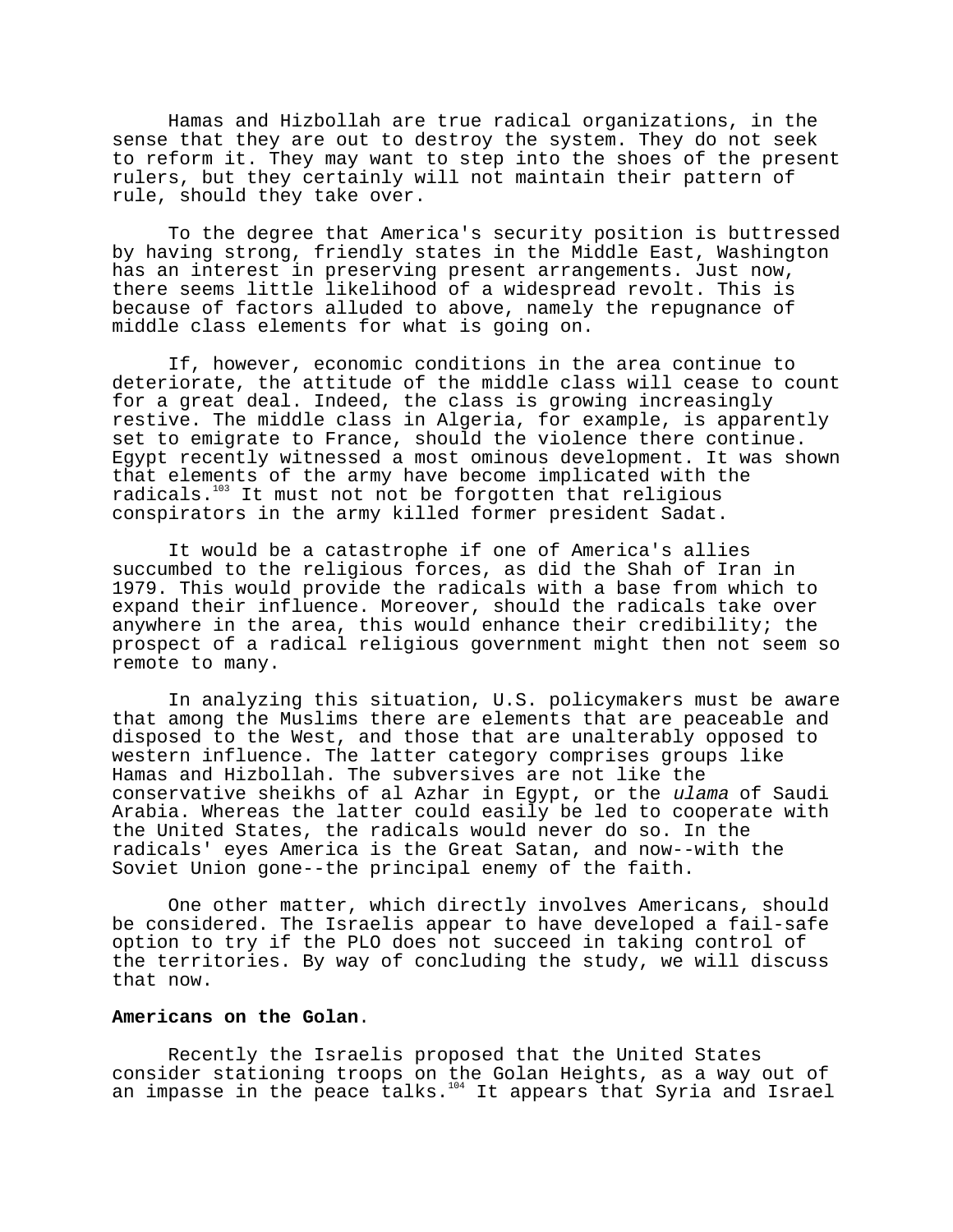Hamas and Hizbollah are true radical organizations, in the sense that they are out to destroy the system. They do not seek to reform it. They may want to step into the shoes of the present rulers, but they certainly will not maintain their pattern of rule, should they take over.

To the degree that America's security position is buttressed by having strong, friendly states in the Middle East, Washington has an interest in preserving present arrangements. Just now, there seems little likelihood of a widespread revolt. This is because of factors alluded to above, namely the repugnance of middle class elements for what is going on.

If, however, economic conditions in the area continue to deteriorate, the attitude of the middle class will cease to count for a great deal. Indeed, the class is growing increasingly restive. The middle class in Algeria, for example, is apparently set to emigrate to France, should the violence there continue. Egypt recently witnessed a most ominous development. It was shown that elements of the army have become implicated with the radicals.[103] It must not not be forgotten that religious conspirators in the army killed former president Sadat.

It would be a catastrophe if one of America's allies succumbed to the religious forces, as did the Shah of Iran in 1979. This would provide the radicals with a base from which to expand their influence. Moreover, should the radicals take over anywhere in the area, this would enhance their credibility; the prospect of a radical religious government might then not seem so remote to many.

In analyzing this situation, U.S. policymakers must be aware that among the Muslims there are elements that are peaceable and disposed to the West, and those that are unalterably opposed to western influence. The latter category comprises groups like Hamas and Hizbollah. The subversives are not like the conservative sheikhs of al Azhar in Egypt, or the *ulama* of Saudi Arabia. Whereas the latter could easily be led to cooperate with the United States, the radicals would never do so. In the radicals' eyes America is the Great Satan, and now--with the Soviet Union gone--the principal enemy of the faith.

One other matter, which directly involves Americans, should be considered. The Israelis appear to have developed a fail-safe option to try if the PLO does not succeed in taking control of the territories. By way of concluding the study, we will discuss that now.

**Americans on the Golan**.

Recently the Israelis proposed that the United States consider stationing troops on the Golan Heights, as a way out of an impasse in the peace talks.[104] It appears that Syria and Israel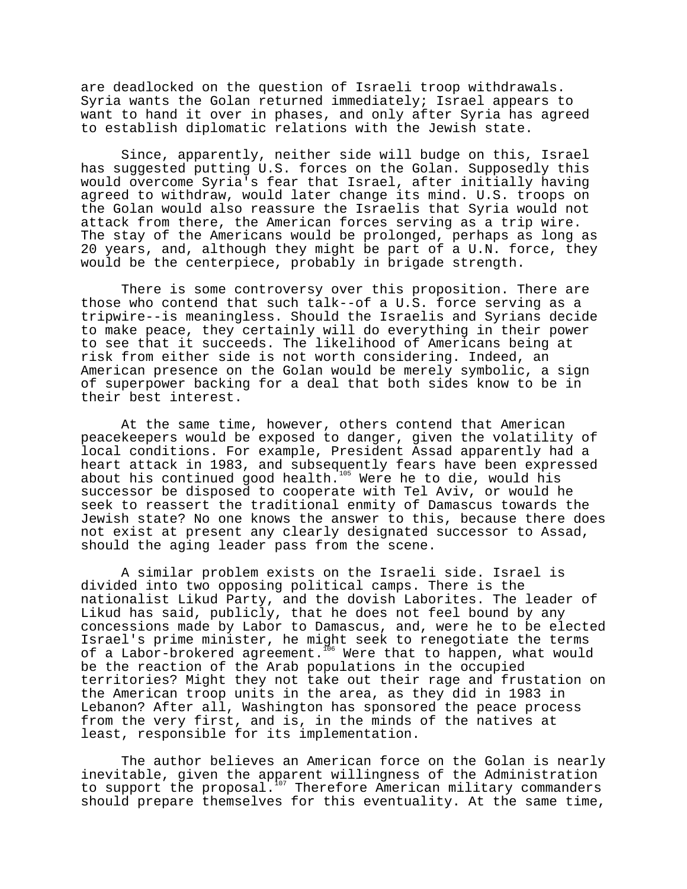are deadlocked on the question of Israeli troop withdrawals. Syria wants the Golan returned immediately; Israel appears to want to hand it over in phases, and only after Syria has agreed to establish diplomatic relations with the Jewish state.

Since, apparently, neither side will budge on this, Israel has suggested putting U.S. forces on the Golan. Supposedly this would overcome Syria's fear that Israel, after initially having agreed to withdraw, would later change its mind. U.S. troops on the Golan would also reassure the Israelis that Syria would not attack from there, the American forces serving as a trip wire. The stay of the Americans would be prolonged, perhaps as long as 20 years, and, although they might be part of a U.N. force, they would be the centerpiece, probably in brigade strength.

There is some controversy over this proposition. There are those who contend that such talk--of a U.S. force serving as a tripwire--is meaningless. Should the Israelis and Syrians decide to make peace, they certainly will do everything in their power to see that it succeeds. The likelihood of Americans being at risk from either side is not worth considering. Indeed, an American presence on the Golan would be merely symbolic, a sign of superpower backing for a deal that both sides know to be in their best interest.

At the same time, however, others contend that American peacekeepers would be exposed to danger, given the volatility of local conditions. For example, President Assad apparently had a heart attack in 1983, and subsequently fears have been expressed about his continued good health.[105] Were he to die, would his successor be disposed to cooperate with Tel Aviv, or would he seek to reassert the traditional enmity of Damascus towards the Jewish state? No one knows the answer to this, because there does not exist at present any clearly designated successor to Assad, should the aging leader pass from the scene.

A similar problem exists on the Israeli side. Israel is divided into two opposing political camps. There is the nationalist Likud Party, and the dovish Laborites. The leader of Likud has said, publicly, that he does not feel bound by any concessions made by Labor to Damascus, and, were he to be elected Israel's prime minister, he might seek to renegotiate the terms of a Labor-brokered agreement.[106] Were that to happen, what would be the reaction of the Arab populations in the occupied territories? Might they not take out their rage and frustation on the American troop units in the area, as they did in 1983 in Lebanon? After all, Washington has sponsored the peace process from the very first, and is, in the minds of the natives at least, responsible for its implementation.

The author believes an American force on the Golan is nearly inevitable, given the apparent willingness of the Administration to support the proposal.[107] Therefore American military commanders should prepare themselves for this eventuality. At the same time,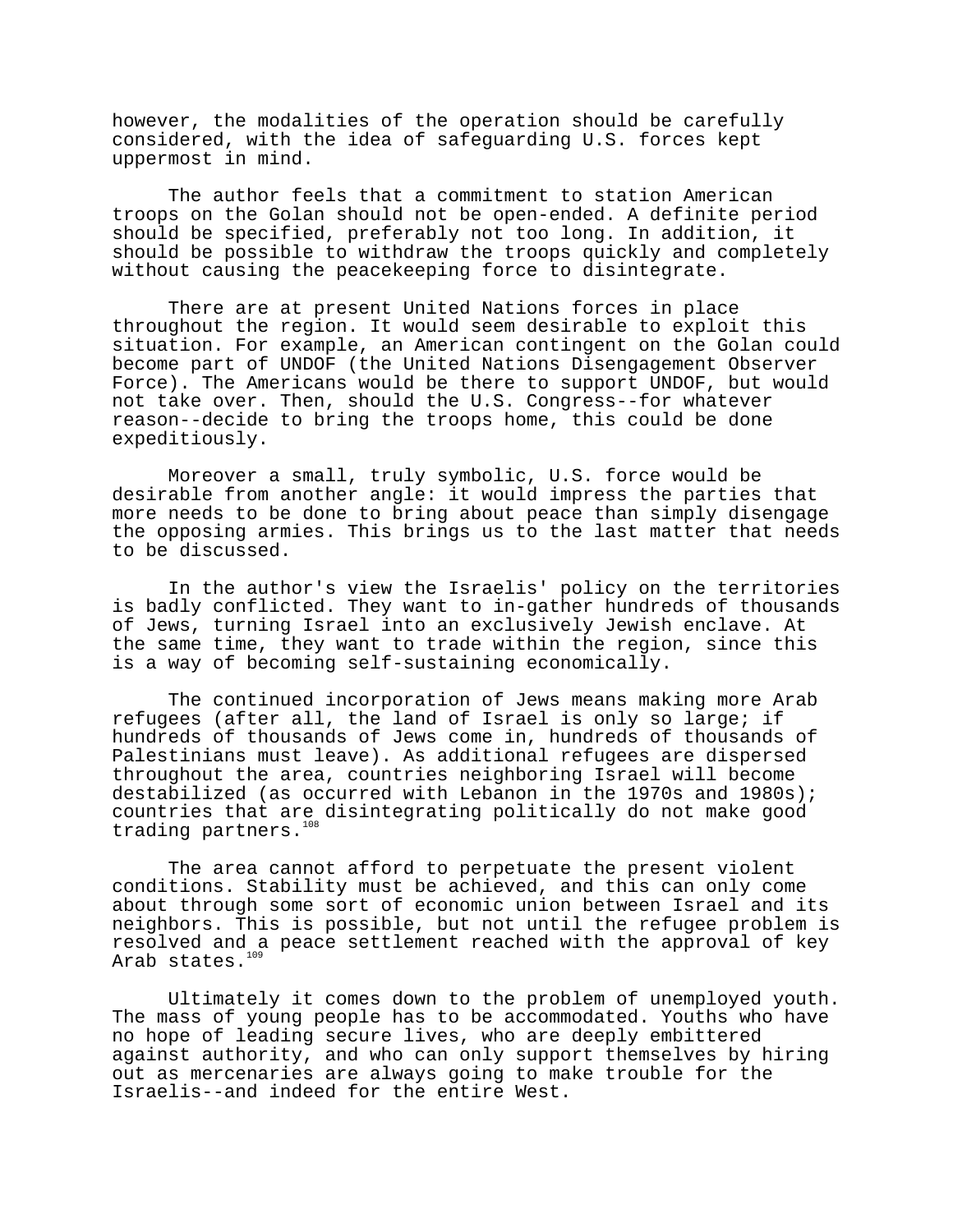however, the modalities of the operation should be carefully considered, with the idea of safeguarding U.S. forces kept uppermost in mind.

The author feels that a commitment to station American troops on the Golan should not be open-ended. A definite period should be specified, preferably not too long. In addition, it should be possible to withdraw the troops quickly and completely without causing the peacekeeping force to disintegrate.

There are at present United Nations forces in place throughout the region. It would seem desirable to exploit this situation. For example, an American contingent on the Golan could become part of UNDOF (the United Nations Disengagement Observer Force). The Americans would be there to support UNDOF, but would not take over. Then, should the U.S. Congress--for whatever reason--decide to bring the troops home, this could be done expeditiously.

Moreover a small, truly symbolic, U.S. force would be desirable from another angle: it would impress the parties that more needs to be done to bring about peace than simply disengage the opposing armies. This brings us to the last matter that needs to be discussed.

In the author's view the Israelis' policy on the territories is badly conflicted. They want to in-gather hundreds of thousands of Jews, turning Israel into an exclusively Jewish enclave. At the same time, they want to trade within the region, since this is a way of becoming self-sustaining economically.

The continued incorporation of Jews means making more Arab refugees (after all, the land of Israel is only so large; if hundreds of thousands of Jews come in, hundreds of thousands of Palestinians must leave). As additional refugees are dispersed throughout the area, countries neighboring Israel will become destabilized (as occurred with Lebanon in the 1970s and 1980s); countries that are disintegrating politically do not make good trading partners.[108]

The area cannot afford to perpetuate the present violent conditions. Stability must be achieved, and this can only come about through some sort of economic union between Israel and its neighbors. This is possible, but not until the refugee problem is resolved and a peace settlement reached with the approval of key Arab states.[109]

Ultimately it comes down to the problem of unemployed youth. The mass of young people has to be accommodated. Youths who have no hope of leading secure lives, who are deeply embittered against authority, and who can only support themselves by hiring out as mercenaries are always going to make trouble for the Israelis--and indeed for the entire West.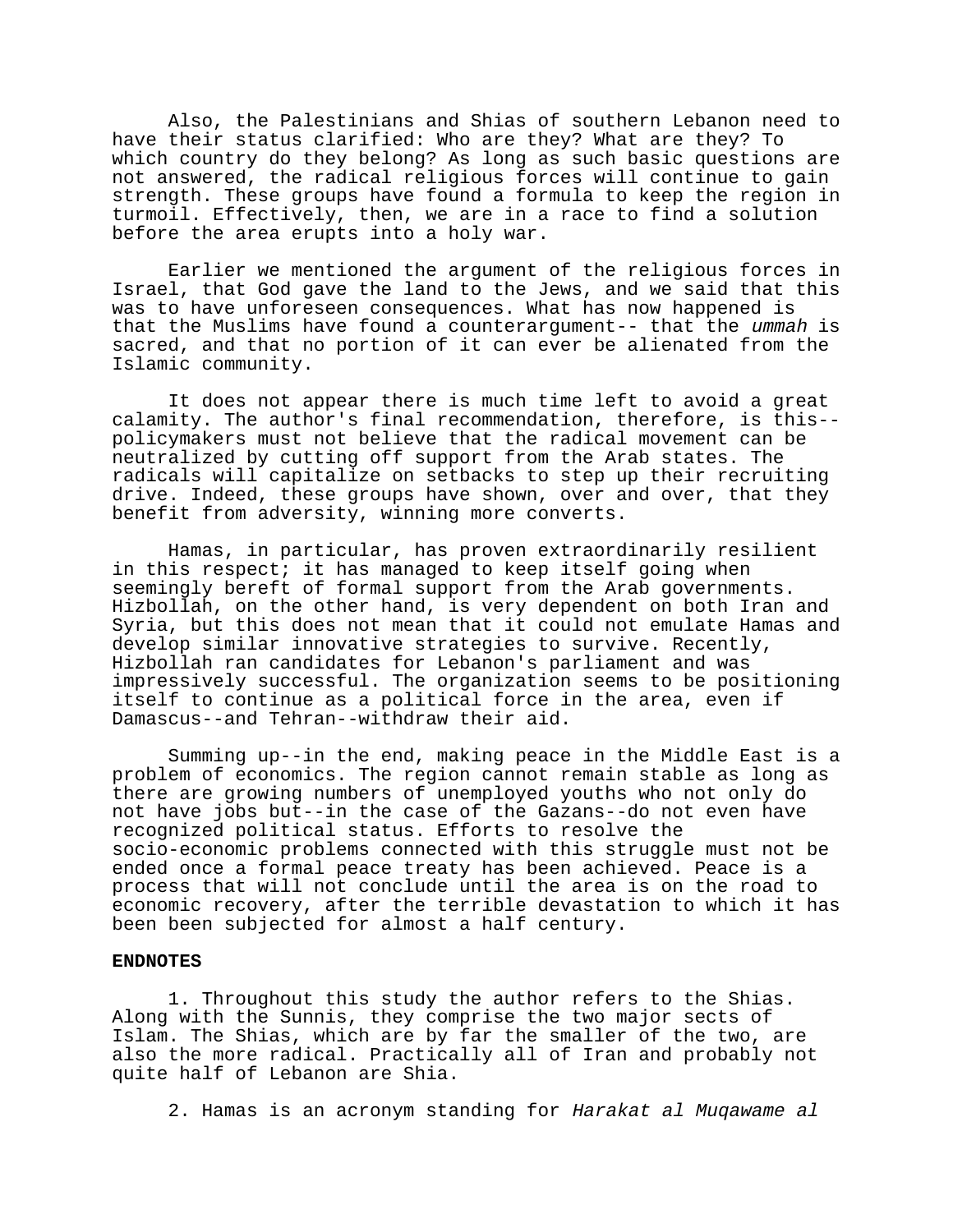Also, the Palestinians and Shias of southern Lebanon need to have their status clarified: Who are they? What are they? To which country do they belong? As long as such basic questions are not answered, the radical religious forces will continue to gain strength. These groups have found a formula to keep the region in turmoil. Effectively, then, we are in a race to find a solution before the area erupts into a holy war.

Earlier we mentioned the argument of the religious forces in Israel, that God gave the land to the Jews, and we said that this was to have unforeseen consequences. What has now happened is that the Muslims have found a counterargument-- that the *ummah* is sacred, and that no portion of it can ever be alienated from the Islamic community.

It does not appear there is much time left to avoid a great calamity. The author's final recommendation, therefore, is this--policymakers must not believe that the radical movement can be neutralized by cutting off support from the Arab states. The radicals will capitalize on setbacks to step up their recruiting drive. Indeed, these groups have shown, over and over, that they benefit from adversity, winning more converts.

Hamas, in particular, has proven extraordinarily resilient in this respect; it has managed to keep itself going when seemingly bereft of formal support from the Arab governments. Hizbollah, on the other hand, is very dependent on both Iran and Syria, but this does not mean that it could not emulate Hamas and develop similar innovative strategies to survive. Recently, Hizbollah ran candidates for Lebanon's parliament and was impressively successful. The organization seems to be positioning itself to continue as a political force in the area, even if Damascus--and Tehran--withdraw their aid.

Summing up--in the end, making peace in the Middle East is a problem of economics. The region cannot remain stable as long as there are growing numbers of unemployed youths who not only do not have jobs but--in the case of the Gazans--do not even have recognized political status. Efforts to resolve the socio-economic problems connected with this struggle must not be ended once a formal peace treaty has been achieved. Peace is a process that will not conclude until the area is on the road to economic recovery, after the terrible devastation to which it has been been subjected for almost a half century.

**ENDNOTES**

1. Throughout this study the author refers to the Shias. Along with the Sunnis, they comprise the two major sects of Islam. The Shias, which are by far the smaller of the two, are also the more radical. Practically all of Iran and probably not quite half of Lebanon are Shia.

2. Hamas is an acronym standing for *Harakat al Muqawame al*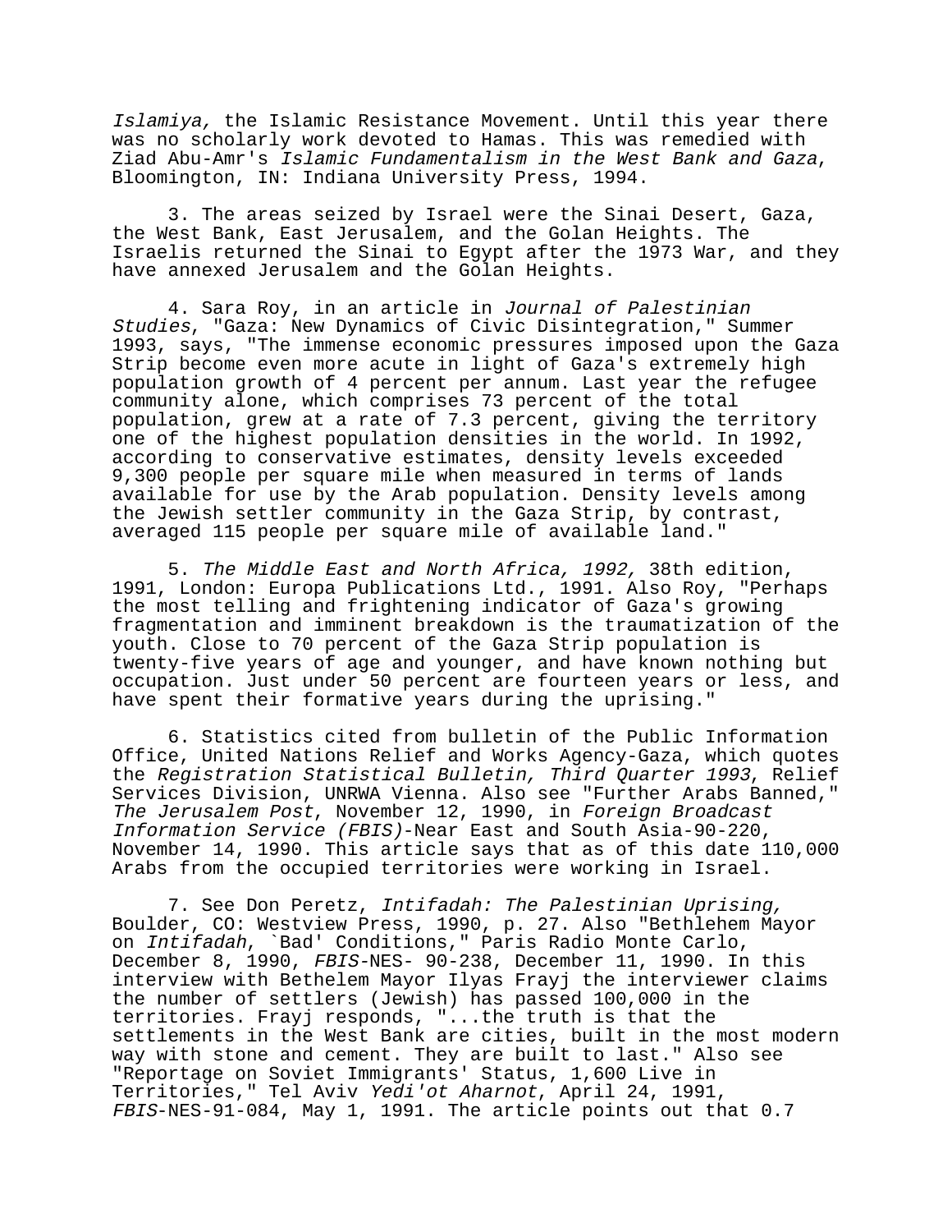*Islamiya,* the Islamic Resistance Movement. Until this year there was no scholarly work devoted to Hamas. This was remedied with Ziad Abu-Amr's *Islamic Fundamentalism in the West Bank and Gaza*, Bloomington, IN: Indiana University Press, 1994.

3. The areas seized by Israel were the Sinai Desert, Gaza, the West Bank, East Jerusalem, and the Golan Heights. The Israelis returned the Sinai to Egypt after the 1973 War, and they have annexed Jerusalem and the Golan Heights.

4. Sara Roy, in an article in *Journal of Palestinian Studies*, "Gaza: New Dynamics of Civic Disintegration," Summer 1993, says, "The immense economic pressures imposed upon the Gaza Strip become even more acute in light of Gaza's extremely high population growth of 4 percent per annum. Last year the refugee community alone, which comprises 73 percent of the total population, grew at a rate of 7.3 percent, giving the territory one of the highest population densities in the world. In 1992, according to conservative estimates, density levels exceeded 9,300 people per square mile when measured in terms of lands available for use by the Arab population. Density levels among the Jewish settler community in the Gaza Strip, by contrast, averaged 115 people per square mile of available land."

5. *The Middle East and North Africa, 1992,* 38th edition, 1991, London: Europa Publications Ltd., 1991. Also Roy, "Perhaps the most telling and frightening indicator of Gaza's growing fragmentation and imminent breakdown is the traumatization of the youth. Close to 70 percent of the Gaza Strip population is twenty-five years of age and younger, and have known nothing but occupation. Just under 50 percent are fourteen years or less, and have spent their formative years during the uprising."

6. Statistics cited from bulletin of the Public Information Office, United Nations Relief and Works Agency-Gaza, which quotes the *Registration Statistical Bulletin, Third Quarter 1993*, Relief Services Division, UNRWA Vienna. Also see "Further Arabs Banned," *The Jerusalem Post*, November 12, 1990, in *Foreign Broadcast Information Service (FBIS)*-Near East and South Asia-90-220, November 14, 1990. This article says that as of this date 110,000 Arabs from the occupied territories were working in Israel.

7. See Don Peretz, *Intifadah: The Palestinian Uprising,* Boulder, CO: Westview Press, 1990, p. 27. Also "Bethlehem Mayor on *Intifadah*, `Bad' Conditions," Paris Radio Monte Carlo, December 8, 1990, *FBIS*-NES- 90-238, December 11, 1990. In this interview with Bethelem Mayor Ilyas Frayj the interviewer claims the number of settlers (Jewish) has passed 100,000 in the territories. Frayj responds, "...the truth is that the settlements in the West Bank are cities, built in the most modern way with stone and cement. They are built to last." Also see "Reportage on Soviet Immigrants' Status, 1,600 Live in Territories," Tel Aviv *Yedi'ot Aharnot*, April 24, 1991, *FBIS*-NES-91-084, May 1, 1991. The article points out that 0.7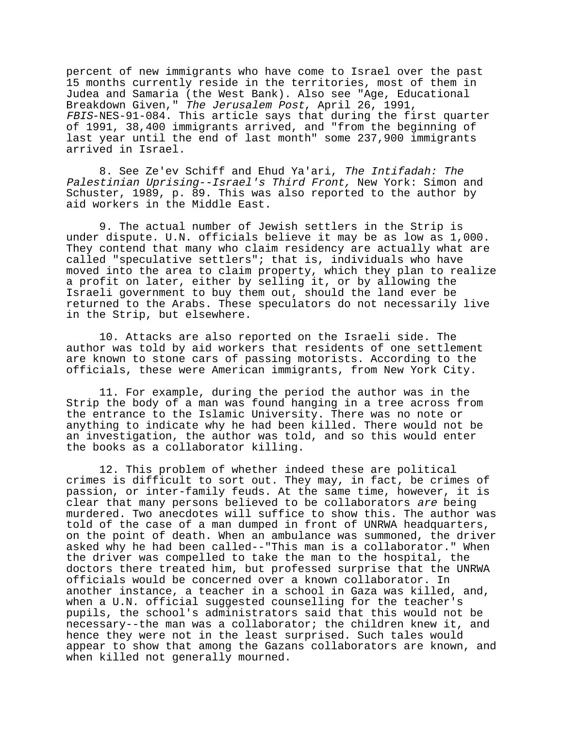percent of new immigrants who have come to Israel over the past 15 months currently reside in the territories, most of them in Judea and Samaria (the West Bank). Also see "Age, Educational Breakdown Given," *The Jerusalem Post*, April 26, 1991, *FBIS*-NES-91-084. This article says that during the first quarter of 1991, 38,400 immigrants arrived, and "from the beginning of last year until the end of last month" some 237,900 immigrants arrived in Israel.

8. See Ze'ev Schiff and Ehud Ya'ari, *The Intifadah: The Palestinian Uprising--Israel's Third Front,* New York: Simon and Schuster, 1989, p. 89. This was also reported to the author by aid workers in the Middle East.

9. The actual number of Jewish settlers in the Strip is under dispute. U.N. officials believe it may be as low as 1,000. They contend that many who claim residency are actually what are called "speculative settlers"; that is, individuals who have moved into the area to claim property, which they plan to realize a profit on later, either by selling it, or by allowing the Israeli government to buy them out, should the land ever be returned to the Arabs. These speculators do not necessarily live in the Strip, but elsewhere.

10. Attacks are also reported on the Israeli side. The author was told by aid workers that residents of one settlement are known to stone cars of passing motorists. According to the officials, these were American immigrants, from New York City.

11. For example, during the period the author was in the Strip the body of a man was found hanging in a tree across from the entrance to the Islamic University. There was no note or anything to indicate why he had been killed. There would not be an investigation, the author was told, and so this would enter the books as a collaborator killing.

12. This problem of whether indeed these are political crimes is difficult to sort out. They may, in fact, be crimes of passion, or inter-family feuds. At the same time, however, it is clear that many persons believed to be collaborators *are* being murdered. Two anecdotes will suffice to show this. The author was told of the case of a man dumped in front of UNRWA headquarters, on the point of death. When an ambulance was summoned, the driver asked why he had been called--"This man is a collaborator." When the driver was compelled to take the man to the hospital, the doctors there treated him, but professed surprise that the UNRWA officials would be concerned over a known collaborator. In another instance, a teacher in a school in Gaza was killed, and, when a U.N. official suggested counselling for the teacher's pupils, the school's administrators said that this would not be necessary--the man was a collaborator; the children knew it, and hence they were not in the least surprised. Such tales would appear to show that among the Gazans collaborators are known, and when killed not generally mourned.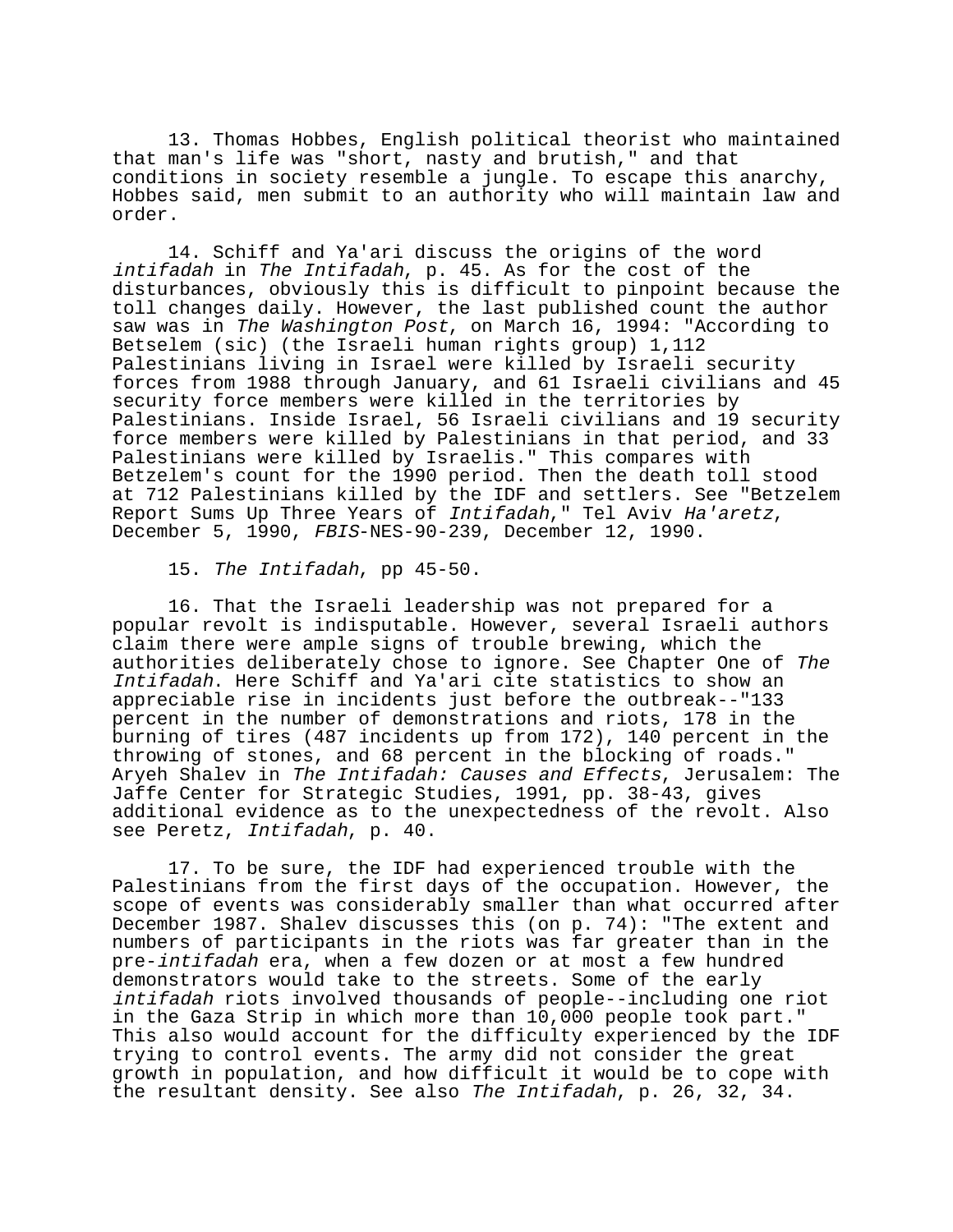13. Thomas Hobbes, English political theorist who maintained that man's life was "short, nasty and brutish," and that conditions in society resemble a jungle. To escape this anarchy, Hobbes said, men submit to an authority who will maintain law and order.

14. Schiff and Ya'ari discuss the origins of the word *intifadah* in *The Intifadah*, p. 45. As for the cost of the disturbances, obviously this is difficult to pinpoint because the toll changes daily. However, the last published count the author saw was in *The Washington Post*, on March 16, 1994: "According to Betselem (sic) (the Israeli human rights group) 1,112 Palestinians living in Israel were killed by Israeli security forces from 1988 through January, and 61 Israeli civilians and 45 security force members were killed in the territories by Palestinians. Inside Israel, 56 Israeli civilians and 19 security force members were killed by Palestinians in that period, and 33 Palestinians were killed by Israelis." This compares with Betzelem's count for the 1990 period. Then the death toll stood at 712 Palestinians killed by the IDF and settlers. See "Betzelem Report Sums Up Three Years of *Intifadah*," Tel Aviv *Ha'aretz*, December 5, 1990, *FBIS*-NES-90-239, December 12, 1990.

15. *The Intifadah*, pp 45-50.

16. That the Israeli leadership was not prepared for a popular revolt is indisputable. However, several Israeli authors claim there were ample signs of trouble brewing, which the authorities deliberately chose to ignore. See Chapter One of *The Intifadah*. Here Schiff and Ya'ari cite statistics to show an appreciable rise in incidents just before the outbreak--"133 percent in the number of demonstrations and riots, 178 in the burning of tires (487 incidents up from 172), 140 percent in the throwing of stones, and 68 percent in the blocking of roads." Aryeh Shalev in *The Intifadah: Causes and Effects*, Jerusalem: The Jaffe Center for Strategic Studies, 1991, pp. 38-43, gives additional evidence as to the unexpectedness of the revolt. Also see Peretz, *Intifadah*, p. 40.

17. To be sure, the IDF had experienced trouble with the Palestinians from the first days of the occupation. However, the scope of events was considerably smaller than what occurred after December 1987. Shalev discusses this (on p. 74): "The extent and numbers of participants in the riots was far greater than in the pre-*intifadah* era, when a few dozen or at most a few hundred demonstrators would take to the streets. Some of the early *intifadah* riots involved thousands of people--including one riot in the Gaza Strip in which more than 10,000 people took part." This also would account for the difficulty experienced by the IDF trying to control events. The army did not consider the great growth in population, and how difficult it would be to cope with the resultant density. See also *The Intifadah*, p. 26, 32, 34.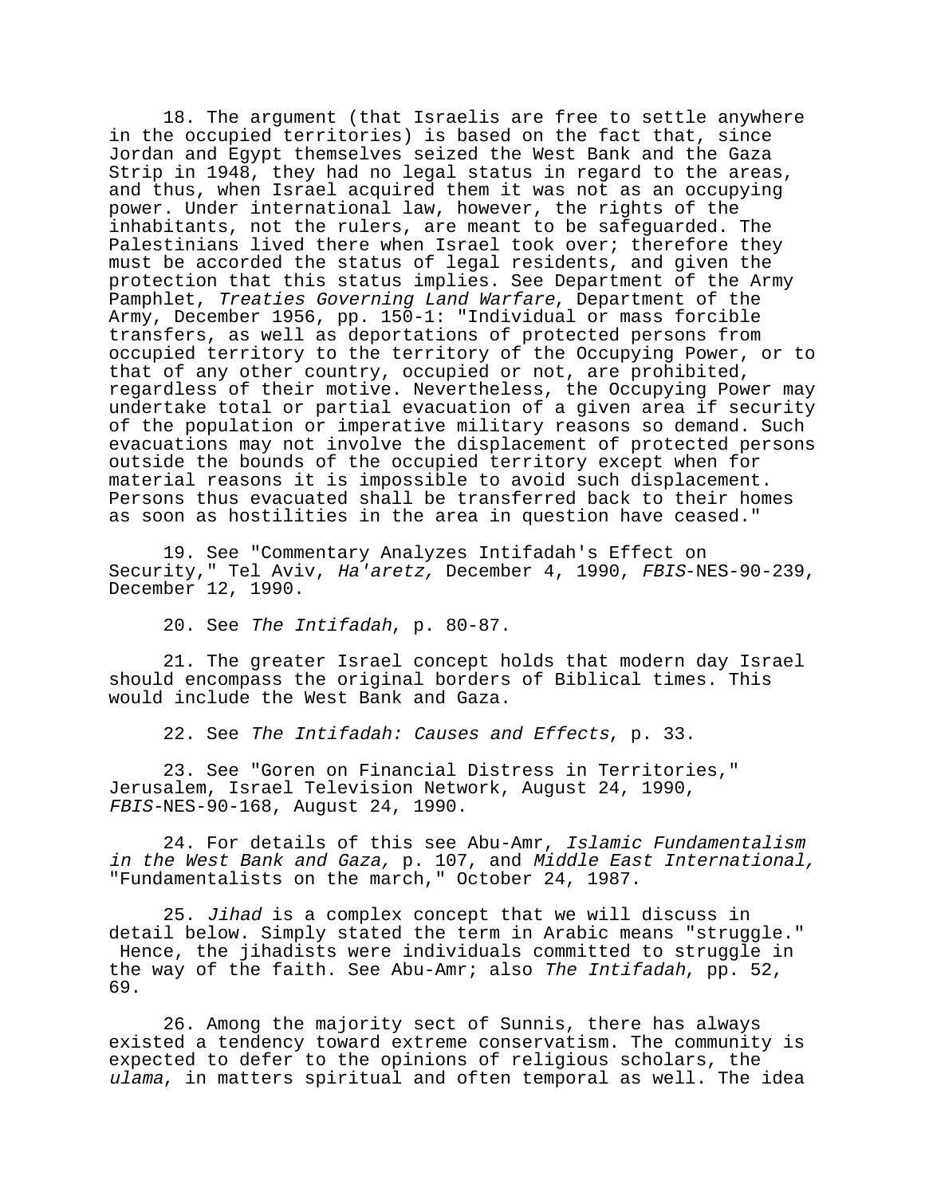18. The argument (that Israelis are free to settle anywhere in the occupied territories) is based on the fact that, since Jordan and Egypt themselves seized the West Bank and the Gaza Strip in 1948, they had no legal status in regard to the areas, and thus, when Israel acquired them it was not as an occupying power. Under international law, however, the rights of the inhabitants, not the rulers, are meant to be safeguarded. The Palestinians lived there when Israel took over; therefore they must be accorded the status of legal residents, and given the protection that this status implies. See Department of the Army Pamphlet, *Treaties Governing Land Warfare*, Department of the Army, December 1956, pp. 150-1: "Individual or mass forcible transfers, as well as deportations of protected persons from occupied territory to the territory of the Occupying Power, or to that of any other country, occupied or not, are prohibited, regardless of their motive. Nevertheless, the Occupying Power may undertake total or partial evacuation of a given area if security of the population or imperative military reasons so demand. Such evacuations may not involve the displacement of protected persons outside the bounds of the occupied territory except when for material reasons it is impossible to avoid such displacement. Persons thus evacuated shall be transferred back to their homes as soon as hostilities in the area in question have ceased."

19. See "Commentary Analyzes Intifadah's Effect on Security," Tel Aviv, *Ha'aretz,* December 4, 1990, *FBIS*-NES-90-239, December 12, 1990.

20. See *The Intifadah*, p. 80-87.

21. The greater Israel concept holds that modern day Israel should encompass the original borders of Biblical times. This would include the West Bank and Gaza.

22. See *The Intifadah: Causes and Effects*, p. 33.

23. See "Goren on Financial Distress in Territories," Jerusalem, Israel Television Network, August 24, 1990, *FBIS*-NES-90-168, August 24, 1990.

24. For details of this see Abu-Amr, *Islamic Fundamentalism in the West Bank and Gaza,* p. 107, and *Middle East International,* "Fundamentalists on the march," October 24, 1987.

25. *Jihad* is a complex concept that we will discuss in detail below. Simply stated the term in Arabic means "struggle." Hence, the jihadists were individuals committed to struggle in the way of the faith. See Abu-Amr; also *The Intifadah*, pp. 52, 69.

26. Among the majority sect of Sunnis, there has always existed a tendency toward extreme conservatism. The community is expected to defer to the opinions of religious scholars, the *ulama*, in matters spiritual and often temporal as well. The idea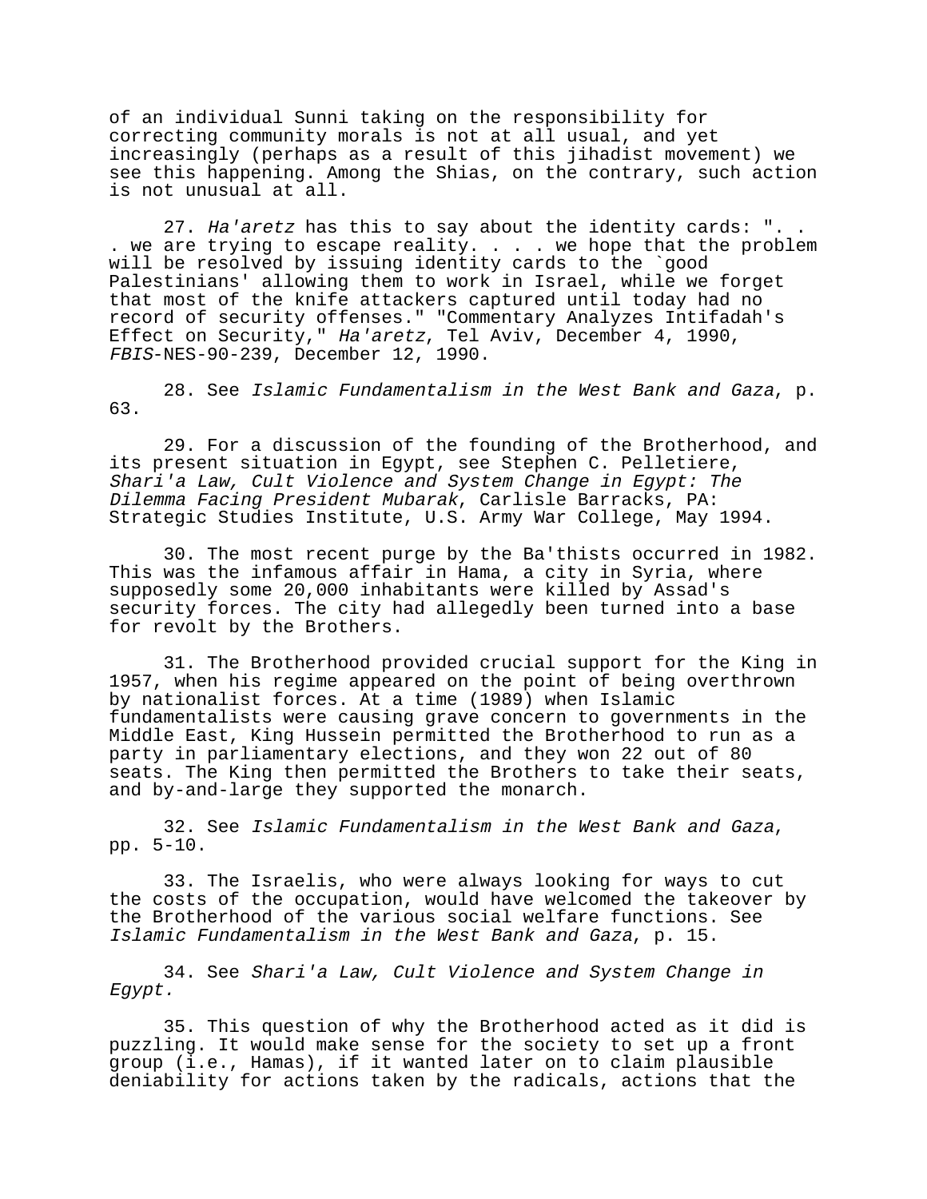of an individual Sunni taking on the responsibility for correcting community morals is not at all usual, and yet increasingly (perhaps as a result of this jihadist movement) we see this happening. Among the Shias, on the contrary, such action is not unusual at all.

27. *Ha'aretz* has this to say about the identity cards: ". . . we are trying to escape reality. . . . we hope that the problem will be resolved by issuing identity cards to the `good Palestinians' allowing them to work in Israel, while we forget that most of the knife attackers captured until today had no record of security offenses." "Commentary Analyzes Intifadah's Effect on Security," *Ha'aretz*, Tel Aviv, December 4, 1990, *FBIS*-NES-90-239, December 12, 1990.

28. See *Islamic Fundamentalism in the West Bank and Gaza*, p. 63.

29. For a discussion of the founding of the Brotherhood, and its present situation in Egypt, see Stephen C. Pelletiere, *Shari'a Law, Cult Violence and System Change in Egypt: The Dilemma Facing President Mubarak*, Carlisle Barracks, PA: Strategic Studies Institute, U.S. Army War College, May 1994.

30. The most recent purge by the Ba'thists occurred in 1982. This was the infamous affair in Hama, a city in Syria, where supposedly some 20,000 inhabitants were killed by Assad's security forces. The city had allegedly been turned into a base for revolt by the Brothers.

31. The Brotherhood provided crucial support for the King in 1957, when his regime appeared on the point of being overthrown by nationalist forces. At a time (1989) when Islamic fundamentalists were causing grave concern to governments in the Middle East, King Hussein permitted the Brotherhood to run as a party in parliamentary elections, and they won 22 out of 80 seats. The King then permitted the Brothers to take their seats, and by-and-large they supported the monarch.

32. See *Islamic Fundamentalism in the West Bank and Gaza*, pp. 5-10.

33. The Israelis, who were always looking for ways to cut the costs of the occupation, would have welcomed the takeover by the Brotherhood of the various social welfare functions. See *Islamic Fundamentalism in the West Bank and Gaza*, p. 15.

34. See *Shari'a Law, Cult Violence and System Change in Egypt.*

35. This question of why the Brotherhood acted as it did is puzzling. It would make sense for the society to set up a front group (i.e., Hamas), if it wanted later on to claim plausible deniability for actions taken by the radicals, actions that the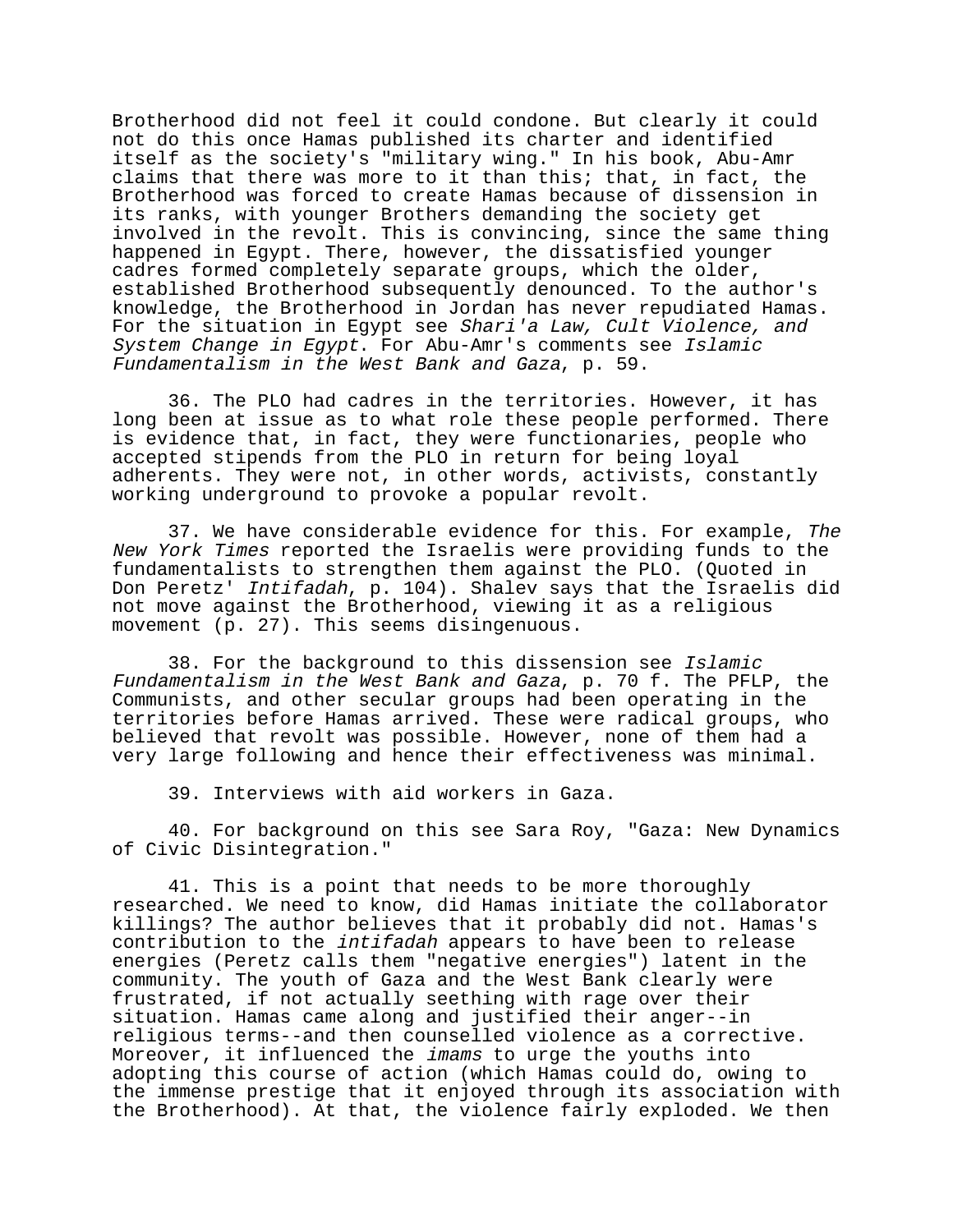Brotherhood did not feel it could condone. But clearly it could not do this once Hamas published its charter and identified itself as the society's "military wing." In his book, Abu-Amr claims that there was more to it than this; that, in fact, the Brotherhood was forced to create Hamas because of dissension in its ranks, with younger Brothers demanding the society get involved in the revolt. This is convincing, since the same thing happened in Egypt. There, however, the dissatisfied younger cadres formed completely separate groups, which the older, established Brotherhood subsequently denounced. To the author's knowledge, the Brotherhood in Jordan has never repudiated Hamas. For the situation in Egypt see *Shari'a Law, Cult Violence, and System Change in Egypt*. For Abu-Amr's comments see *Islamic Fundamentalism in the West Bank and Gaza*, p. 59.

36. The PLO had cadres in the territories. However, it has long been at issue as to what role these people performed. There is evidence that, in fact, they were functionaries, people who accepted stipends from the PLO in return for being loyal adherents. They were not, in other words, activists, constantly working underground to provoke a popular revolt.

37. We have considerable evidence for this. For example, *The New York Times* reported the Israelis were providing funds to the fundamentalists to strengthen them against the PLO. (Quoted in Don Peretz' *Intifadah*, p. 104). Shalev says that the Israelis did not move against the Brotherhood, viewing it as a religious movement (p. 27). This seems disingenuous.

38. For the background to this dissension see *Islamic Fundamentalism in the West Bank and Gaza*, p. 70 f. The PFLP, the Communists, and other secular groups had been operating in the territories before Hamas arrived. These were radical groups, who believed that revolt was possible. However, none of them had a very large following and hence their effectiveness was minimal.

39. Interviews with aid workers in Gaza.

40. For background on this see Sara Roy, "Gaza: New Dynamics of Civic Disintegration."

41. This is a point that needs to be more thoroughly researched. We need to know, did Hamas initiate the collaborator killings? The author believes that it probably did not. Hamas's contribution to the *intifadah* appears to have been to release energies (Peretz calls them "negative energies") latent in the community. The youth of Gaza and the West Bank clearly were frustrated, if not actually seething with rage over their situation. Hamas came along and justified their anger--in religious terms--and then counselled violence as a corrective. Moreover, it influenced the *imams* to urge the youths into adopting this course of action (which Hamas could do, owing to the immense prestige that it enjoyed through its association with the Brotherhood). At that, the violence fairly exploded. We then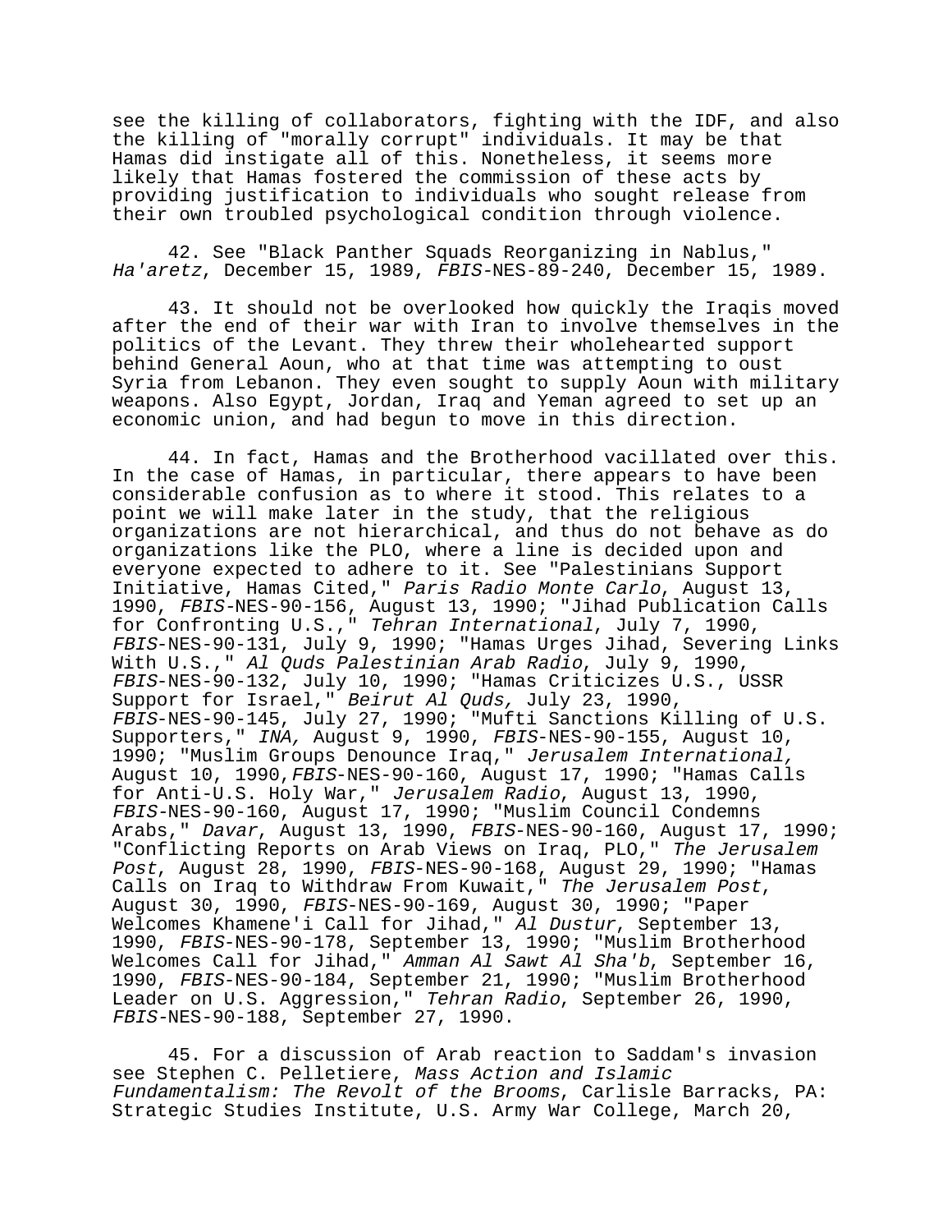see the killing of collaborators, fighting with the IDF, and also the killing of "morally corrupt" individuals. It may be that Hamas did instigate all of this. Nonetheless, it seems more likely that Hamas fostered the commission of these acts by providing justification to individuals who sought release from their own troubled psychological condition through violence.

42. See "Black Panther Squads Reorganizing in Nablus," *Ha'aretz*, December 15, 1989, *FBIS*-NES-89-240, December 15, 1989.

43. It should not be overlooked how quickly the Iraqis moved after the end of their war with Iran to involve themselves in the politics of the Levant. They threw their wholehearted support behind General Aoun, who at that time was attempting to oust Syria from Lebanon. They even sought to supply Aoun with military weapons. Also Egypt, Jordan, Iraq and Yeman agreed to set up an economic union, and had begun to move in this direction.

44. In fact, Hamas and the Brotherhood vacillated over this. In the case of Hamas, in particular, there appears to have been considerable confusion as to where it stood. This relates to a point we will make later in the study, that the religious organizations are not hierarchical, and thus do not behave as do organizations like the PLO, where a line is decided upon and everyone expected to adhere to it. See "Palestinians Support Initiative, Hamas Cited," *Paris Radio Monte Carlo*, August 13, 1990, *FBIS*-NES-90-156, August 13, 1990; "Jihad Publication Calls for Confronting U.S.," *Tehran International*, July 7, 1990, *FBIS*-NES-90-131, July 9, 1990; "Hamas Urges Jihad, Severing Links With U.S.," *Al Quds Palestinian Arab Radio*, July 9, 1990, *FBIS*-NES-90-132, July 10, 1990; "Hamas Criticizes U.S., USSR Support for Israel," *Beirut Al Quds,* July 23, 1990, *FBIS*-NES-90-145, July 27, 1990; "Mufti Sanctions Killing of U.S. Supporters," *INA,* August 9, 1990, *FBIS*-NES-90-155, August 10, 1990; "Muslim Groups Denounce Iraq," *Jerusalem International,* August 10, 1990,*FBIS*-NES-90-160, August 17, 1990; "Hamas Calls for Anti-U.S. Holy War," *Jerusalem Radio*, August 13, 1990, *FBIS*-NES-90-160, August 17, 1990; "Muslim Council Condemns Arabs," *Davar*, August 13, 1990, *FBIS*-NES-90-160, August 17, 1990; "Conflicting Reports on Arab Views on Iraq, PLO," *The Jerusalem Post*, August 28, 1990, *FBIS*-NES-90-168, August 29, 1990; "Hamas Calls on Iraq to Withdraw From Kuwait," *The Jerusalem Post*, August 30, 1990, *FBIS*-NES-90-169, August 30, 1990; "Paper Welcomes Khamene'i Call for Jihad," *Al Dustur*, September 13, 1990, *FBIS*-NES-90-178, September 13, 1990; "Muslim Brotherhood Welcomes Call for Jihad," *Amman Al Sawt Al Sha'b*, September 16, 1990, *FBIS*-NES-90-184, September 21, 1990; "Muslim Brotherhood Leader on U.S. Aggression," *Tehran Radio*, September 26, 1990, *FBIS*-NES-90-188, September 27, 1990.

45. For a discussion of Arab reaction to Saddam's invasion see Stephen C. Pelletiere, *Mass Action and Islamic Fundamentalism: The Revolt of the Brooms*, Carlisle Barracks, PA: Strategic Studies Institute, U.S. Army War College, March 20,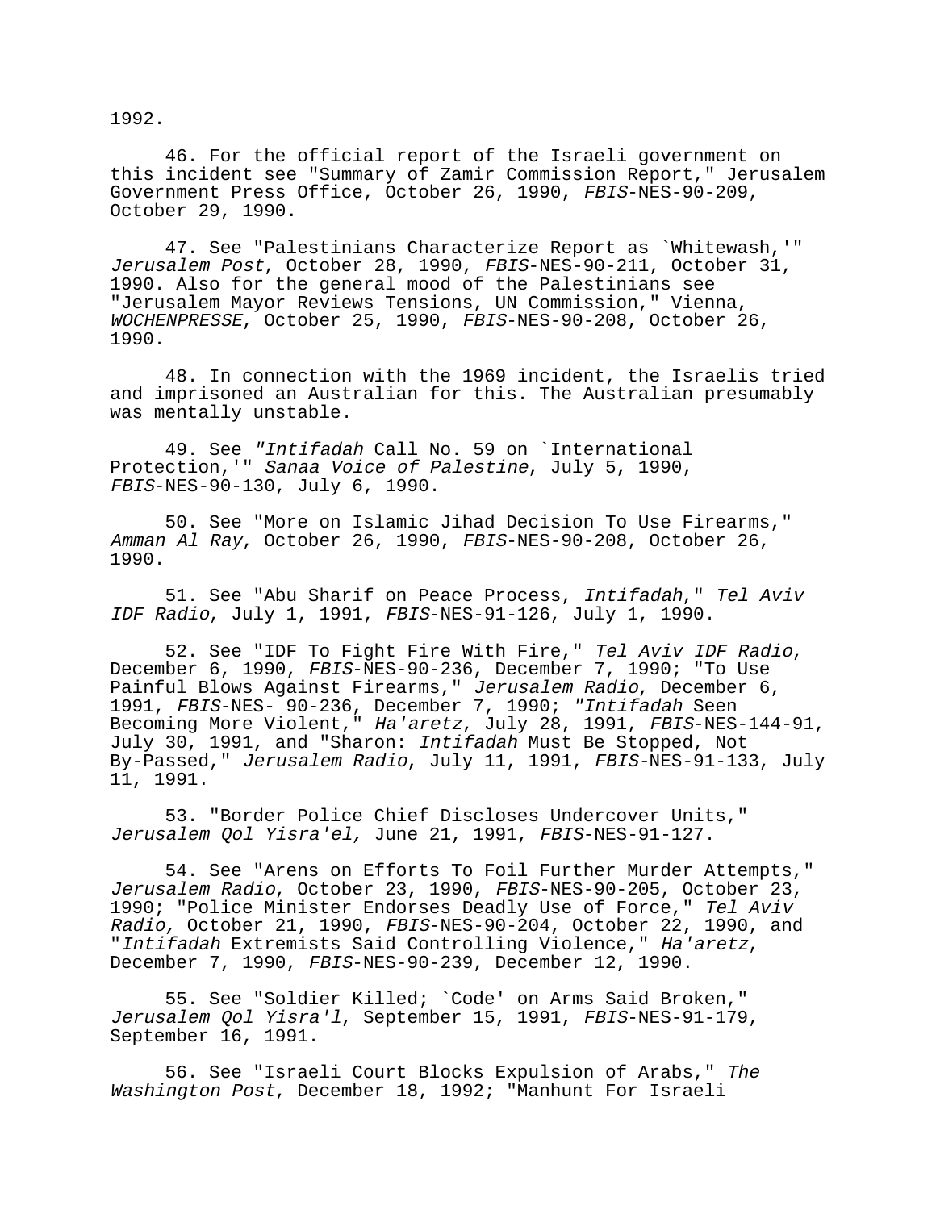1992.

46. For the official report of the Israeli government on this incident see "Summary of Zamir Commission Report," Jerusalem Government Press Office, October 26, 1990, *FBIS*-NES-90-209, October 29, 1990.

47. See "Palestinians Characterize Report as `Whitewash,'" *Jerusalem Post*, October 28, 1990, *FBIS*-NES-90-211, October 31, 1990. Also for the general mood of the Palestinians see "Jerusalem Mayor Reviews Tensions, UN Commission," Vienna, *WOCHENPRESSE*, October 25, 1990, *FBIS*-NES-90-208, October 26, 1990.

48. In connection with the 1969 incident, the Israelis tried and imprisoned an Australian for this. The Australian presumably was mentally unstable.

49. See "*Intifadah* Call No. 59 on `International Protection,'" *Sanaa Voice of Palestine*, July 5, 1990, *FBIS*-NES-90-130, July 6, 1990.

50. See "More on Islamic Jihad Decision To Use Firearms," *Amman Al Ray*, October 26, 1990, *FBIS*-NES-90-208, October 26, 1990.

51. See "Abu Sharif on Peace Process, *Intifadah*," *Tel Aviv IDF Radio*, July 1, 1991, *FBIS*-NES-91-126, July 1, 1990.

52. See "IDF To Fight Fire With Fire," *Tel Aviv IDF Radio*, December 6, 1990, *FBIS*-NES-90-236, December 7, 1990; "To Use Painful Blows Against Firearms," *Jerusalem Radio*, December 6, 1991, *FBIS*-NES- 90-236, December 7, 1990; "*Intifadah* Seen Becoming More Violent," *Ha'aretz*, July 28, 1991, *FBIS*-NES-144-91, July 30, 1991, and "Sharon: *Intifadah* Must Be Stopped, Not By-Passed," *Jerusalem Radio*, July 11, 1991, *FBIS*-NES-91-133, July 11, 1991.

53. "Border Police Chief Discloses Undercover Units," *Jerusalem Qol Yisra'el,* June 21, 1991, *FBIS*-NES-91-127.

54. See "Arens on Efforts To Foil Further Murder Attempts," *Jerusalem Radio*, October 23, 1990, *FBIS*-NES-90-205, October 23, 1990; "Police Minister Endorses Deadly Use of Force," *Tel Aviv Radio,* October 21, 1990, *FBIS*-NES-90-204, October 22, 1990, and "*Intifadah* Extremists Said Controlling Violence," *Ha'aretz*, December 7, 1990, *FBIS*-NES-90-239, December 12, 1990.

55. See "Soldier Killed; `Code' on Arms Said Broken," *Jerusalem Qol Yisra'l*, September 15, 1991, *FBIS*-NES-91-179, September 16, 1991.

56. See "Israeli Court Blocks Expulsion of Arabs," *The Washington Post*, December 18, 1992; "Manhunt For Israeli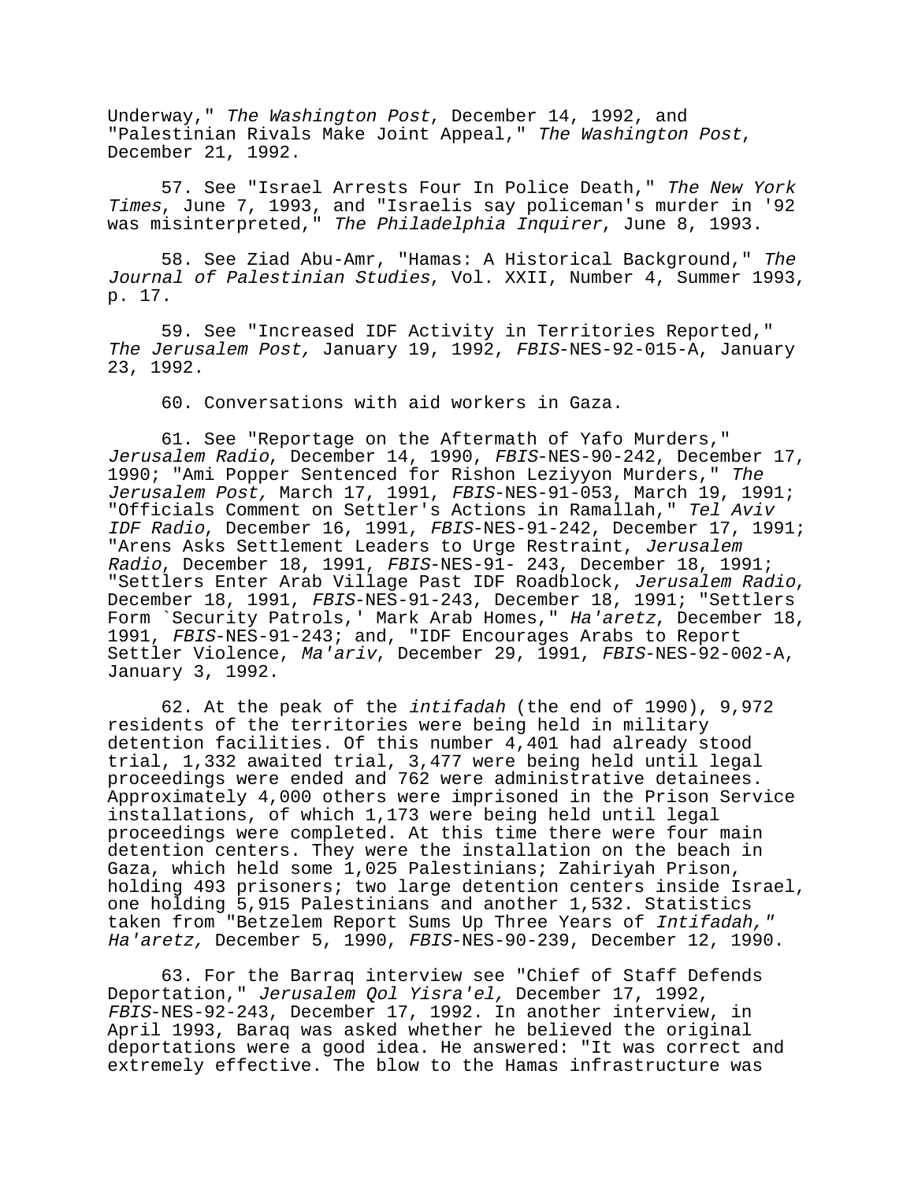Underway," *The Washington Post*, December 14, 1992, and "Palestinian Rivals Make Joint Appeal," *The Washington Post*, December 21, 1992.

57. See "Israel Arrests Four In Police Death," *The New York Times*, June 7, 1993, and "Israelis say policeman's murder in '92 was misinterpreted," *The Philadelphia Inquirer*, June 8, 1993.

58. See Ziad Abu-Amr, "Hamas: A Historical Background," *The Journal of Palestinian Studies*, Vol. XXII, Number 4, Summer 1993, p. 17.

59. See "Increased IDF Activity in Territories Reported," *The Jerusalem Post,* January 19, 1992, *FBIS*-NES-92-015-A, January 23, 1992.

60. Conversations with aid workers in Gaza.

61. See "Reportage on the Aftermath of Yafo Murders," *Jerusalem Radio*, December 14, 1990, *FBIS*-NES-90-242, December 17, 1990; "Ami Popper Sentenced for Rishon Leziyyon Murders," *The Jerusalem Post,* March 17, 1991, *FBIS*-NES-91-053, March 19, 1991; "Officials Comment on Settler's Actions in Ramallah," *Tel Aviv IDF Radio*, December 16, 1991, *FBIS*-NES-91-242, December 17, 1991; "Arens Asks Settlement Leaders to Urge Restraint, *Jerusalem Radio*, December 18, 1991, *FBIS*-NES-91- 243, December 18, 1991; "Settlers Enter Arab Village Past IDF Roadblock, *Jerusalem Radio*, December 18, 1991, *FBIS*-NES-91-243, December 18, 1991; "Settlers Form `Security Patrols,' Mark Arab Homes," *Ha'aretz*, December 18, 1991, *FBIS*-NES-91-243; and, "IDF Encourages Arabs to Report Settler Violence, *Ma'ariv*, December 29, 1991, *FBIS*-NES-92-002-A, January 3, 1992.

62. At the peak of the *intifadah* (the end of 1990), 9,972 residents of the territories were being held in military detention facilities. Of this number 4,401 had already stood trial, 1,332 awaited trial, 3,477 were being held until legal proceedings were ended and 762 were administrative detainees. Approximately 4,000 others were imprisoned in the Prison Service installations, of which 1,173 were being held until legal proceedings were completed. At this time there were four main detention centers. They were the installation on the beach in Gaza, which held some 1,025 Palestinians; Zahiriyah Prison, holding 493 prisoners; two large detention centers inside Israel, one holding 5,915 Palestinians and another 1,532. Statistics taken from "Betzelem Report Sums Up Three Years of *Intifadah,*" *Ha'aretz,* December 5, 1990, *FBIS*-NES-90-239, December 12, 1990.

63. For the Barraq interview see "Chief of Staff Defends Deportation," *Jerusalem Qol Yisra'el,* December 17, 1992, *FBIS*-NES-92-243, December 17, 1992. In another interview, in April 1993, Baraq was asked whether he believed the original deportations were a good idea. He answered: "It was correct and extremely effective. The blow to the Hamas infrastructure was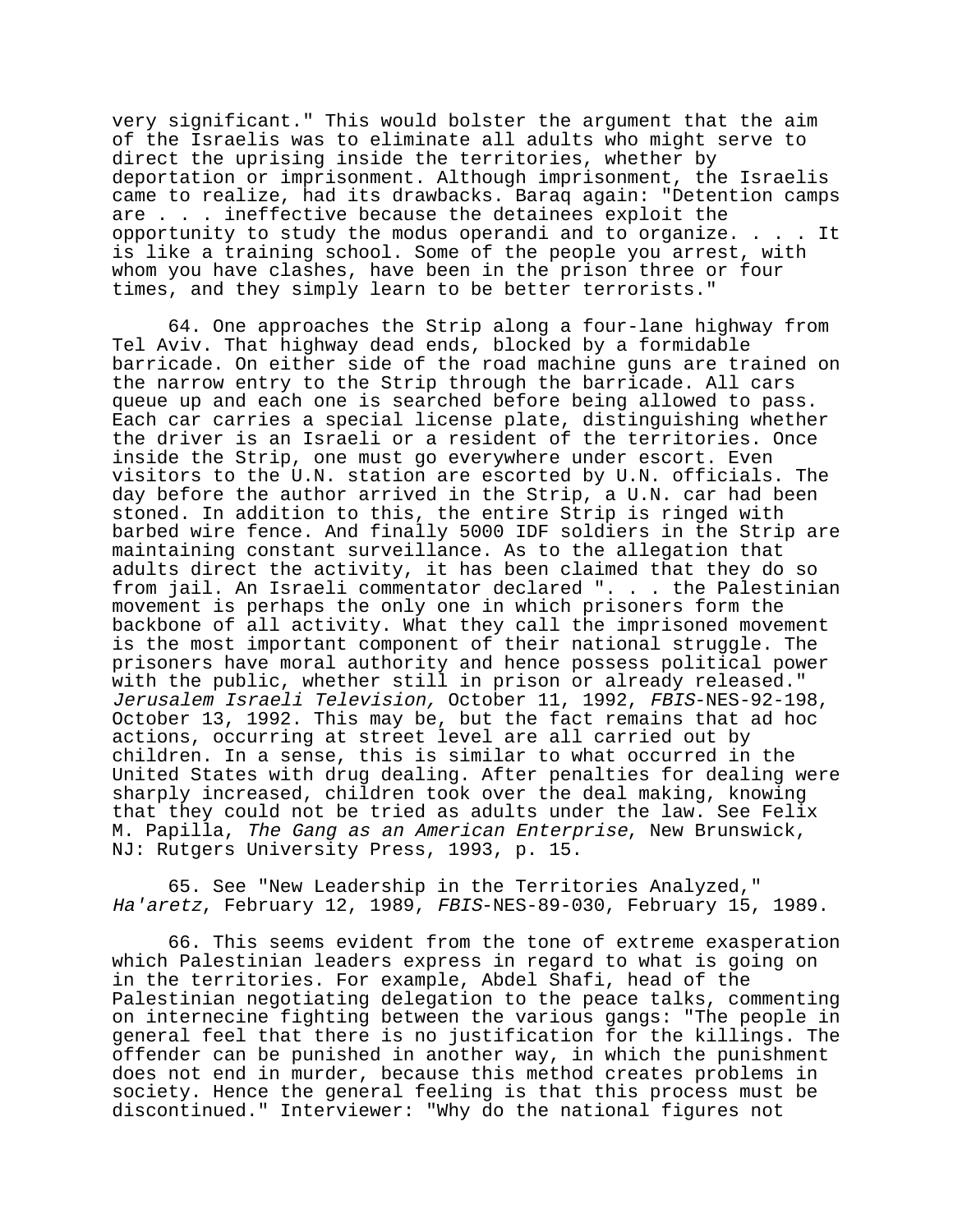very significant." This would bolster the argument that the aim of the Israelis was to eliminate all adults who might serve to direct the uprising inside the territories, whether by deportation or imprisonment. Although imprisonment, the Israelis came to realize, had its drawbacks. Baraq again: "Detention camps are . . . ineffective because the detainees exploit the opportunity to study the modus operandi and to organize. . . . It is like a training school. Some of the people you arrest, with whom you have clashes, have been in the prison three or four times, and they simply learn to be better terrorists."

64. One approaches the Strip along a four-lane highway from Tel Aviv. That highway dead ends, blocked by a formidable barricade. On either side of the road machine guns are trained on the narrow entry to the Strip through the barricade. All cars queue up and each one is searched before being allowed to pass. Each car carries a special license plate, distinguishing whether the driver is an Israeli or a resident of the territories. Once inside the Strip, one must go everywhere under escort. Even visitors to the U.N. station are escorted by U.N. officials. The day before the author arrived in the Strip, a U.N. car had been stoned. In addition to this, the entire Strip is ringed with barbed wire fence. And finally 5000 IDF soldiers in the Strip are maintaining constant surveillance. As to the allegation that adults direct the activity, it has been claimed that they do so from jail. An Israeli commentator declared ". . . the Palestinian movement is perhaps the only one in which prisoners form the backbone of all activity. What they call the imprisoned movement is the most important component of their national struggle. The prisoners have moral authority and hence possess political power with the public, whether still in prison or already released." *Jerusalem Israeli Television,* October 11, 1992, *FBIS*-NES-92-198, October 13, 1992. This may be, but the fact remains that ad hoc actions, occurring at street level are all carried out by children. In a sense, this is similar to what occurred in the United States with drug dealing. After penalties for dealing were sharply increased, children took over the deal making, knowing that they could not be tried as adults under the law. See Felix M. Papilla, *The Gang as an American Enterprise*, New Brunswick, NJ: Rutgers University Press, 1993, p. 15.

65. See "New Leadership in the Territories Analyzed," *Ha'aretz*, February 12, 1989, *FBIS*-NES-89-030, February 15, 1989.

66. This seems evident from the tone of extreme exasperation which Palestinian leaders express in regard to what is going on in the territories. For example, Abdel Shafi, head of the Palestinian negotiating delegation to the peace talks, commenting on internecine fighting between the various gangs: "The people in general feel that there is no justification for the killings. The offender can be punished in another way, in which the punishment does not end in murder, because this method creates problems in society. Hence the general feeling is that this process must be discontinued." Interviewer: "Why do the national figures not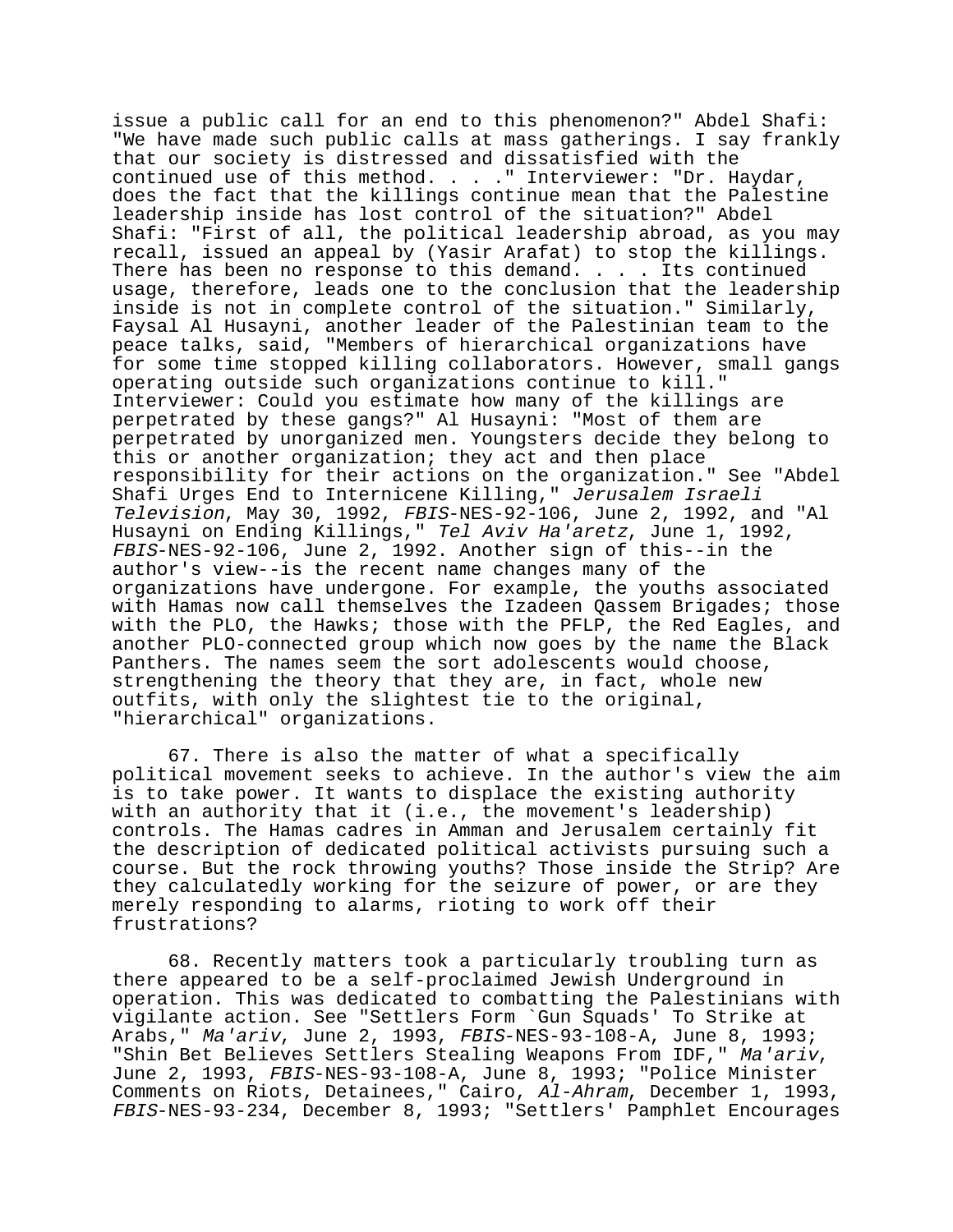issue a public call for an end to this phenomenon?" Abdel Shafi: "We have made such public calls at mass gatherings. I say frankly that our society is distressed and dissatisfied with the continued use of this method. . . ." Interviewer: "Dr. Haydar, does the fact that the killings continue mean that the Palestine leadership inside has lost control of the situation?" Abdel Shafi: "First of all, the political leadership abroad, as you may recall, issued an appeal by (Yasir Arafat) to stop the killings. There has been no response to this demand. . . . Its continued usage, therefore, leads one to the conclusion that the leadership inside is not in complete control of the situation." Similarly, Faysal Al Husayni, another leader of the Palestinian team to the peace talks, said, "Members of hierarchical organizations have for some time stopped killing collaborators. However, small gangs operating outside such organizations continue to kill." Interviewer: Could you estimate how many of the killings are perpetrated by these gangs?" Al Husayni: "Most of them are perpetrated by unorganized men. Youngsters decide they belong to this or another organization; they act and then place responsibility for their actions on the organization." See "Abdel Shafi Urges End to Internicene Killing," *Jerusalem Israeli Television*, May 30, 1992, *FBIS*-NES-92-106, June 2, 1992, and "Al Husayni on Ending Killings," *Tel Aviv Ha'aretz*, June 1, 1992, *FBIS*-NES-92-106, June 2, 1992. Another sign of this--in the author's view--is the recent name changes many of the organizations have undergone. For example, the youths associated with Hamas now call themselves the Izadeen Qassem Brigades; those with the PLO, the Hawks; those with the PFLP, the Red Eagles, and another PLO-connected group which now goes by the name the Black Panthers. The names seem the sort adolescents would choose, strengthening the theory that they are, in fact, whole new outfits, with only the slightest tie to the original, "hierarchical" organizations.

67. There is also the matter of what a specifically political movement seeks to achieve. In the author's view the aim is to take power. It wants to displace the existing authority with an authority that it (i.e., the movement's leadership) controls. The Hamas cadres in Amman and Jerusalem certainly fit the description of dedicated political activists pursuing such a course. But the rock throwing youths? Those inside the Strip? Are they calculatedly working for the seizure of power, or are they merely responding to alarms, rioting to work off their frustrations?

68. Recently matters took a particularly troubling turn as there appeared to be a self-proclaimed Jewish Underground in operation. This was dedicated to combatting the Palestinians with vigilante action. See "Settlers Form `Gun Squads' To Strike at Arabs," *Ma'ariv*, June 2, 1993, *FBIS*-NES-93-108-A, June 8, 1993; "Shin Bet Believes Settlers Stealing Weapons From IDF," *Ma'ariv*, June 2, 1993, *FBIS*-NES-93-108-A, June 8, 1993; "Police Minister Comments on Riots, Detainees," Cairo, *Al-Ahram*, December 1, 1993, *FBIS*-NES-93-234, December 8, 1993; "Settlers' Pamphlet Encourages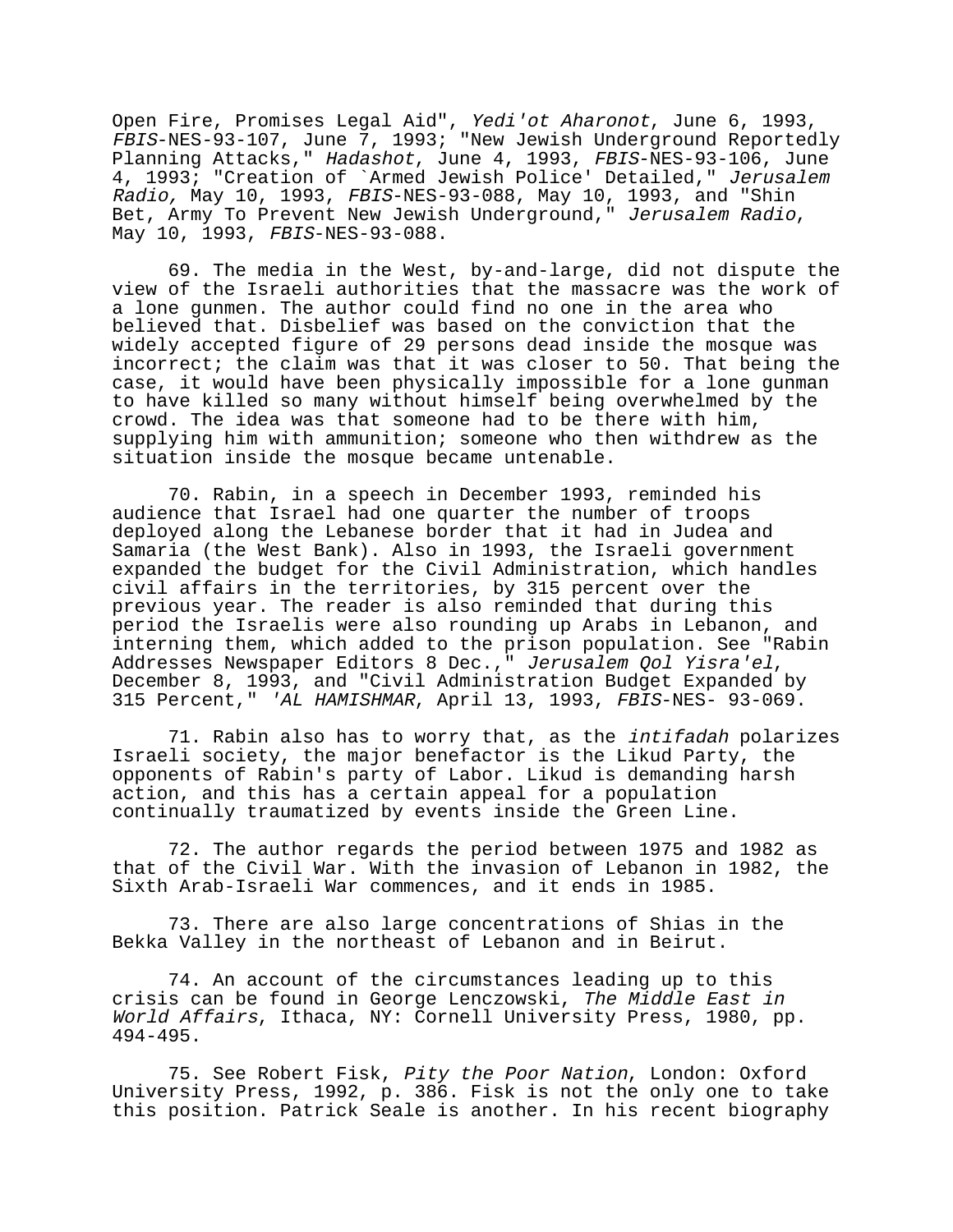Open Fire, Promises Legal Aid", *Yedi'ot Aharonot*, June 6, 1993, *FBIS*-NES-93-107, June 7, 1993; "New Jewish Underground Reportedly Planning Attacks," *Hadashot*, June 4, 1993, *FBIS*-NES-93-106, June 4, 1993; "Creation of `Armed Jewish Police' Detailed," *Jerusalem Radio,* May 10, 1993, *FBIS*-NES-93-088, May 10, 1993, and "Shin Bet, Army To Prevent New Jewish Underground," *Jerusalem Radio*, May 10, 1993, *FBIS*-NES-93-088.

69. The media in the West, by-and-large, did not dispute the view of the Israeli authorities that the massacre was the work of a lone gunmen. The author could find no one in the area who believed that. Disbelief was based on the conviction that the widely accepted figure of 29 persons dead inside the mosque was incorrect; the claim was that it was closer to 50. That being the case, it would have been physically impossible for a lone gunman to have killed so many without himself being overwhelmed by the crowd. The idea was that someone had to be there with him, supplying him with ammunition; someone who then withdrew as the situation inside the mosque became untenable.

70. Rabin, in a speech in December 1993, reminded his audience that Israel had one quarter the number of troops deployed along the Lebanese border that it had in Judea and Samaria (the West Bank). Also in 1993, the Israeli government expanded the budget for the Civil Administration, which handles civil affairs in the territories, by 315 percent over the previous year. The reader is also reminded that during this period the Israelis were also rounding up Arabs in Lebanon, and interning them, which added to the prison population. See "Rabin Addresses Newspaper Editors 8 Dec.," *Jerusalem Qol Yisra'el*, December 8, 1993, and "Civil Administration Budget Expanded by 315 Percent," *'AL HAMISHMAR*, April 13, 1993, *FBIS*-NES- 93-069.

71. Rabin also has to worry that, as the *intifadah* polarizes Israeli society, the major benefactor is the Likud Party, the opponents of Rabin's party of Labor. Likud is demanding harsh action, and this has a certain appeal for a population continually traumatized by events inside the Green Line.

72. The author regards the period between 1975 and 1982 as that of the Civil War. With the invasion of Lebanon in 1982, the Sixth Arab-Israeli War commences, and it ends in 1985.

73. There are also large concentrations of Shias in the Bekka Valley in the northeast of Lebanon and in Beirut.

74. An account of the circumstances leading up to this crisis can be found in George Lenczowski, *The Middle East in World Affairs*, Ithaca, NY: Cornell University Press, 1980, pp. 494-495.

75. See Robert Fisk, *Pity the Poor Nation*, London: Oxford University Press, 1992, p. 386. Fisk is not the only one to take this position. Patrick Seale is another. In his recent biography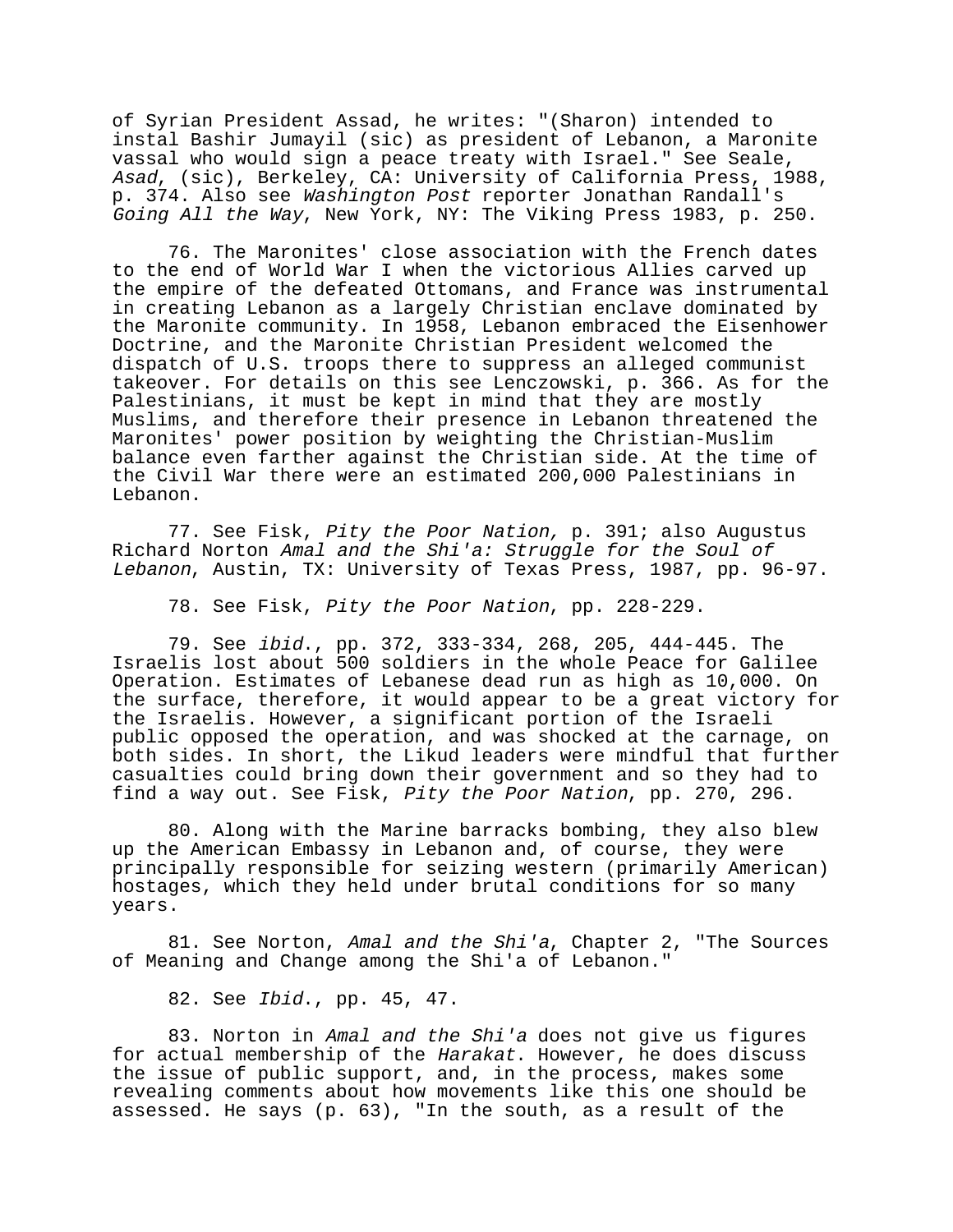of Syrian President Assad, he writes: "(Sharon) intended to instal Bashir Jumayil (sic) as president of Lebanon, a Maronite vassal who would sign a peace treaty with Israel." See Seale, *Asad*, (sic), Berkeley, CA: University of California Press, 1988, p. 374. Also see *Washington Post* reporter Jonathan Randall's *Going All the Way*, New York, NY: The Viking Press 1983, p. 250.

76. The Maronites' close association with the French dates to the end of World War I when the victorious Allies carved up the empire of the defeated Ottomans, and France was instrumental in creating Lebanon as a largely Christian enclave dominated by the Maronite community. In 1958, Lebanon embraced the Eisenhower Doctrine, and the Maronite Christian President welcomed the dispatch of U.S. troops there to suppress an alleged communist takeover. For details on this see Lenczowski, p. 366. As for the Palestinians, it must be kept in mind that they are mostly Muslims, and therefore their presence in Lebanon threatened the Maronites' power position by weighting the Christian-Muslim balance even farther against the Christian side. At the time of the Civil War there were an estimated 200,000 Palestinians in Lebanon.

77. See Fisk, *Pity the Poor Nation,* p. 391; also Augustus Richard Norton *Amal and the Shi'a: Struggle for the Soul of Lebanon*, Austin, TX: University of Texas Press, 1987, pp. 96-97.

78. See Fisk, *Pity the Poor Nation*, pp. 228-229.

79. See *ibid*., pp. 372, 333-334, 268, 205, 444-445. The Israelis lost about 500 soldiers in the whole Peace for Galilee Operation. Estimates of Lebanese dead run as high as 10,000. On the surface, therefore, it would appear to be a great victory for the Israelis. However, a significant portion of the Israeli public opposed the operation, and was shocked at the carnage, on both sides. In short, the Likud leaders were mindful that further casualties could bring down their government and so they had to find a way out. See Fisk, *Pity the Poor Nation*, pp. 270, 296.

80. Along with the Marine barracks bombing, they also blew up the American Embassy in Lebanon and, of course, they were principally responsible for seizing western (primarily American) hostages, which they held under brutal conditions for so many years.

81. See Norton, *Amal and the Shi'a*, Chapter 2, "The Sources of Meaning and Change among the Shi'a of Lebanon."

82. See *Ibid*., pp. 45, 47.

83. Norton in *Amal and the Shi'a* does not give us figures for actual membership of the *Harakat*. However, he does discuss the issue of public support, and, in the process, makes some revealing comments about how movements like this one should be assessed. He says (p. 63), "In the south, as a result of the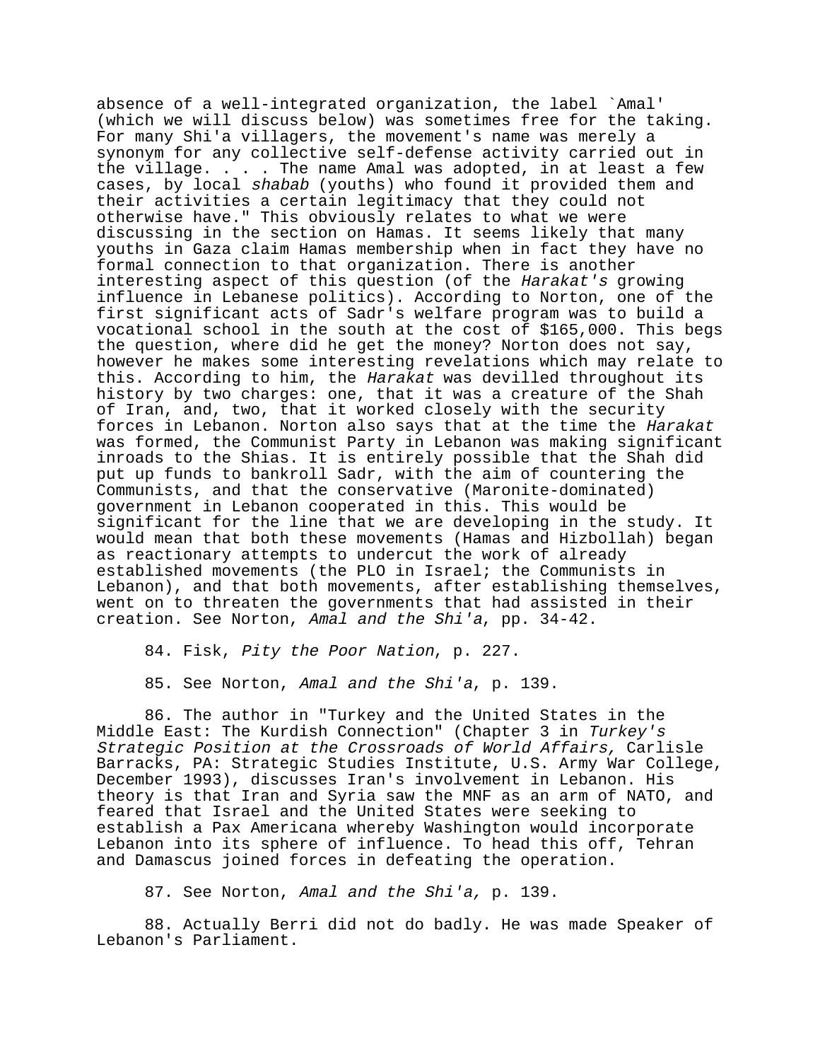absence of a well-integrated organization, the label `Amal' (which we will discuss below) was sometimes free for the taking. For many Shi'a villagers, the movement's name was merely a synonym for any collective self-defense activity carried out in the village. . . . The name Amal was adopted, in at least a few cases, by local *shabab* (youths) who found it provided them and their activities a certain legitimacy that they could not otherwise have." This obviously relates to what we were discussing in the section on Hamas. It seems likely that many youths in Gaza claim Hamas membership when in fact they have no formal connection to that organization. There is another interesting aspect of this question (of the *Harakat's* growing influence in Lebanese politics). According to Norton, one of the first significant acts of Sadr's welfare program was to build a vocational school in the south at the cost of $165,000. This begs the question, where did he get the money? Norton does not say, however he makes some interesting revelations which may relate to this. According to him, the *Harakat* was devilled throughout its history by two charges: one, that it was a creature of the Shah of Iran, and, two, that it worked closely with the security forces in Lebanon. Norton also says that at the time the *Harakat* was formed, the Communist Party in Lebanon was making significant inroads to the Shias. It is entirely possible that the Shah did put up funds to bankroll Sadr, with the aim of countering the Communists, and that the conservative (Maronite-dominated) government in Lebanon cooperated in this. This would be significant for the line that we are developing in the study. It would mean that both these movements (Hamas and Hizbollah) began as reactionary attempts to undercut the work of already established movements (the PLO in Israel; the Communists in Lebanon), and that both movements, after establishing themselves, went on to threaten the governments that had assisted in their creation. See Norton, *Amal and the Shi'a*, pp. 34-42.

84. Fisk, *Pity the Poor Nation*, p. 227.

85. See Norton, *Amal and the Shi'a*, p. 139.

86. The author in "Turkey and the United States in the Middle East: The Kurdish Connection" (Chapter 3 in *Turkey's Strategic Position at the Crossroads of World Affairs,* Carlisle Barracks, PA: Strategic Studies Institute, U.S. Army War College, December 1993), discusses Iran's involvement in Lebanon. His theory is that Iran and Syria saw the MNF as an arm of NATO, and feared that Israel and the United States were seeking to establish a Pax Americana whereby Washington would incorporate Lebanon into its sphere of influence. To head this off, Tehran and Damascus joined forces in defeating the operation.

87. See Norton, *Amal and the Shi'a,* p. 139.

88. Actually Berri did not do badly. He was made Speaker of Lebanon's Parliament.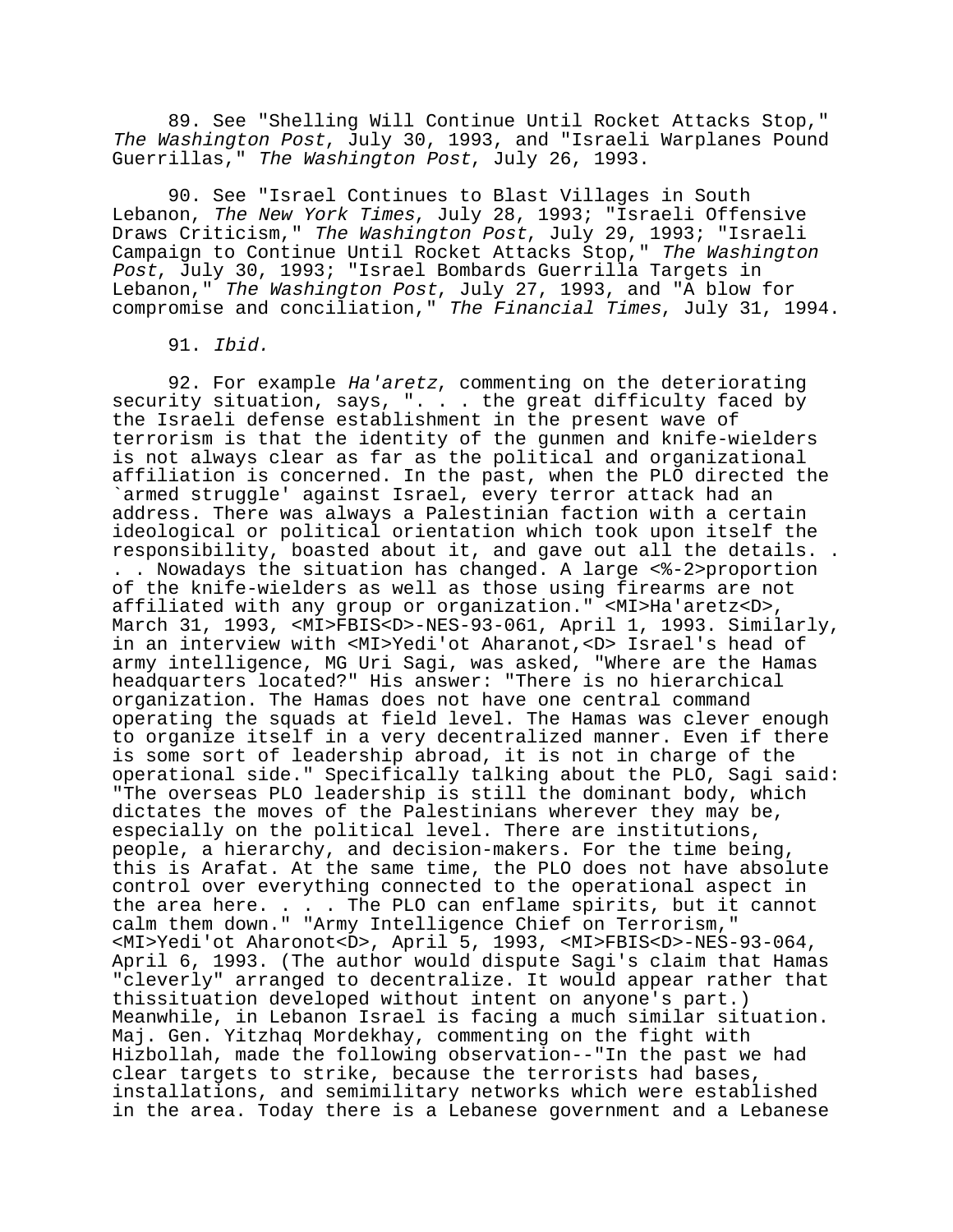89. See "Shelling Will Continue Until Rocket Attacks Stop," *The Washington Post*, July 30, 1993, and "Israeli Warplanes Pound Guerrillas," *The Washington Post*, July 26, 1993.

90. See "Israel Continues to Blast Villages in South Lebanon, *The New York Times*, July 28, 1993; "Israeli Offensive Draws Criticism," *The Washington Post*, July 29, 1993; "Israeli Campaign to Continue Until Rocket Attacks Stop," *The Washington Post*, July 30, 1993; "Israel Bombards Guerrilla Targets in Lebanon," *The Washington Post*, July 27, 1993, and "A blow for compromise and conciliation," *The Financial Times*, July 31, 1994.

91. *Ibid.*

92. For example *Ha'aretz*, commenting on the deteriorating security situation, says, ". . . the great difficulty faced by the Israeli defense establishment in the present wave of terrorism is that the identity of the gunmen and knife-wielders is not always clear as far as the political and organizational affiliation is concerned. In the past, when the PLO directed the `armed struggle' against Israel, every terror attack had an address. There was always a Palestinian faction with a certain ideological or political orientation which took upon itself the responsibility, boasted about it, and gave out all the details. . . . Nowadays the situation has changed. A large <%-2>proportion of the knife-wielders as well as those using firearms are not affiliated with any group or organization." <MI>Ha'aretz<D>, March 31, 1993, <MI>FBIS<D>-NES-93-061, April 1, 1993. Similarly, in an interview with <MI>Yedi'ot Aharanot,<D> Israel's head of army intelligence, MG Uri Sagi, was asked, "Where are the Hamas headquarters located?" His answer: "There is no hierarchical organization. The Hamas does not have one central command operating the squads at field level. The Hamas was clever enough to organize itself in a very decentralized manner. Even if there is some sort of leadership abroad, it is not in charge of the operational side." Specifically talking about the PLO, Sagi said: "The overseas PLO leadership is still the dominant body, which dictates the moves of the Palestinians wherever they may be, especially on the political level. There are institutions, people, a hierarchy, and decision-makers. For the time being, this is Arafat. At the same time, the PLO does not have absolute control over everything connected to the operational aspect in the area here. . . . The PLO can enflame spirits, but it cannot calm them down." "Army Intelligence Chief on Terrorism," <MI>Yedi'ot Aharonot<D>, April 5, 1993, <MI>FBIS<D>-NES-93-064, April 6, 1993. (The author would dispute Sagi's claim that Hamas "cleverly" arranged to decentralize. It would appear rather that thissituation developed without intent on anyone's part.) Meanwhile, in Lebanon Israel is facing a much similar situation. Maj. Gen. Yitzhaq Mordekhay, commenting on the fight with Hizbollah, made the following observation--"In the past we had clear targets to strike, because the terrorists had bases, installations, and semimilitary networks which were established in the area. Today there is a Lebanese government and a Lebanese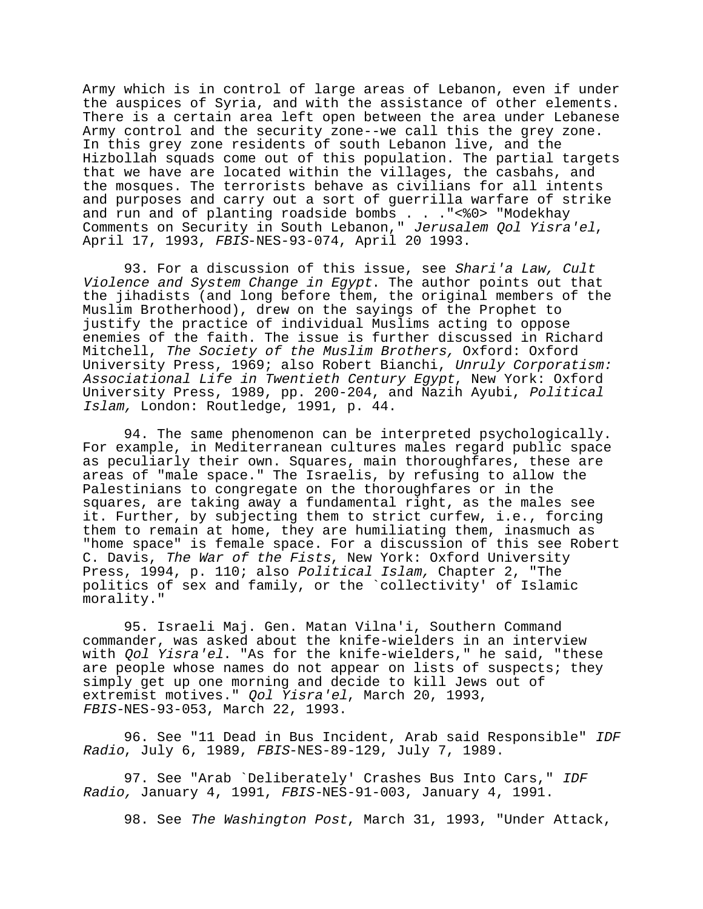Army which is in control of large areas of Lebanon, even if under the auspices of Syria, and with the assistance of other elements. There is a certain area left open between the area under Lebanese Army control and the security zone--we call this the grey zone. In this grey zone residents of south Lebanon live, and the Hizbollah squads come out of this population. The partial targets that we have are located within the villages, the casbahs, and the mosques. The terrorists behave as civilians for all intents and purposes and carry out a sort of guerrilla warfare of strike and run and of planting roadside bombs . . ."<%0> "Modekhay Comments on Security in South Lebanon," *Jerusalem Qol Yisra'el*, April 17, 1993, *FBIS*-NES-93-074, April 20 1993.

93. For a discussion of this issue, see *Shari'a Law, Cult Violence and System Change in Egypt*. The author points out that the jihadists (and long before them, the original members of the Muslim Brotherhood), drew on the sayings of the Prophet to justify the practice of individual Muslims acting to oppose enemies of the faith. The issue is further discussed in Richard Mitchell, *The Society of the Muslim Brothers,* Oxford: Oxford University Press, 1969; also Robert Bianchi, *Unruly Corporatism: Associational Life in Twentieth Century Egypt*, New York: Oxford University Press, 1989, pp. 200-204, and Nazih Ayubi, *Political Islam,* London: Routledge, 1991, p. 44.

94. The same phenomenon can be interpreted psychologically. For example, in Mediterranean cultures males regard public space as peculiarly their own. Squares, main thoroughfares, these are areas of "male space." The Israelis, by refusing to allow the Palestinians to congregate on the thoroughfares or in the squares, are taking away a fundamental right, as the males see it. Further, by subjecting them to strict curfew, i.e., forcing them to remain at home, they are humiliating them, inasmuch as "home space" is female space. For a discussion of this see Robert C. Davis, *The War of the Fists*, New York: Oxford University Press, 1994, p. 110; also *Political Islam,* Chapter 2, "The politics of sex and family, or the `collectivity' of Islamic morality."

95. Israeli Maj. Gen. Matan Vilna'i, Southern Command commander, was asked about the knife-wielders in an interview with *Qol Yisra'el*. "As for the knife-wielders," he said, "these are people whose names do not appear on lists of suspects; they simply get up one morning and decide to kill Jews out of extremist motives." *Qol Yisra'el*, March 20, 1993, *FBIS*-NES-93-053, March 22, 1993.

96. See "11 Dead in Bus Incident, Arab said Responsible" *IDF Radio*, July 6, 1989, *FBIS*-NES-89-129, July 7, 1989.

97. See "Arab `Deliberately' Crashes Bus Into Cars," *IDF Radio,* January 4, 1991, *FBIS*-NES-91-003, January 4, 1991.

98. See *The Washington Post*, March 31, 1993, "Under Attack,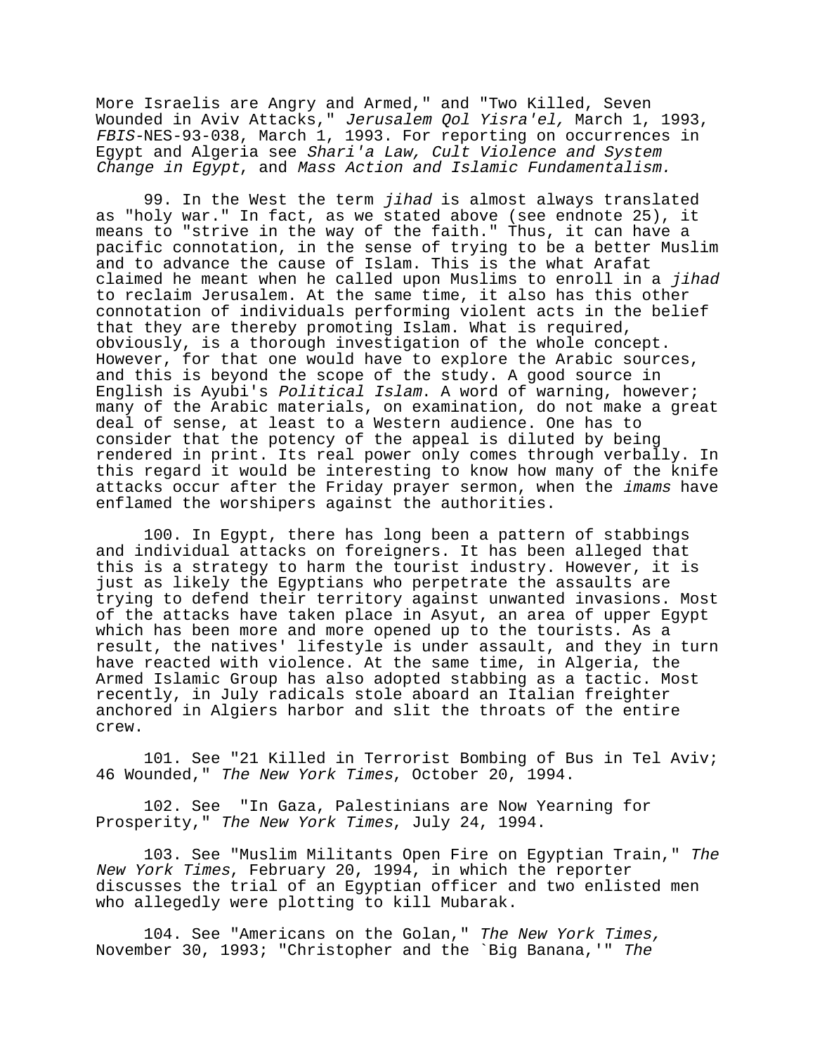More Israelis are Angry and Armed," and "Two Killed, Seven Wounded in Aviv Attacks," *Jerusalem Qol Yisra'el,* March 1, 1993, *FBIS*-NES-93-038, March 1, 1993. For reporting on occurrences in Egypt and Algeria see *Shari'a Law, Cult Violence and System Change in Egypt*, and *Mass Action and Islamic Fundamentalism.*

99. In the West the term *jihad* is almost always translated as "holy war." In fact, as we stated above (see endnote 25), it means to "strive in the way of the faith." Thus, it can have a pacific connotation, in the sense of trying to be a better Muslim and to advance the cause of Islam. This is the what Arafat claimed he meant when he called upon Muslims to enroll in a *jihad* to reclaim Jerusalem. At the same time, it also has this other connotation of individuals performing violent acts in the belief that they are thereby promoting Islam. What is required, obviously, is a thorough investigation of the whole concept. However, for that one would have to explore the Arabic sources, and this is beyond the scope of the study. A good source in English is Ayubi's *Political Islam*. A word of warning, however; many of the Arabic materials, on examination, do not make a great deal of sense, at least to a Western audience. One has to consider that the potency of the appeal is diluted by being rendered in print. Its real power only comes through verbally. In this regard it would be interesting to know how many of the knife attacks occur after the Friday prayer sermon, when the *imams* have enflamed the worshipers against the authorities.

100. In Egypt, there has long been a pattern of stabbings and individual attacks on foreigners. It has been alleged that this is a strategy to harm the tourist industry. However, it is just as likely the Egyptians who perpetrate the assaults are trying to defend their territory against unwanted invasions. Most of the attacks have taken place in Asyut, an area of upper Egypt which has been more and more opened up to the tourists. As a result, the natives' lifestyle is under assault, and they in turn have reacted with violence. At the same time, in Algeria, the Armed Islamic Group has also adopted stabbing as a tactic. Most recently, in July radicals stole aboard an Italian freighter anchored in Algiers harbor and slit the throats of the entire crew.

101. See "21 Killed in Terrorist Bombing of Bus in Tel Aviv; 46 Wounded," *The New York Times*, October 20, 1994.

102. See "In Gaza, Palestinians are Now Yearning for Prosperity," *The New York Times*, July 24, 1994.

103. See "Muslim Militants Open Fire on Egyptian Train," *The New York Times*, February 20, 1994, in which the reporter discusses the trial of an Egyptian officer and two enlisted men who allegedly were plotting to kill Mubarak.

104. See "Americans on the Golan," *The New York Times,* November 30, 1993; "Christopher and the `Big Banana,'" *The*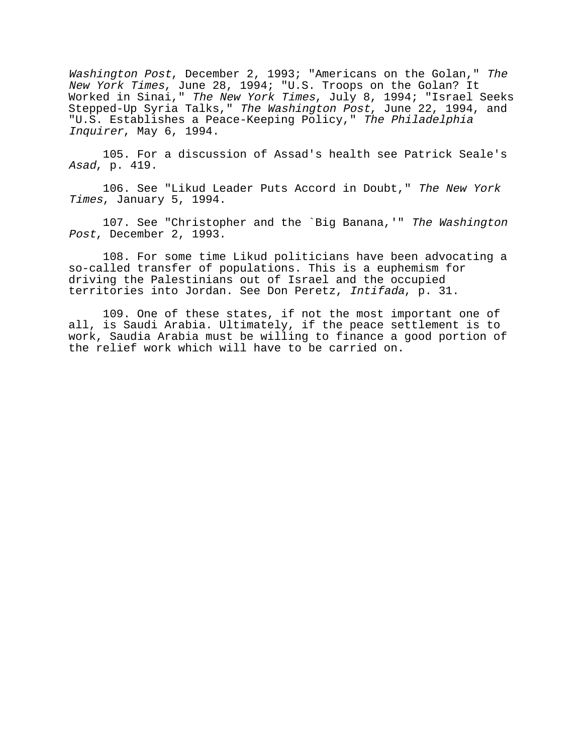*Washington Post*, December 2, 1993; "Americans on the Golan," *The New York Times*, June 28, 1994; "U.S. Troops on the Golan? It Worked in Sinai," *The New York Times*, July 8, 1994; "Israel Seeks Stepped-Up Syria Talks," *The Washington Post*, June 22, 1994, and "U.S. Establishes a Peace-Keeping Policy," *The Philadelphia Inquirer*, May 6, 1994.

105. For a discussion of Assad's health see Patrick Seale's *Asad*, p. 419.

106. See "Likud Leader Puts Accord in Doubt," *The New York Times*, January 5, 1994.

107. See "Christopher and the `Big Banana,'" *The Washington Post*, December 2, 1993.

108. For some time Likud politicians have been advocating a so-called transfer of populations. This is a euphemism for driving the Palestinians out of Israel and the occupied territories into Jordan. See Don Peretz, *Intifada*, p. 31.

109. One of these states, if not the most important one of all, is Saudi Arabia. Ultimately, if the peace settlement is to work, Saudia Arabia must be willing to finance a good portion of the relief work which will have to be carried on.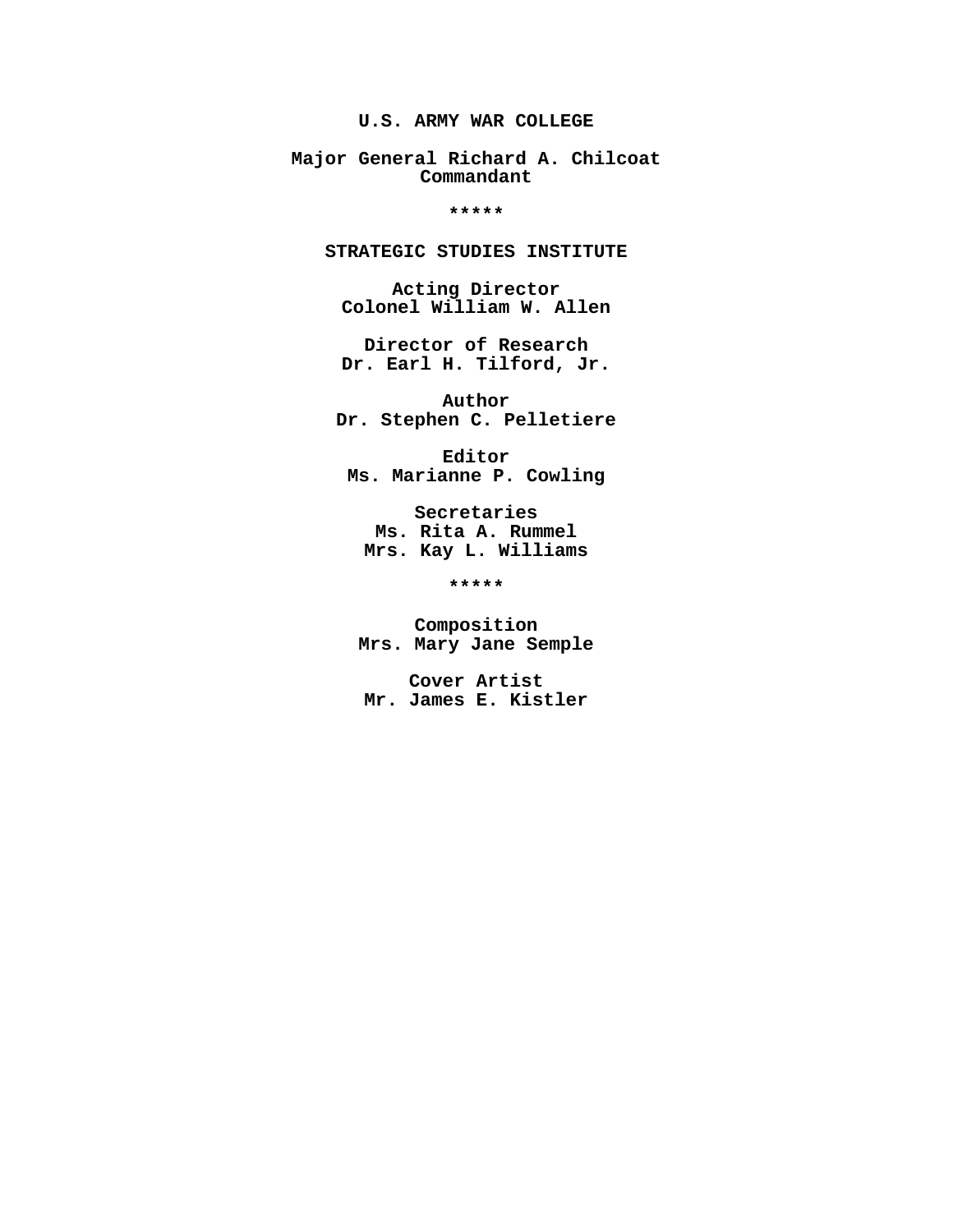**U.S. ARMY WAR COLLEGE**

**Major General Richard A. Chilcoat**
**Commandant**

**\*\*\*\*\***

**STRATEGIC STUDIES INSTITUTE**

**Acting Director**
**Colonel William W. Allen**

**Director of Research**
**Dr. Earl H. Tilford, Jr.**

**Author**
**Dr. Stephen C. Pelletiere**

**Editor**
**Ms. Marianne P. Cowling**

**Secretaries**
**Ms. Rita A. Rummel**
**Mrs. Kay L. Williams**

**\*\*\*\*\***

**Composition**
**Mrs. Mary Jane Semple**

**Cover Artist**
**Mr. James E. Kistler**